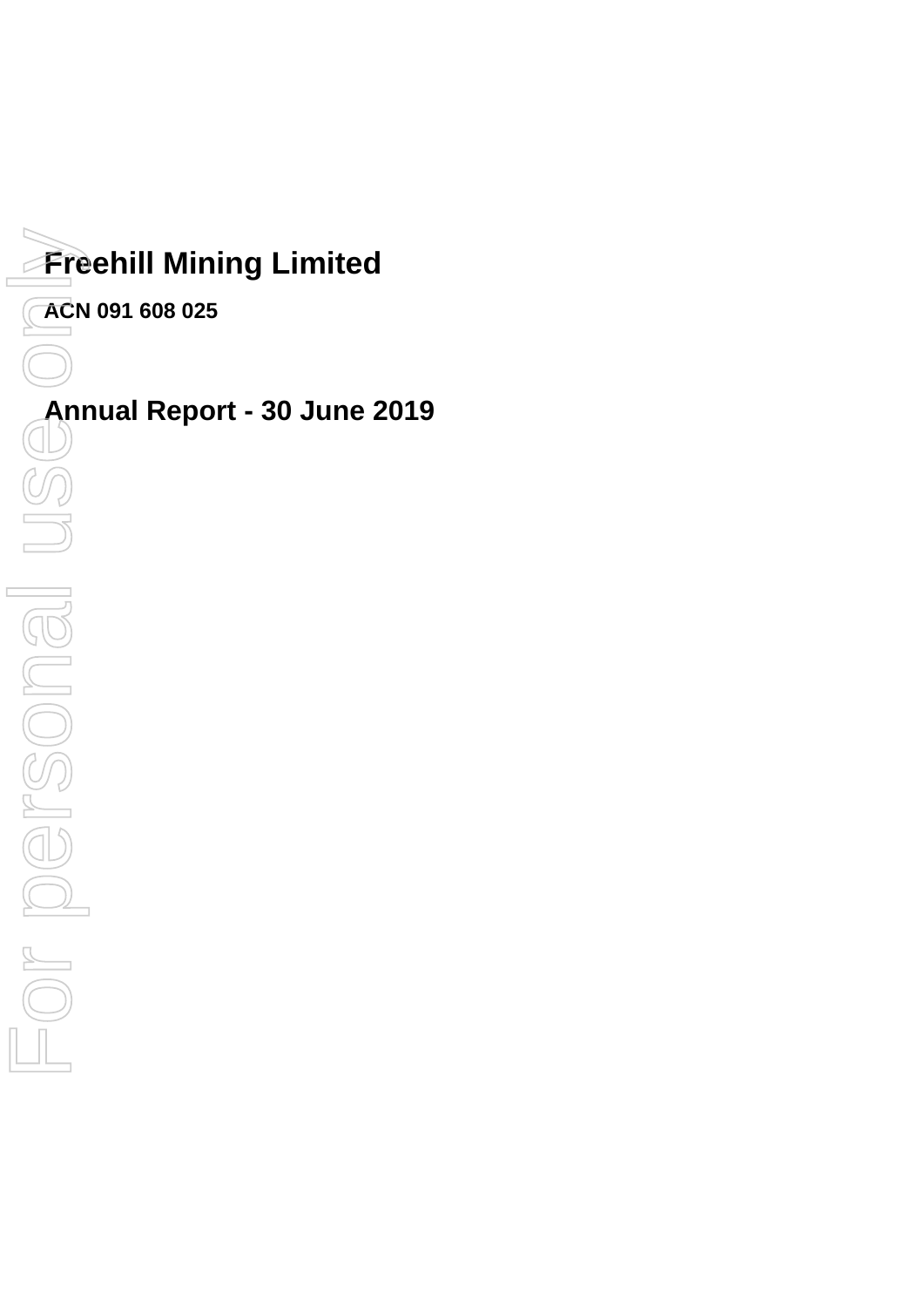# Freehill Mining Limited

**ACN 091 608 025**

# Annual Report - 30 June 2019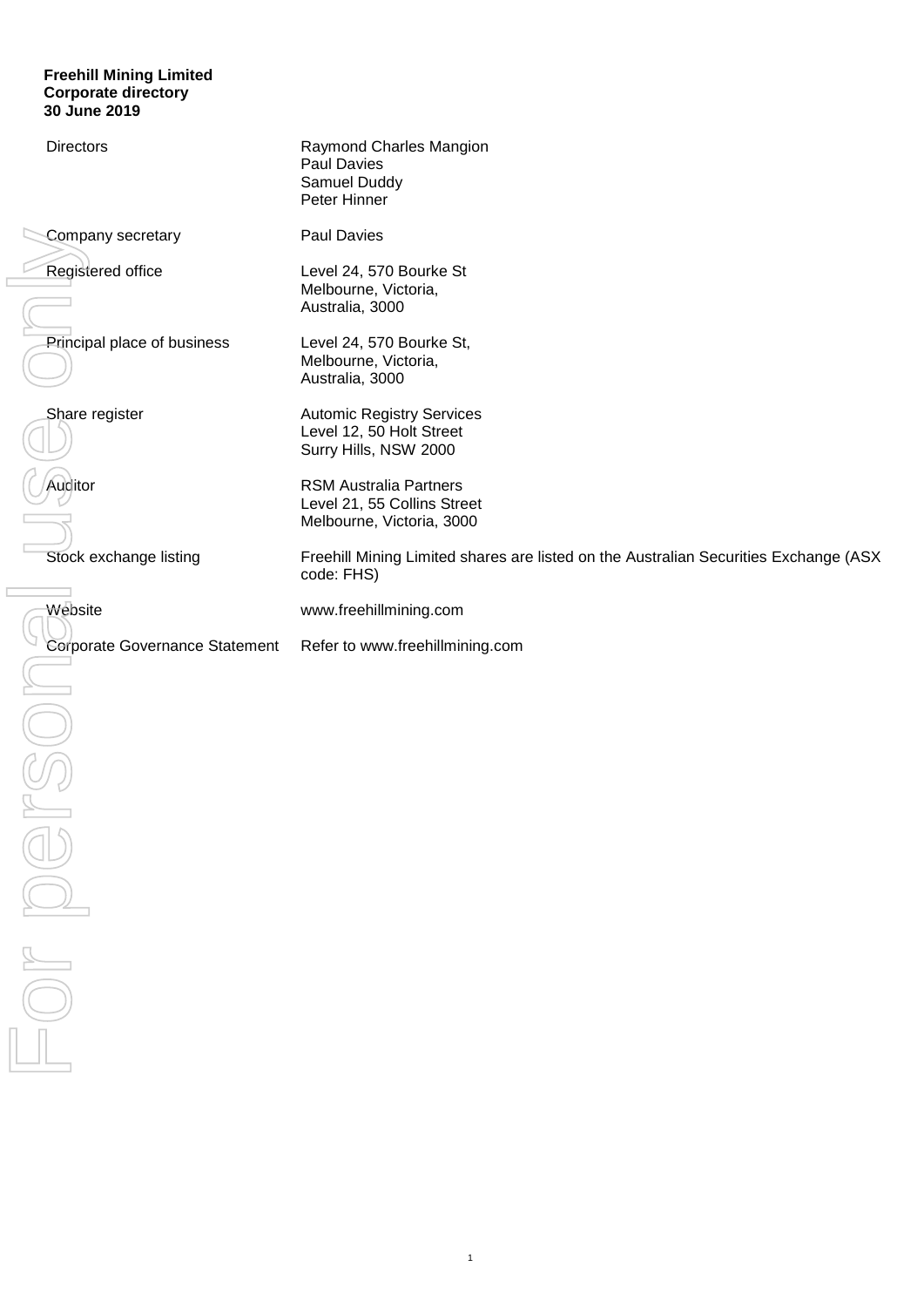**Freehill Mining Limited**
**Corporate directory**
**30 June 2019**

| | |
|---|---|
| Directors | Raymond Charles Mangion<br>Paul Davies<br>Samuel Duddy<br>Peter Hinner |
| Company secretary | Paul Davies |
| Registered office | Level 24, 570 Bourke St<br>Melbourne, Victoria,<br>Australia, 3000 |
| Principal place of business | Level 24, 570 Bourke St,<br>Melbourne, Victoria,<br>Australia, 3000 |
| Share register | Automic Registry Services<br>Level 12, 50 Holt Street<br>Surry Hills, NSW 2000 |
| Auditor | RSM Australia Partners<br>Level 21, 55 Collins Street<br>Melbourne, Victoria, 3000 |
| Stock exchange listing | Freehill Mining Limited shares are listed on the Australian Securities Exchange (ASX code: FHS) |
| Website | www.freehillmining.com |
| Corporate Governance Statement | Refer to www.freehillmining.com |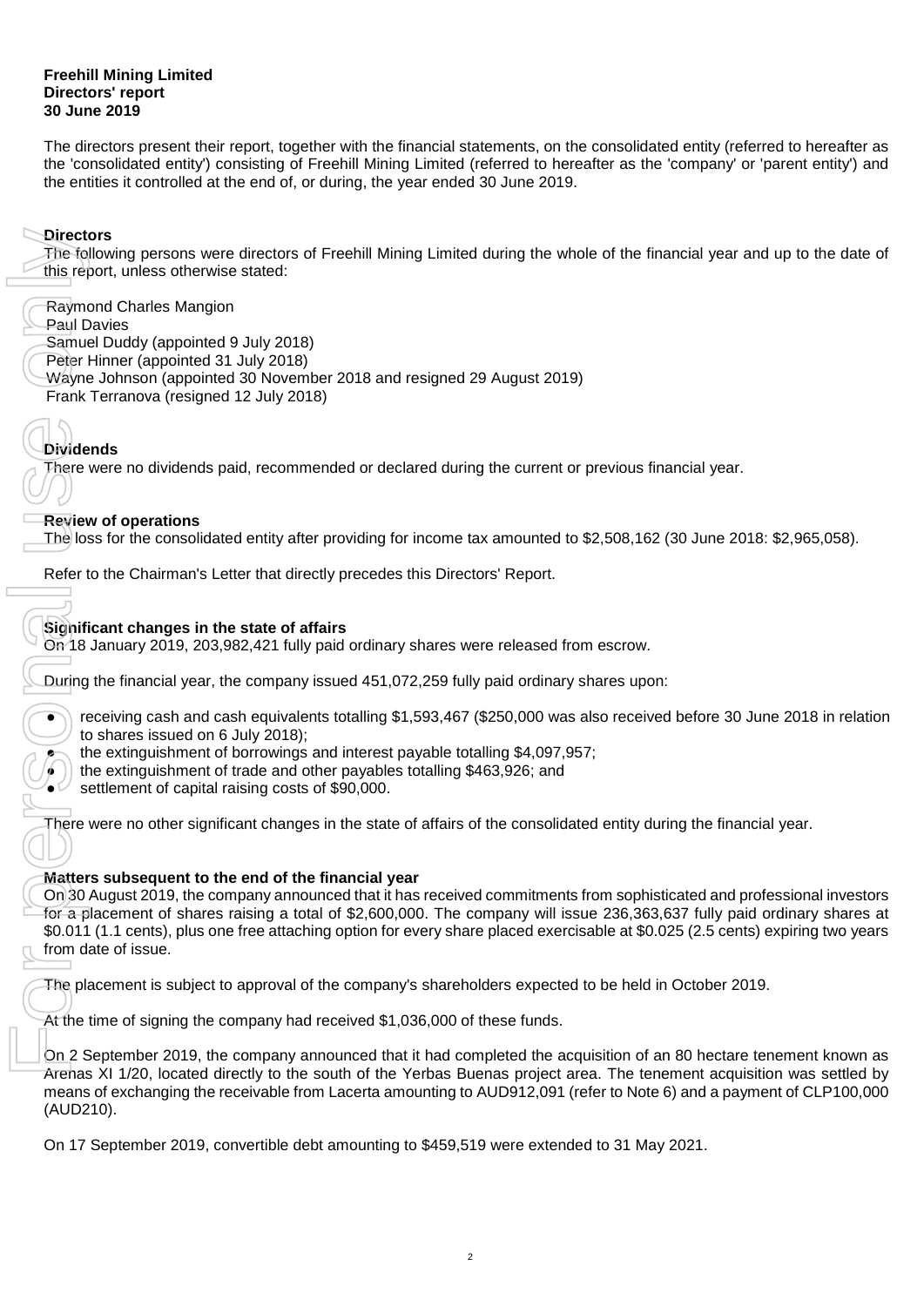**Freehill Mining Limited**
**Directors' report**
**30 June 2019**

The directors present their report, together with the financial statements, on the consolidated entity (referred to hereafter as the 'consolidated entity') consisting of Freehill Mining Limited (referred to hereafter as the 'company' or 'parent entity') and the entities it controlled at the end of, or during, the year ended 30 June 2019.

## Directors

The following persons were directors of Freehill Mining Limited during the whole of the financial year and up to the date of this report, unless otherwise stated:

Raymond Charles Mangion
Paul Davies
Samuel Duddy (appointed 9 July 2018)
Peter Hinner (appointed 31 July 2018)
Wayne Johnson (appointed 30 November 2018 and resigned 29 August 2019)
Frank Terranova (resigned 12 July 2018)

## Dividends

There were no dividends paid, recommended or declared during the current or previous financial year.

## Review of operations

The loss for the consolidated entity after providing for income tax amounted to $2,508,162 (30 June 2018: $2,965,058).

Refer to the Chairman's Letter that directly precedes this Directors' Report.

## Significant changes in the state of affairs

On 18 January 2019, 203,982,421 fully paid ordinary shares were released from escrow.

During the financial year, the company issued 451,072,259 fully paid ordinary shares upon:

- receiving cash and cash equivalents totalling $1,593,467 ($250,000 was also received before 30 June 2018 in relation to shares issued on 6 July 2018);
- the extinguishment of borrowings and interest payable totalling $4,097,957;
- the extinguishment of trade and other payables totalling $463,926; and
- settlement of capital raising costs of $90,000.

There were no other significant changes in the state of affairs of the consolidated entity during the financial year.

## Matters subsequent to the end of the financial year

On 30 August 2019, the company announced that it has received commitments from sophisticated and professional investors for a placement of shares raising a total of $2,600,000. The company will issue 236,363,637 fully paid ordinary shares at $0.011 (1.1 cents), plus one free attaching option for every share placed exercisable at $0.025 (2.5 cents) expiring two years from date of issue.

The placement is subject to approval of the company's shareholders expected to be held in October 2019.

At the time of signing the company had received $1,036,000 of these funds.

On 2 September 2019, the company announced that it had completed the acquisition of an 80 hectare tenement known as Arenas XI 1/20, located directly to the south of the Yerbas Buenas project area. The tenement acquisition was settled by means of exchanging the receivable from Lacerta amounting to AUD912,091 (refer to Note 6) and a payment of CLP100,000 (AUD210).

On 17 September 2019, convertible debt amounting to $459,519 were extended to 31 May 2021.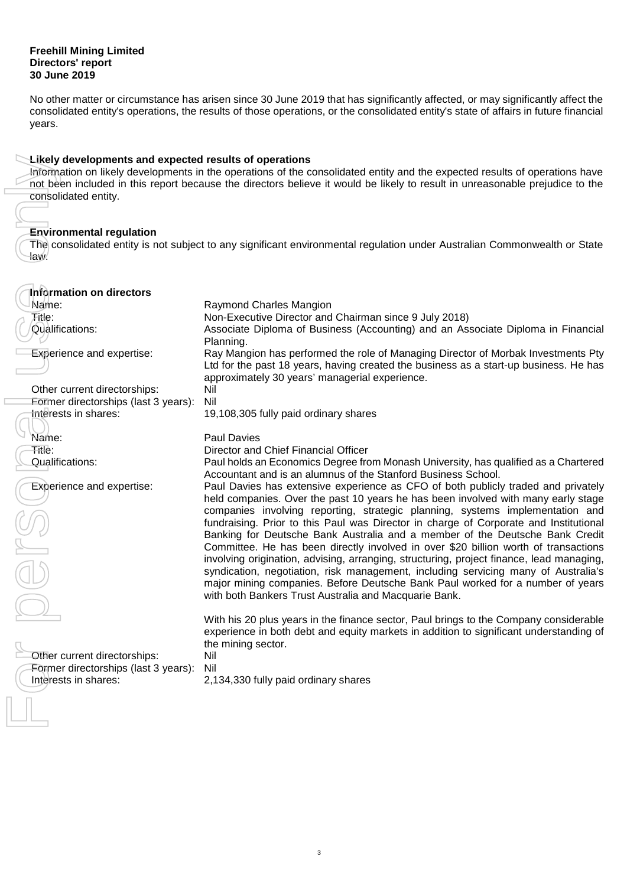No other matter or circumstance has arisen since 30 June 2019 that has significantly affected, or may significantly affect the consolidated entity's operations, the results of those operations, or the consolidated entity's state of affairs in future financial years.

**Likely developments and expected results of operations**

Information on likely developments in the operations of the consolidated entity and the expected results of operations have not been included in this report because the directors believe it would be likely to result in unreasonable prejudice to the consolidated entity.

**Environmental regulation**

The consolidated entity is not subject to any significant environmental regulation under Australian Commonwealth or State law.

**Information on directors**

| | |
|---|---|
| Name: | Raymond Charles Mangion |
| Title: | Non-Executive Director and Chairman since 9 July 2018) |
| Qualifications: | Associate Diploma of Business (Accounting) and an Associate Diploma in Financial Planning. |
| Experience and expertise: | Ray Mangion has performed the role of Managing Director of Morbak Investments Pty Ltd for the past 18 years, having created the business as a start-up business. He has approximately 30 years' managerial experience. |
| Other current directorships: | Nil |
| Former directorships (last 3 years): | Nil |
| Interests in shares: | 19,108,305 fully paid ordinary shares |

| | |
|---|---|
| Name: | Paul Davies |
| Title: | Director and Chief Financial Officer |
| Qualifications: | Paul holds an Economics Degree from Monash University, has qualified as a Chartered Accountant and is an alumnus of the Stanford Business School. |
| Experience and expertise: | Paul Davies has extensive experience as CFO of both publicly traded and privately held companies. Over the past 10 years he has been involved with many early stage companies involving reporting, strategic planning, systems implementation and fundraising. Prior to this Paul was Director in charge of Corporate and Institutional Banking for Deutsche Bank Australia and a member of the Deutsche Bank Credit Committee. He has been directly involved in over $20 billion worth of transactions involving origination, advising, arranging, structuring, project finance, lead managing, syndication, negotiation, risk management, including servicing many of Australia's major mining companies. Before Deutsche Bank Paul worked for a number of years with both Bankers Trust Australia and Macquarie Bank.<br><br>With his 20 plus years in the finance sector, Paul brings to the Company considerable experience in both debt and equity markets in addition to significant understanding of the mining sector. |
| Other current directorships: | Nil |
| Former directorships (last 3 years): | Nil |
| Interests in shares: | 2,134,330 fully paid ordinary shares |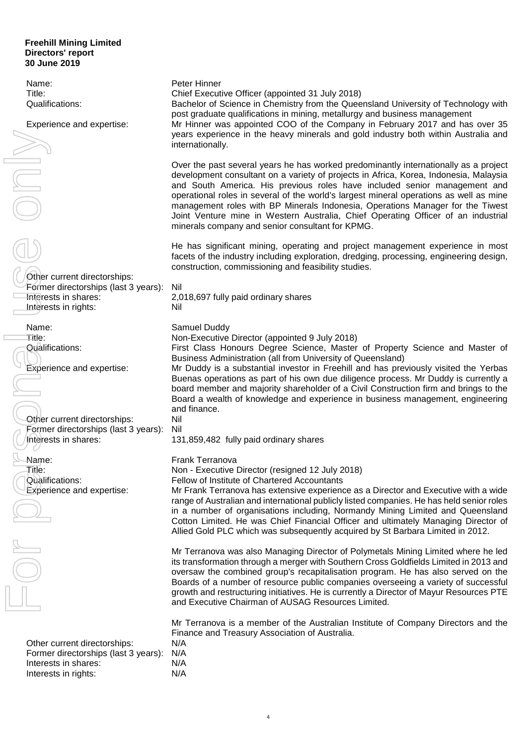**Freehill Mining Limited**
**Directors' report**
**30 June 2019**

Name: Peter Hinner
Title: Chief Executive Officer (appointed 31 July 2018)
Qualifications: Bachelor of Science in Chemistry from the Queensland University of Technology with post graduate qualifications in mining, metallurgy and business management
Experience and expertise: Mr Hinner was appointed COO of the Company in February 2017 and has over 35 years experience in the heavy minerals and gold industry both within Australia and internationally.

Over the past several years he has worked predominantly internationally as a project development consultant on a variety of projects in Africa, Korea, Indonesia, Malaysia and South America. His previous roles have included senior management and operational roles in several of the world's largest mineral operations as well as mine management roles with BP Minerals Indonesia, Operations Manager for the Tiwest Joint Venture mine in Western Australia, Chief Operating Officer of an industrial minerals company and senior consultant for KPMG.

He has significant mining, operating and project management experience in most facets of the industry including exploration, dredging, processing, engineering design, construction, commissioning and feasibility studies.

Other current directorships:
Former directorships (last 3 years): Nil
Interests in shares: 2,018,697 fully paid ordinary shares
Interests in rights: Nil

Name: Samuel Duddy
Title: Non-Executive Director (appointed 9 July 2018)
Qualifications: First Class Honours Degree Science, Master of Property Science and Master of Business Administration (all from University of Queensland)
Experience and expertise: Mr Duddy is a substantial investor in Freehill and has previously visited the Yerbas Buenas operations as part of his own due diligence process. Mr Duddy is currently a board member and majority shareholder of a Civil Construction firm and brings to the Board a wealth of knowledge and experience in business management, engineering and finance.
Other current directorships: Nil
Former directorships (last 3 years): Nil
Interests in shares: 131,859,482 fully paid ordinary shares

Name: Frank Terranova
Title: Non - Executive Director (resigned 12 July 2018)
Qualifications: Fellow of Institute of Chartered Accountants
Experience and expertise: Mr Frank Terranova has extensive experience as a Director and Executive with a wide range of Australian and international publicly listed companies. He has held senior roles in a number of organisations including, Normandy Mining Limited and Queensland Cotton Limited. He was Chief Financial Officer and ultimately Managing Director of Allied Gold PLC which was subsequently acquired by St Barbara Limited in 2012.

Mr Terranova was also Managing Director of Polymetals Mining Limited where he led its transformation through a merger with Southern Cross Goldfields Limited in 2013 and oversaw the combined group's recapitalisation program. He has also served on the Boards of a number of resource public companies overseeing a variety of successful growth and restructuring initiatives. He is currently a Director of Mayur Resources PTE and Executive Chairman of AUSAG Resources Limited.

Mr Terranova is a member of the Australian Institute of Company Directors and the Finance and Treasury Association of Australia.

Other current directorships: N/A
Former directorships (last 3 years): N/A
Interests in shares: N/A
Interests in rights: N/A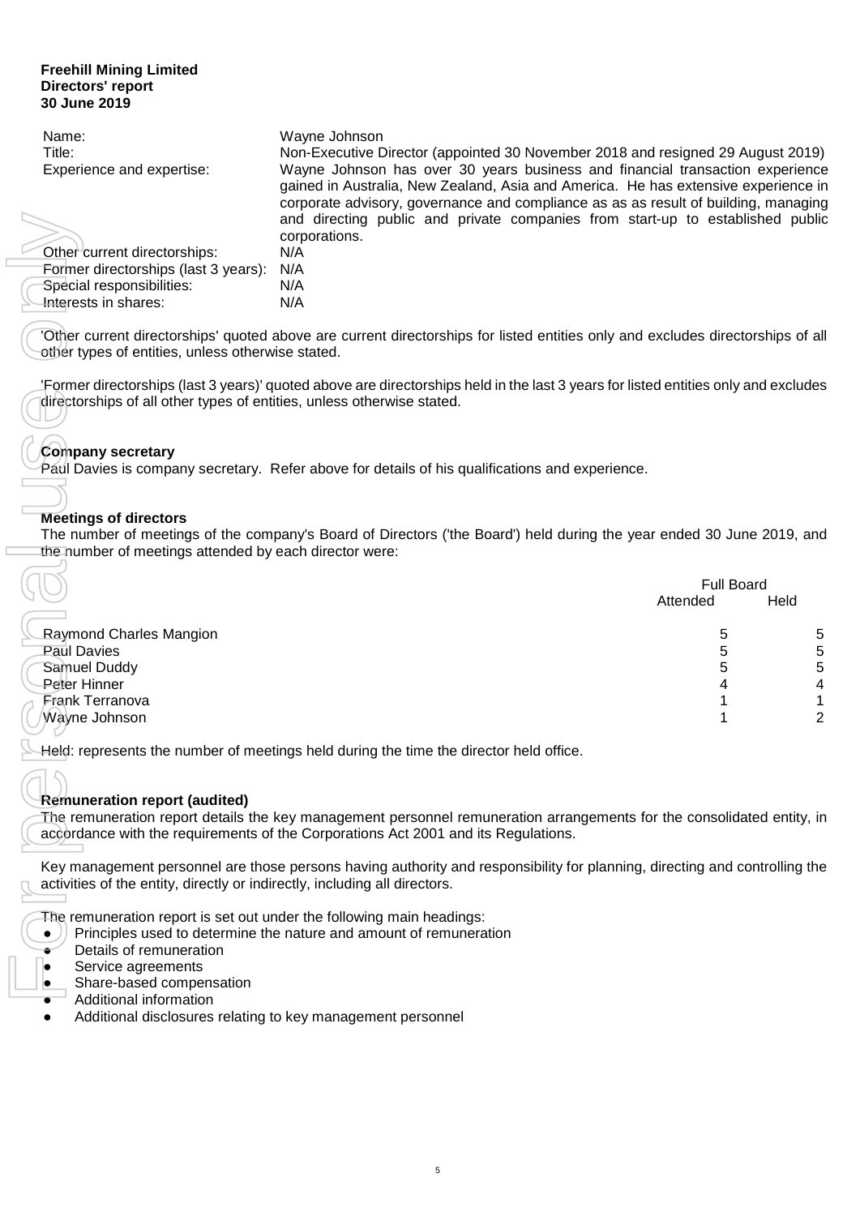**Freehill Mining Limited**
**Directors' report**
**30 June 2019**

Name: Wayne Johnson
Title: Non-Executive Director (appointed 30 November 2018 and resigned 29 August 2019)
Experience and expertise: Wayne Johnson has over 30 years business and financial transaction experience gained in Australia, New Zealand, Asia and America. He has extensive experience in corporate advisory, governance and compliance as as as result of building, managing and directing public and private companies from start-up to established public corporations.
Other current directorships: N/A
Former directorships (last 3 years): N/A
Special responsibilities: N/A
Interests in shares: N/A

'Other current directorships' quoted above are current directorships for listed entities only and excludes directorships of all other types of entities, unless otherwise stated.

'Former directorships (last 3 years)' quoted above are directorships held in the last 3 years for listed entities only and excludes directorships of all other types of entities, unless otherwise stated.

## Company secretary

Paul Davies is company secretary. Refer above for details of his qualifications and experience.

## Meetings of directors

The number of meetings of the company's Board of Directors ('the Board') held during the year ended 30 June 2019, and the number of meetings attended by each director were:

| | Full Board | |
|---|---|---|
| | Attended | Held |
| Raymond Charles Mangion | 5 | 5 |
| Paul Davies | 5 | 5 |
| Samuel Duddy | 5 | 5 |
| Peter Hinner | 4 | 4 |
| Frank Terranova | 1 | 1 |
| Wayne Johnson | 1 | 2 |

Held: represents the number of meetings held during the time the director held office.

## Remuneration report (audited)

The remuneration report details the key management personnel remuneration arrangements for the consolidated entity, in accordance with the requirements of the Corporations Act 2001 and its Regulations.

Key management personnel are those persons having authority and responsibility for planning, directing and controlling the activities of the entity, directly or indirectly, including all directors.

The remuneration report is set out under the following main headings:

- Principles used to determine the nature and amount of remuneration
- Details of remuneration
- Service agreements
- Share-based compensation
- Additional information
- Additional disclosures relating to key management personnel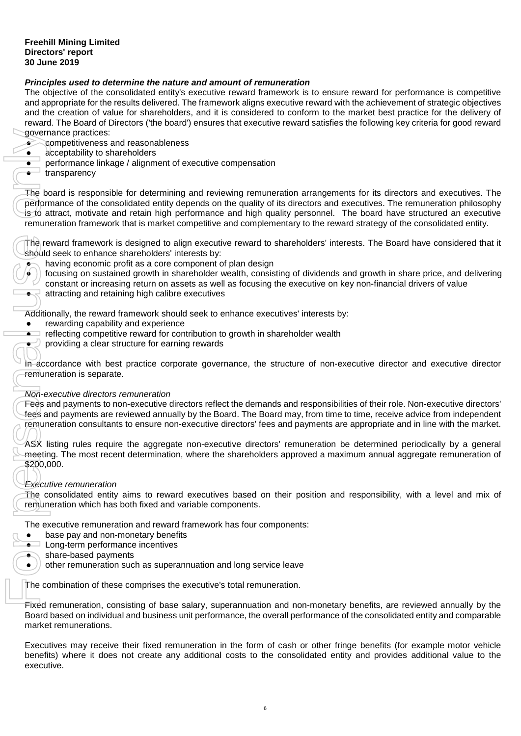**Freehill Mining Limited**
**Directors' report**
**30 June 2019**

***Principles used to determine the nature and amount of remuneration***

The objective of the consolidated entity's executive reward framework is to ensure reward for performance is competitive and appropriate for the results delivered. The framework aligns executive reward with the achievement of strategic objectives and the creation of value for shareholders, and it is considered to conform to the market best practice for the delivery of reward. The Board of Directors ('the board') ensures that executive reward satisfies the following key criteria for good reward governance practices:

- competitiveness and reasonableness
- acceptability to shareholders
- performance linkage / alignment of executive compensation
- transparency

The board is responsible for determining and reviewing remuneration arrangements for its directors and executives. The performance of the consolidated entity depends on the quality of its directors and executives. The remuneration philosophy is to attract, motivate and retain high performance and high quality personnel. The board have structured an executive remuneration framework that is market competitive and complementary to the reward strategy of the consolidated entity.

The reward framework is designed to align executive reward to shareholders' interests. The Board have considered that it should seek to enhance shareholders' interests by:

- having economic profit as a core component of plan design
- focusing on sustained growth in shareholder wealth, consisting of dividends and growth in share price, and delivering constant or increasing return on assets as well as focusing the executive on key non-financial drivers of value
- attracting and retaining high calibre executives

Additionally, the reward framework should seek to enhance executives' interests by:

- rewarding capability and experience
- reflecting competitive reward for contribution to growth in shareholder wealth
- providing a clear structure for earning rewards

In accordance with best practice corporate governance, the structure of non-executive director and executive director remuneration is separate.

*Non-executive directors remuneration*

Fees and payments to non-executive directors reflect the demands and responsibilities of their role. Non-executive directors' fees and payments are reviewed annually by the Board. The Board may, from time to time, receive advice from independent remuneration consultants to ensure non-executive directors' fees and payments are appropriate and in line with the market.

ASX listing rules require the aggregate non-executive directors' remuneration be determined periodically by a general meeting. The most recent determination, where the shareholders approved a maximum annual aggregate remuneration of $200,000.

*Executive remuneration*

The consolidated entity aims to reward executives based on their position and responsibility, with a level and mix of remuneration which has both fixed and variable components.

The executive remuneration and reward framework has four components:

- base pay and non-monetary benefits
- Long-term performance incentives
- share-based payments
- other remuneration such as superannuation and long service leave

The combination of these comprises the executive's total remuneration.

Fixed remuneration, consisting of base salary, superannuation and non-monetary benefits, are reviewed annually by the Board based on individual and business unit performance, the overall performance of the consolidated entity and comparable market remunerations.

Executives may receive their fixed remuneration in the form of cash or other fringe benefits (for example motor vehicle benefits) where it does not create any additional costs to the consolidated entity and provides additional value to the executive.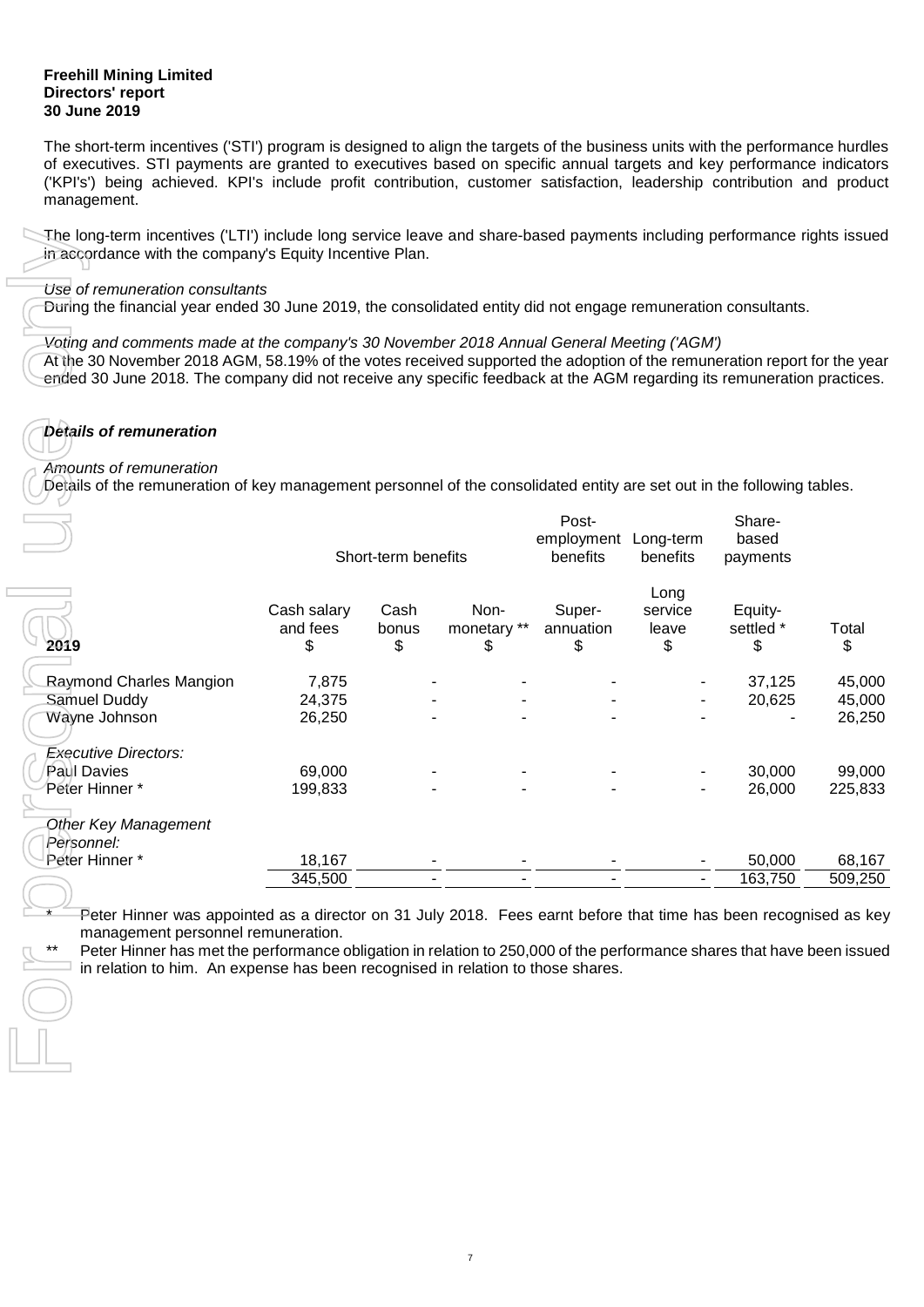**Freehill Mining Limited**
**Directors' report**
**30 June 2019**

The short-term incentives ('STI') program is designed to align the targets of the business units with the performance hurdles of executives. STI payments are granted to executives based on specific annual targets and key performance indicators ('KPI's') being achieved. KPI's include profit contribution, customer satisfaction, leadership contribution and product management.

The long-term incentives ('LTI') include long service leave and share-based payments including performance rights issued in accordance with the company's Equity Incentive Plan.

*Use of remuneration consultants*
During the financial year ended 30 June 2019, the consolidated entity did not engage remuneration consultants.

*Voting and comments made at the company's 30 November 2018 Annual General Meeting ('AGM')*
At the 30 November 2018 AGM, 58.19% of the votes received supported the adoption of the remuneration report for the year ended 30 June 2018. The company did not receive any specific feedback at the AGM regarding its remuneration practices.

***Details of remuneration***

*Amounts of remuneration*
Details of the remuneration of key management personnel of the consolidated entity are set out in the following tables.

| | Short-term benefits | | | Post-employment benefits | Long-term benefits | Share-based payments | |
|---|---|---|---|---|---|---|---|
| **2019** | Cash salary and fees $ | Cash bonus $ | Non-monetary ** $ | Super-annuation $ | Long service leave $ | Equity-settled * $ | Total $ |
| Raymond Charles Mangion | 7,875 | - | - | - | - | 37,125 | 45,000 |
| Samuel Duddy | 24,375 | - | - | - | - | 20,625 | 45,000 |
| Wayne Johnson | 26,250 | - | - | - | - | - | 26,250 |
| *Executive Directors:* | | | | | | | |
| Paul Davies | 69,000 | - | - | - | - | 30,000 | 99,000 |
| Peter Hinner * | 199,833 | - | - | - | - | 26,000 | 225,833 |
| *Other Key Management Personnel:* | | | | | | | |
| Peter Hinner * | 18,167 | - | - | - | - | 50,000 | 68,167 |
| | 345,500 | - | - | - | - | 163,750 | 509,250 |

\* Peter Hinner was appointed as a director on 31 July 2018. Fees earnt before that time has been recognised as key management personnel remuneration.

\** Peter Hinner has met the performance obligation in relation to 250,000 of the performance shares that have been issued in relation to him. An expense has been recognised in relation to those shares.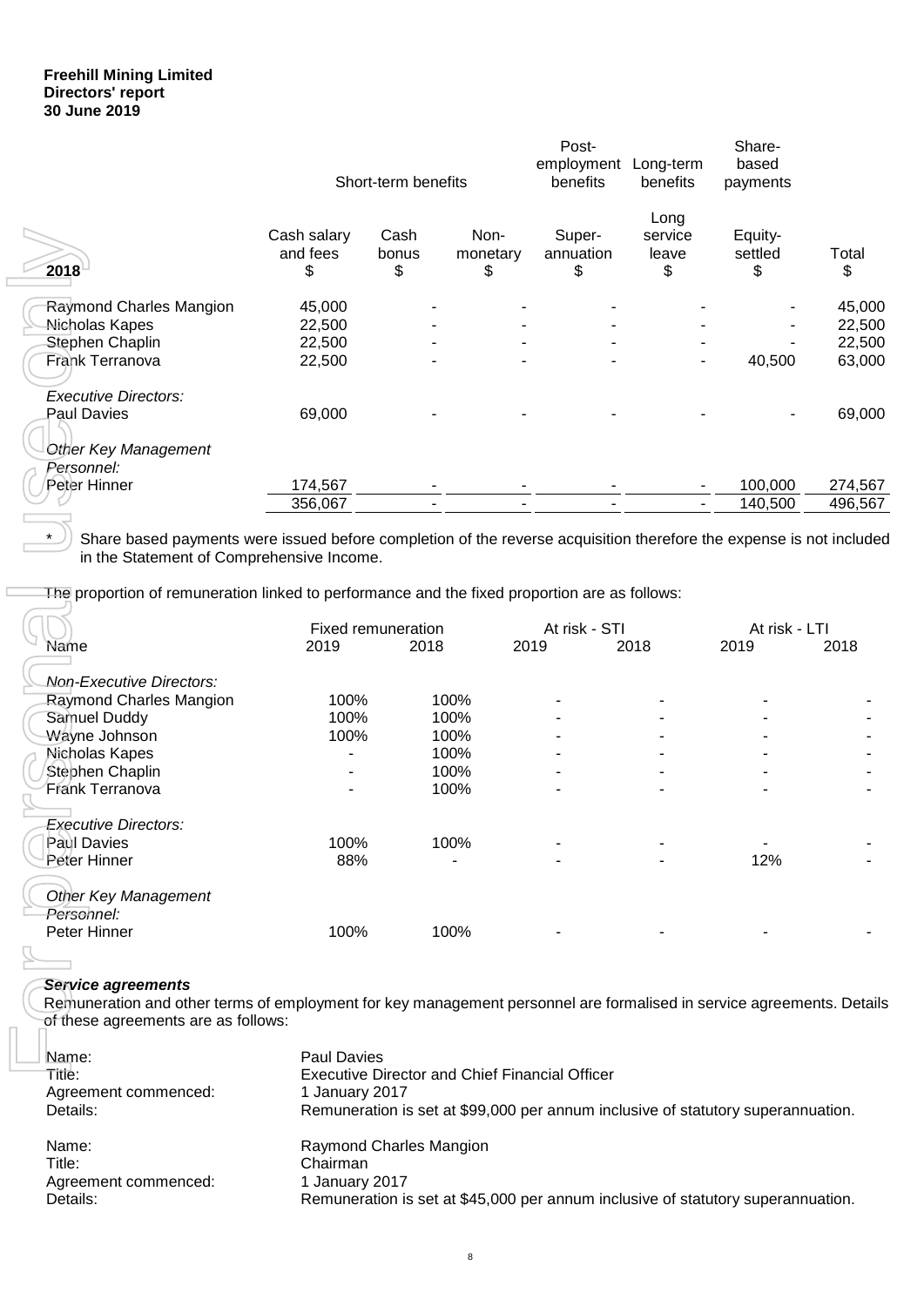**Freehill Mining Limited**
**Directors' report**
**30 June 2019**

| | Short-term benefits | | | Post-employment benefits | Long-term benefits | Share-based payments | |
|---|---|---|---|---|---|---|---|
| **2018** | Cash salary and fees $ | Cash bonus $ | Non-monetary $ | Super-annuation $ | Long service leave $ | Equity-settled $ | Total $ |
| Raymond Charles Mangion | 45,000 | - | - | - | - | - | 45,000 |
| Nicholas Kapes | 22,500 | - | - | - | - | - | 22,500 |
| Stephen Chaplin | 22,500 | - | - | - | - | - | 22,500 |
| Frank Terranova | 22,500 | - | - | - | - | 40,500 | 63,000 |
| *Executive Directors:* | | | | | | | |
| Paul Davies | 69,000 | - | - | - | - | - | 69,000 |
| *Other Key Management Personnel:* | | | | | | | |
| Peter Hinner | 174,567 | - | - | - | - | 100,000 | 274,567 |
| | 356,067 | - | - | - | - | 140,500 | 496,567 |

\* Share based payments were issued before completion of the reverse acquisition therefore the expense is not included in the Statement of Comprehensive Income.

The proportion of remuneration linked to performance and the fixed proportion are as follows:

| | Fixed remuneration | | At risk - STI | | At risk - LTI | |
|---|---|---|---|---|---|---|
| Name | 2019 | 2018 | 2019 | 2018 | 2019 | 2018 |
| *Non-Executive Directors:* | | | | | | |
| Raymond Charles Mangion | 100% | 100% | - | - | - | - |
| Samuel Duddy | 100% | 100% | - | - | - | - |
| Wayne Johnson | 100% | 100% | - | - | - | - |
| Nicholas Kapes | - | 100% | - | - | - | - |
| Stephen Chaplin | - | 100% | - | - | - | - |
| Frank Terranova | - | 100% | - | - | - | - |
| *Executive Directors:* | | | | | | |
| Paul Davies | 100% | 100% | - | - | - | - |
| Peter Hinner | 88% | - | - | - | 12% | - |
| *Other Key Management Personnel:* | | | | | | |
| Peter Hinner | 100% | 100% | - | - | - | - |

***Service agreements***

Remuneration and other terms of employment for key management personnel are formalised in service agreements. Details of these agreements are as follows:

| | |
|---|---|
| Name: | Paul Davies |
| Title: | Executive Director and Chief Financial Officer |
| Agreement commenced: | 1 January 2017 |
| Details: | Remuneration is set at $99,000 per annum inclusive of statutory superannuation. |

| | |
|---|---|
| Name: | Raymond Charles Mangion |
| Title: | Chairman |
| Agreement commenced: | 1 January 2017 |
| Details: | Remuneration is set at $45,000 per annum inclusive of statutory superannuation. |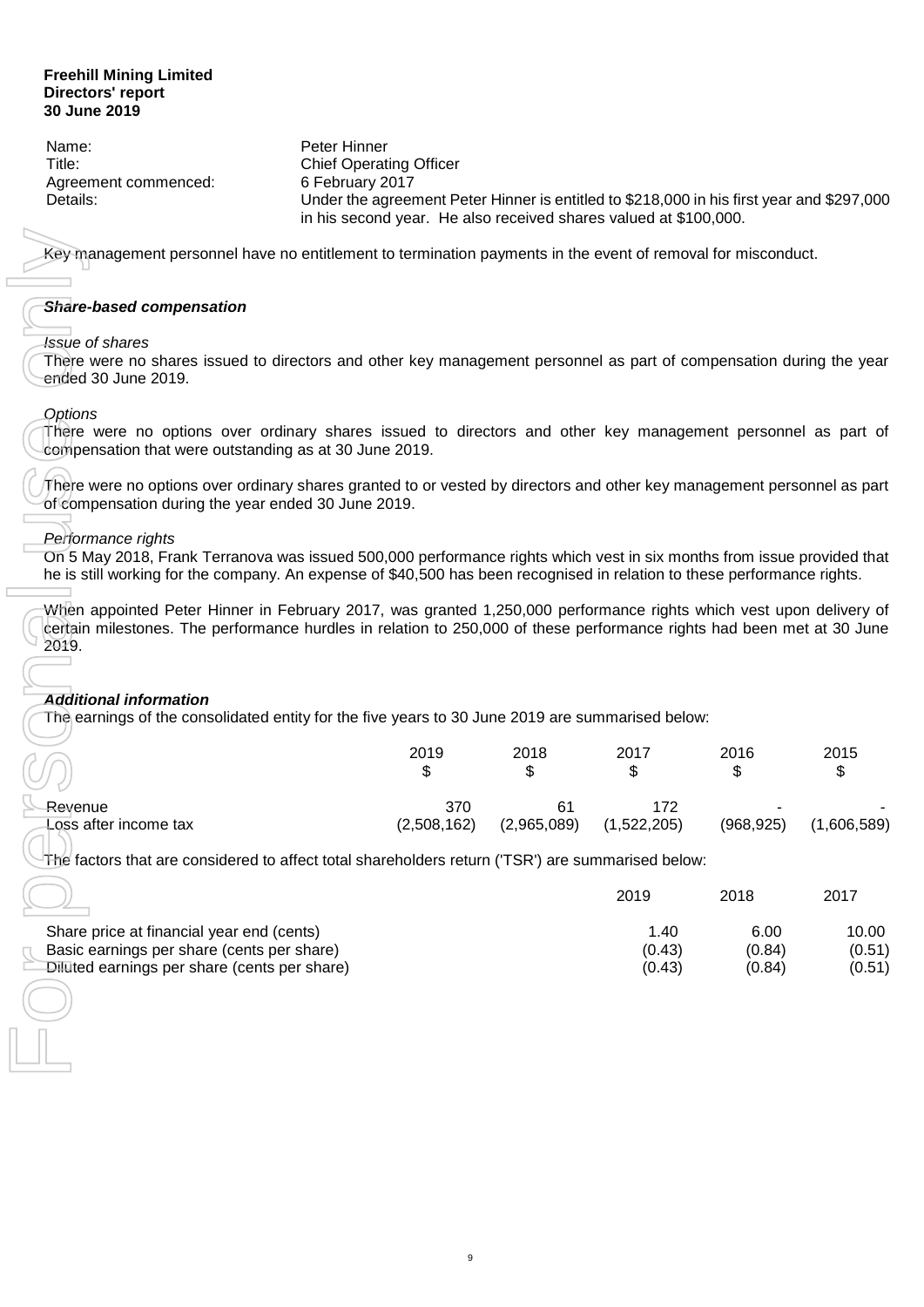**Freehill Mining Limited**
**Directors' report**
**30 June 2019**

| | |
|---|---|
| Name: | Peter Hinner |
| Title: | Chief Operating Officer |
| Agreement commenced: | 6 February 2017 |
| Details: | Under the agreement Peter Hinner is entitled to $218,000 in his first year and $297,000 in his second year. He also received shares valued at $100,000. |

Key management personnel have no entitlement to termination payments in the event of removal for misconduct.

***Share-based compensation***

*Issue of shares*
There were no shares issued to directors and other key management personnel as part of compensation during the year ended 30 June 2019.

*Options*
There were no options over ordinary shares issued to directors and other key management personnel as part of compensation that were outstanding as at 30 June 2019.

There were no options over ordinary shares granted to or vested by directors and other key management personnel as part of compensation during the year ended 30 June 2019.

*Performance rights*
On 5 May 2018, Frank Terranova was issued 500,000 performance rights which vest in six months from issue provided that he is still working for the company. An expense of $40,500 has been recognised in relation to these performance rights.

When appointed Peter Hinner in February 2017, was granted 1,250,000 performance rights which vest upon delivery of certain milestones. The performance hurdles in relation to 250,000 of these performance rights had been met at 30 June 2019.

***Additional information***
The earnings of the consolidated entity for the five years to 30 June 2019 are summarised below:

| | 2019<br>$ | 2018<br>$ | 2017<br>$ | 2016<br>$ | 2015<br>$ |
|---|---|---|---|---|---|
| Revenue | 370 | 61 | 172 | - | - |
| Loss after income tax | (2,508,162) | (2,965,089) | (1,522,205) | (968,925) | (1,606,589) |

The factors that are considered to affect total shareholders return ('TSR') are summarised below:

| | 2019 | 2018 | 2017 |
|---|---|---|---|
| Share price at financial year end (cents) | 1.40 | 6.00 | 10.00 |
| Basic earnings per share (cents per share) | (0.43) | (0.84) | (0.51) |
| Diluted earnings per share (cents per share) | (0.43) | (0.84) | (0.51) |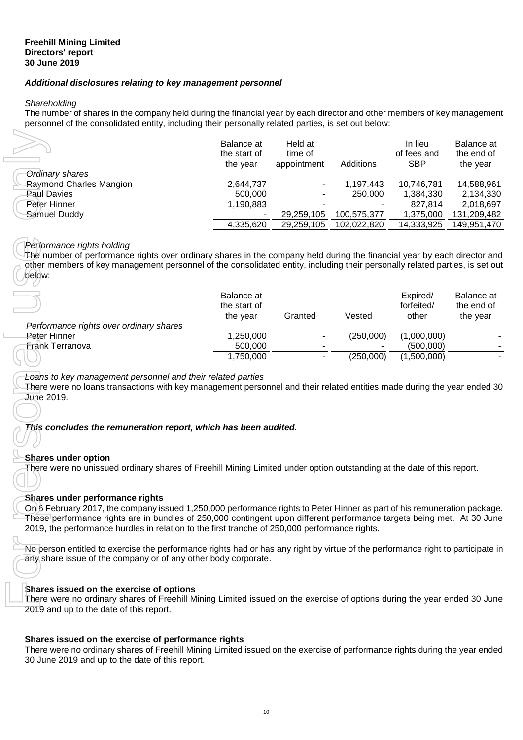**Freehill Mining Limited**
**Directors' report**
**30 June 2019**

***Additional disclosures relating to key management personnel***

*Shareholding*

The number of shares in the company held during the financial year by each director and other members of key management personnel of the consolidated entity, including their personally related parties, is set out below:

| | Balance at the start of the year | Held at time of appointment | Additions | In lieu of fees and SBP | Balance at the end of the year |
|---|---|---|---|---|---|
| *Ordinary shares* | | | | | |
| Raymond Charles Mangion | 2,644,737 | - | 1,197,443 | 10,746,781 | 14,588,961 |
| Paul Davies | 500,000 | - | 250,000 | 1,384,330 | 2,134,330 |
| Peter Hinner | 1,190,883 | - | - | 827,814 | 2,018,697 |
| Samuel Duddy | - | 29,259,105 | 100,575,377 | 1,375,000 | 131,209,482 |
| | 4,335,620 | 29,259,105 | 102,022,820 | 14,333,925 | 149,951,470 |

*Performance rights holding*

The number of performance rights over ordinary shares in the company held during the financial year by each director and other members of key management personnel of the consolidated entity, including their personally related parties, is set out below:

| | Balance at the start of the year | Granted | Vested | Expired/ forfeited/ other | Balance at the end of the year |
|---|---|---|---|---|---|
| *Performance rights over ordinary shares* | | | | | |
| Peter Hinner | 1,250,000 | - | (250,000) | (1,000,000) | - |
| Frank Terranova | 500,000 | - | - | (500,000) | - |
| | 1,750,000 | - | (250,000) | (1,500,000) | - |

*Loans to key management personnel and their related parties*

There were no loans transactions with key management personnel and their related entities made during the year ended 30 June 2019.

***This concludes the remuneration report, which has been audited.***

**Shares under option**

There were no unissued ordinary shares of Freehill Mining Limited under option outstanding at the date of this report.

**Shares under performance rights**

On 6 February 2017, the company issued 1,250,000 performance rights to Peter Hinner as part of his remuneration package. These performance rights are in bundles of 250,000 contingent upon different performance targets being met. At 30 June 2019, the performance hurdles in relation to the first tranche of 250,000 performance rights.

No person entitled to exercise the performance rights had or has any right by virtue of the performance right to participate in any share issue of the company or of any other body corporate.

**Shares issued on the exercise of options**

There were no ordinary shares of Freehill Mining Limited issued on the exercise of options during the year ended 30 June 2019 and up to the date of this report.

**Shares issued on the exercise of performance rights**

There were no ordinary shares of Freehill Mining Limited issued on the exercise of performance rights during the year ended 30 June 2019 and up to the date of this report.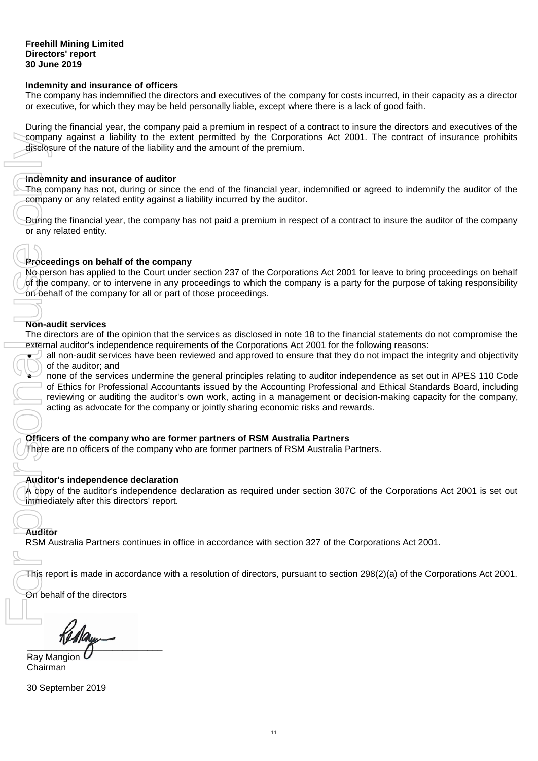**Freehill Mining Limited**
**Directors' report**
**30 June 2019**

**Indemnity and insurance of officers**

The company has indemnified the directors and executives of the company for costs incurred, in their capacity as a director or executive, for which they may be held personally liable, except where there is a lack of good faith.

During the financial year, the company paid a premium in respect of a contract to insure the directors and executives of the company against a liability to the extent permitted by the Corporations Act 2001. The contract of insurance prohibits disclosure of the nature of the liability and the amount of the premium.

**Indemnity and insurance of auditor**

The company has not, during or since the end of the financial year, indemnified or agreed to indemnify the auditor of the company or any related entity against a liability incurred by the auditor.

During the financial year, the company has not paid a premium in respect of a contract to insure the auditor of the company or any related entity.

**Proceedings on behalf of the company**

No person has applied to the Court under section 237 of the Corporations Act 2001 for leave to bring proceedings on behalf of the company, or to intervene in any proceedings to which the company is a party for the purpose of taking responsibility on behalf of the company for all or part of those proceedings.

**Non-audit services**

The directors are of the opinion that the services as disclosed in note 18 to the financial statements do not compromise the external auditor's independence requirements of the Corporations Act 2001 for the following reasons:

- all non-audit services have been reviewed and approved to ensure that they do not impact the integrity and objectivity of the auditor; and
- none of the services undermine the general principles relating to auditor independence as set out in APES 110 Code of Ethics for Professional Accountants issued by the Accounting Professional and Ethical Standards Board, including reviewing or auditing the auditor's own work, acting in a management or decision-making capacity for the company, acting as advocate for the company or jointly sharing economic risks and rewards.

**Officers of the company who are former partners of RSM Australia Partners**

There are no officers of the company who are former partners of RSM Australia Partners.

**Auditor's independence declaration**

A copy of the auditor's independence declaration as required under section 307C of the Corporations Act 2001 is set out immediately after this directors' report.

**Auditor**

RSM Australia Partners continues in office in accordance with section 327 of the Corporations Act 2001.

This report is made in accordance with a resolution of directors, pursuant to section 298(2)(a) of the Corporations Act 2001.

On behalf of the directors

___________________________
Ray Mangion
Chairman

30 September 2019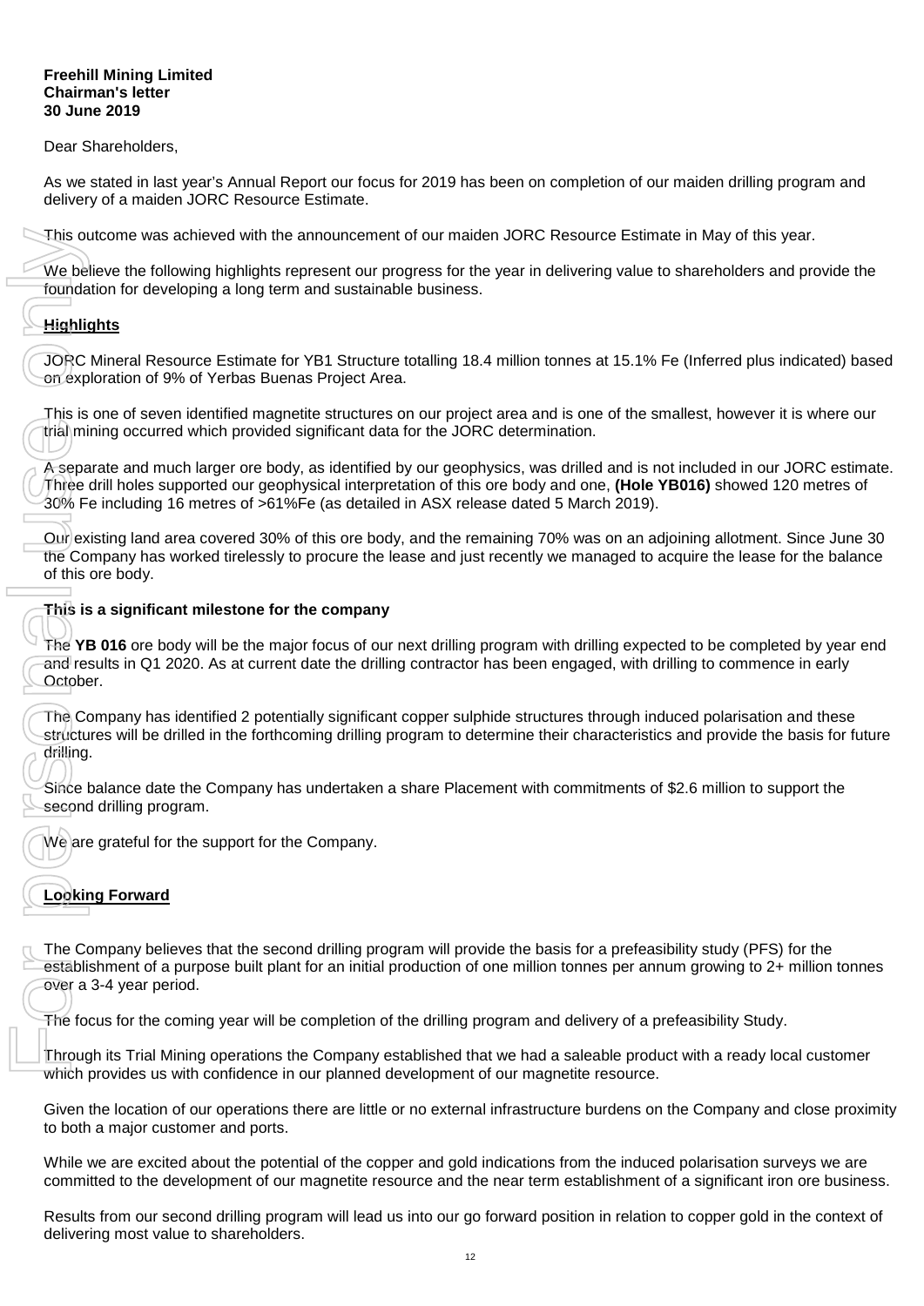**Freehill Mining Limited**
**Chairman's letter**
**30 June 2019**

Dear Shareholders,

As we stated in last year's Annual Report our focus for 2019 has been on completion of our maiden drilling program and delivery of a maiden JORC Resource Estimate.

This outcome was achieved with the announcement of our maiden JORC Resource Estimate in May of this year.

We believe the following highlights represent our progress for the year in delivering value to shareholders and provide the foundation for developing a long term and sustainable business.

**Highlights**

JORC Mineral Resource Estimate for YB1 Structure totalling 18.4 million tonnes at 15.1% Fe (Inferred plus indicated) based on exploration of 9% of Yerbas Buenas Project Area.

This is one of seven identified magnetite structures on our project area and is one of the smallest, however it is where our trial mining occurred which provided significant data for the JORC determination.

A separate and much larger ore body, as identified by our geophysics, was drilled and is not included in our JORC estimate. Three drill holes supported our geophysical interpretation of this ore body and one, **(Hole YB016)** showed 120 metres of 30% Fe including 16 metres of >61%Fe (as detailed in ASX release dated 5 March 2019).

Our existing land area covered 30% of this ore body, and the remaining 70% was on an adjoining allotment. Since June 30 the Company has worked tirelessly to procure the lease and just recently we managed to acquire the lease for the balance of this ore body.

**This is a significant milestone for the company**

The **YB 016** ore body will be the major focus of our next drilling program with drilling expected to be completed by year end and results in Q1 2020. As at current date the drilling contractor has been engaged, with drilling to commence in early October.

The Company has identified 2 potentially significant copper sulphide structures through induced polarisation and these structures will be drilled in the forthcoming drilling program to determine their characteristics and provide the basis for future drilling.

Since balance date the Company has undertaken a share Placement with commitments of $2.6 million to support the second drilling program.

We are grateful for the support for the Company.

**Looking Forward**

The Company believes that the second drilling program will provide the basis for a prefeasibility study (PFS) for the establishment of a purpose built plant for an initial production of one million tonnes per annum growing to 2+ million tonnes over a 3-4 year period.

The focus for the coming year will be completion of the drilling program and delivery of a prefeasibility Study.

Through its Trial Mining operations the Company established that we had a saleable product with a ready local customer which provides us with confidence in our planned development of our magnetite resource.

Given the location of our operations there are little or no external infrastructure burdens on the Company and close proximity to both a major customer and ports.

While we are excited about the potential of the copper and gold indications from the induced polarisation surveys we are committed to the development of our magnetite resource and the near term establishment of a significant iron ore business.

Results from our second drilling program will lead us into our go forward position in relation to copper gold in the context of delivering most value to shareholders.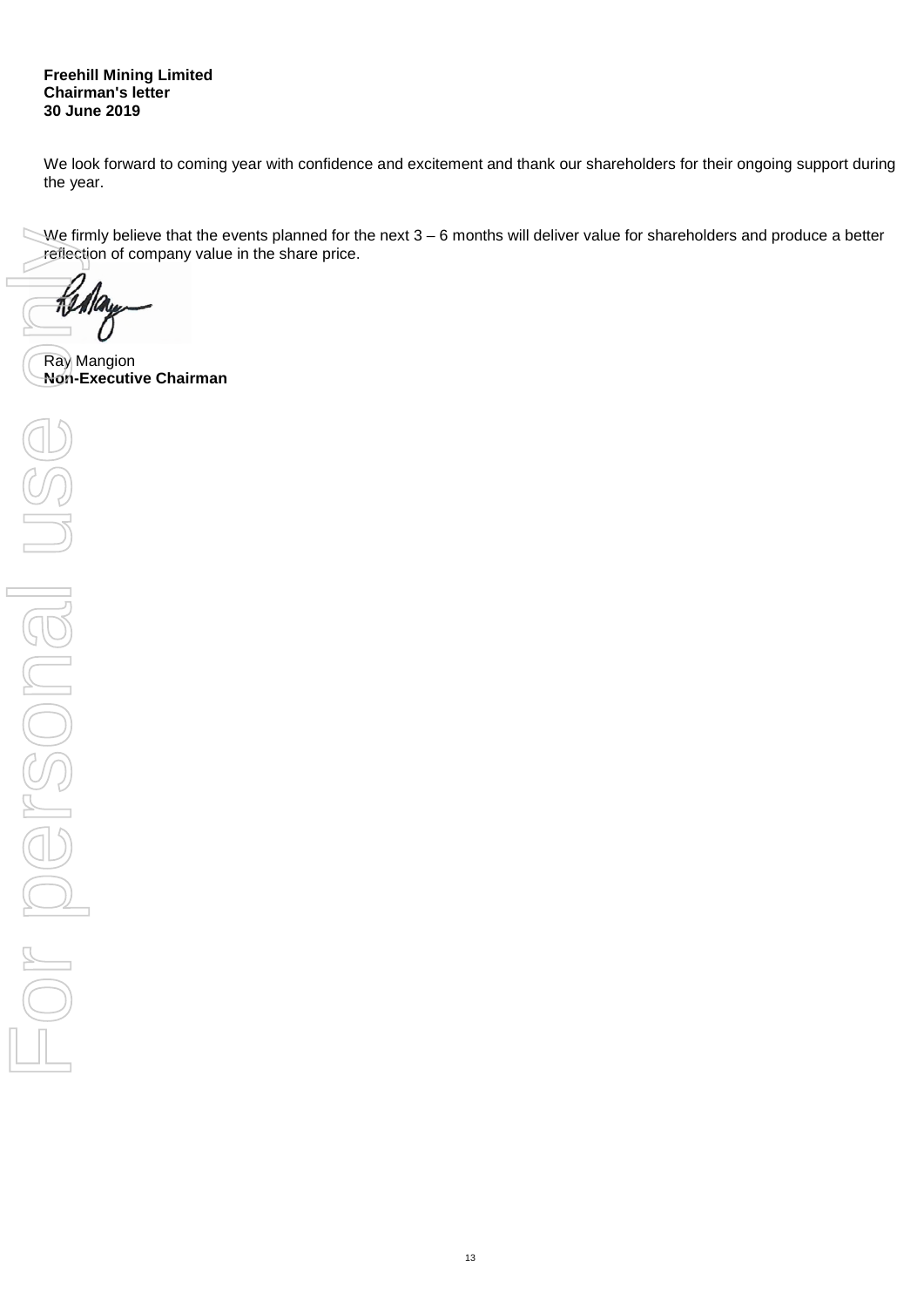**Freehill Mining Limited**
**Chairman's letter**
**30 June 2019**

We look forward to coming year with confidence and excitement and thank our shareholders for their ongoing support during the year.

We firmly believe that the events planned for the next 3 – 6 months will deliver value for shareholders and produce a better reflection of company value in the share price.

Ray Mangion
**Non-Executive Chairman**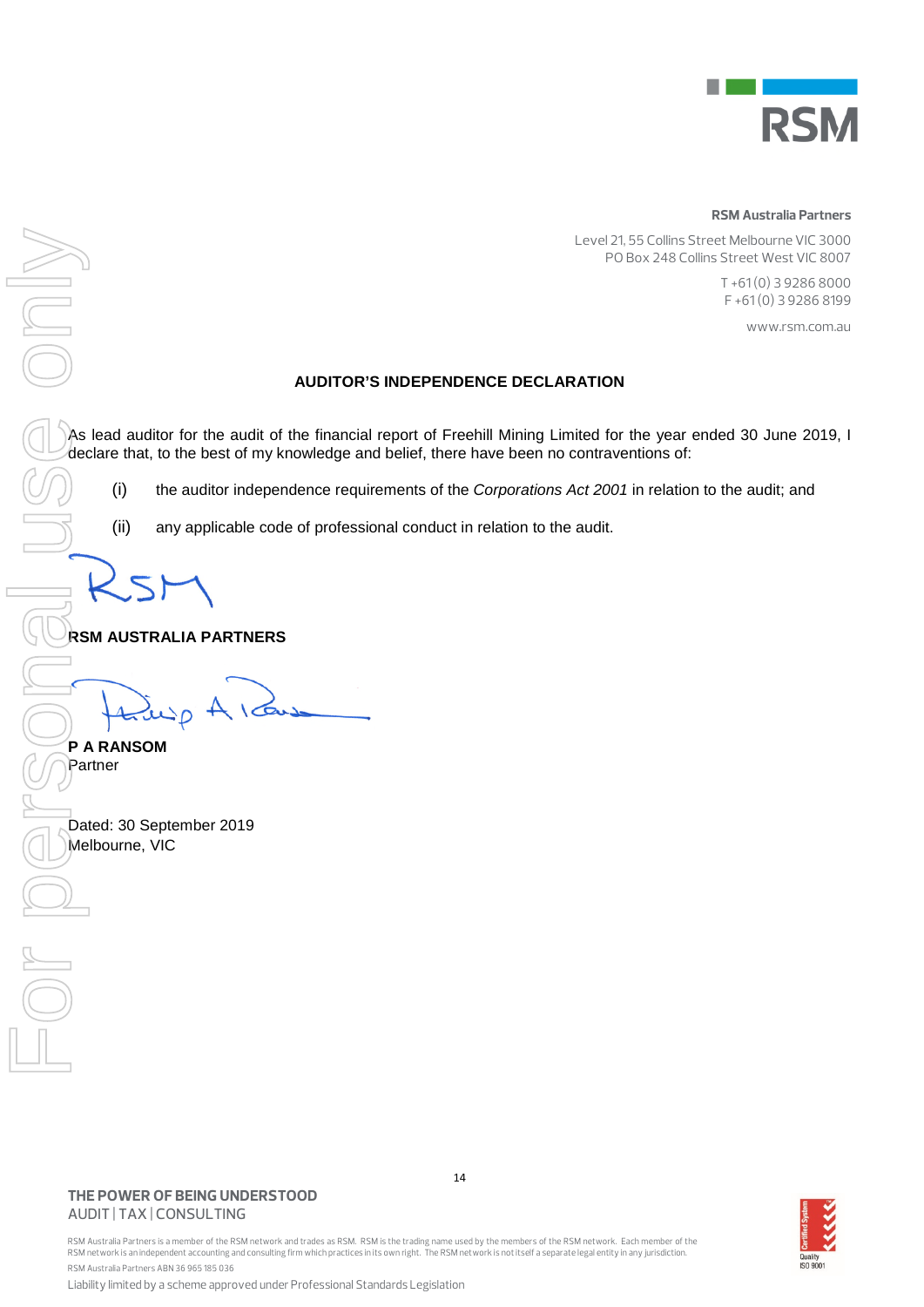**RSM Australia Partners**

Level 21, 55 Collins Street Melbourne VIC 3000
PO Box 248 Collins Street West VIC 8007

T +61 (0) 3 9286 8000
F +61 (0) 3 9286 8199

www.rsm.com.au

## AUDITOR'S INDEPENDENCE DECLARATION

As lead auditor for the audit of the financial report of Freehill Mining Limited for the year ended 30 June 2019, I declare that, to the best of my knowledge and belief, there have been no contraventions of:

(i) the auditor independence requirements of the *Corporations Act 2001* in relation to the audit; and

(ii) any applicable code of professional conduct in relation to the audit.

**RSM AUSTRALIA PARTNERS**

**P A RANSOM**
Partner

Dated: 30 September 2019
Melbourne, VIC

**THE POWER OF BEING UNDERSTOOD**
AUDIT | TAX | CONSULTING

RSM Australia Partners is a member of the RSM network and trades as RSM. RSM is the trading name used by the members of the RSM network. Each member of the RSM network is an independent accounting and consulting firm which practices in its own right. The RSM network is not itself a separate legal entity in any jurisdiction.

RSM Australia Partners ABN 36 965 185 036

Liability limited by a scheme approved under Professional Standards Legislation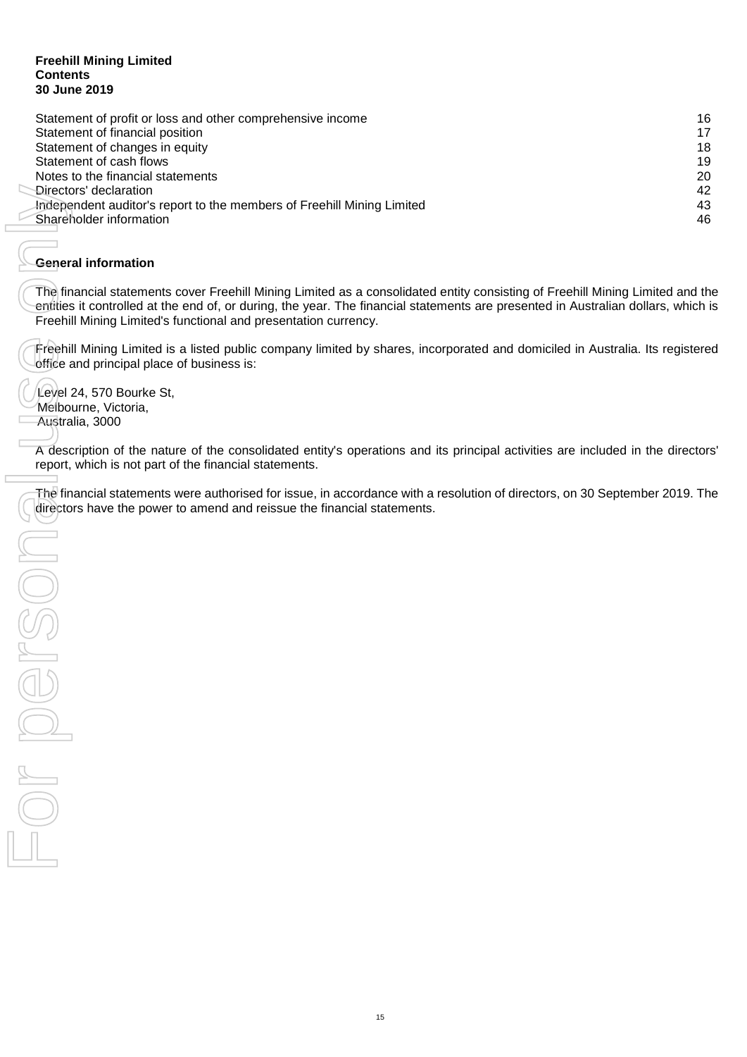**Freehill Mining Limited**
**Contents**
**30 June 2019**

| | |
|---|---|
| Statement of profit or loss and other comprehensive income | 16 |
| Statement of financial position | 17 |
| Statement of changes in equity | 18 |
| Statement of cash flows | 19 |
| Notes to the financial statements | 20 |
| Directors' declaration | 42 |
| Independent auditor's report to the members of Freehill Mining Limited | 43 |
| Shareholder information | 46 |

## General information

The financial statements cover Freehill Mining Limited as a consolidated entity consisting of Freehill Mining Limited and the entities it controlled at the end of, or during, the year. The financial statements are presented in Australian dollars, which is Freehill Mining Limited's functional and presentation currency.

Freehill Mining Limited is a listed public company limited by shares, incorporated and domiciled in Australia. Its registered office and principal place of business is:

Level 24, 570 Bourke St,
Melbourne, Victoria,
Australia, 3000

A description of the nature of the consolidated entity's operations and its principal activities are included in the directors' report, which is not part of the financial statements.

The financial statements were authorised for issue, in accordance with a resolution of directors, on 30 September 2019. The directors have the power to amend and reissue the financial statements.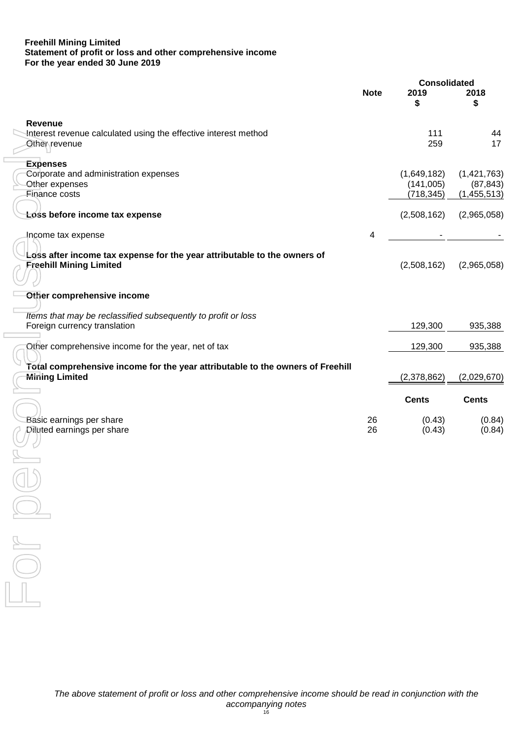**Freehill Mining Limited**
**Statement of profit or loss and other comprehensive income**
**For the year ended 30 June 2019**

| | Note | Consolidated 2019 $ | 2018 $ |
|---|---|---|---|
| **Revenue** | | | |
| Interest revenue calculated using the effective interest method | | 111 | 44 |
| Other revenue | | 259 | 17 |
| | | | |
| **Expenses** | | | |
| Corporate and administration expenses | | (1,649,182) | (1,421,763) |
| Other expenses | | (141,005) | (87,843) |
| Finance costs | | (718,345) | (1,455,513) |
| | | | |
| **Loss before income tax expense** | | (2,508,162) | (2,965,058) |
| | | | |
| Income tax expense | 4 | - | - |
| | | | |
| **Loss after income tax expense for the year attributable to the owners of Freehill Mining Limited** | | (2,508,162) | (2,965,058) |
| | | | |
| **Other comprehensive income** | | | |
| | | | |
| *Items that may be reclassified subsequently to profit or loss* | | | |
| Foreign currency translation | | 129,300 | 935,388 |
| | | | |
| Other comprehensive income for the year, net of tax | | 129,300 | 935,388 |
| | | | |
| **Total comprehensive income for the year attributable to the owners of Freehill Mining Limited** | | (2,378,862) | (2,029,670) |
| | | **Cents** | **Cents** |
| Basic earnings per share | 26 | (0.43) | (0.84) |
| Diluted earnings per share | 26 | (0.43) | (0.84) |

*The above statement of profit or loss and other comprehensive income should be read in conjunction with the accompanying notes*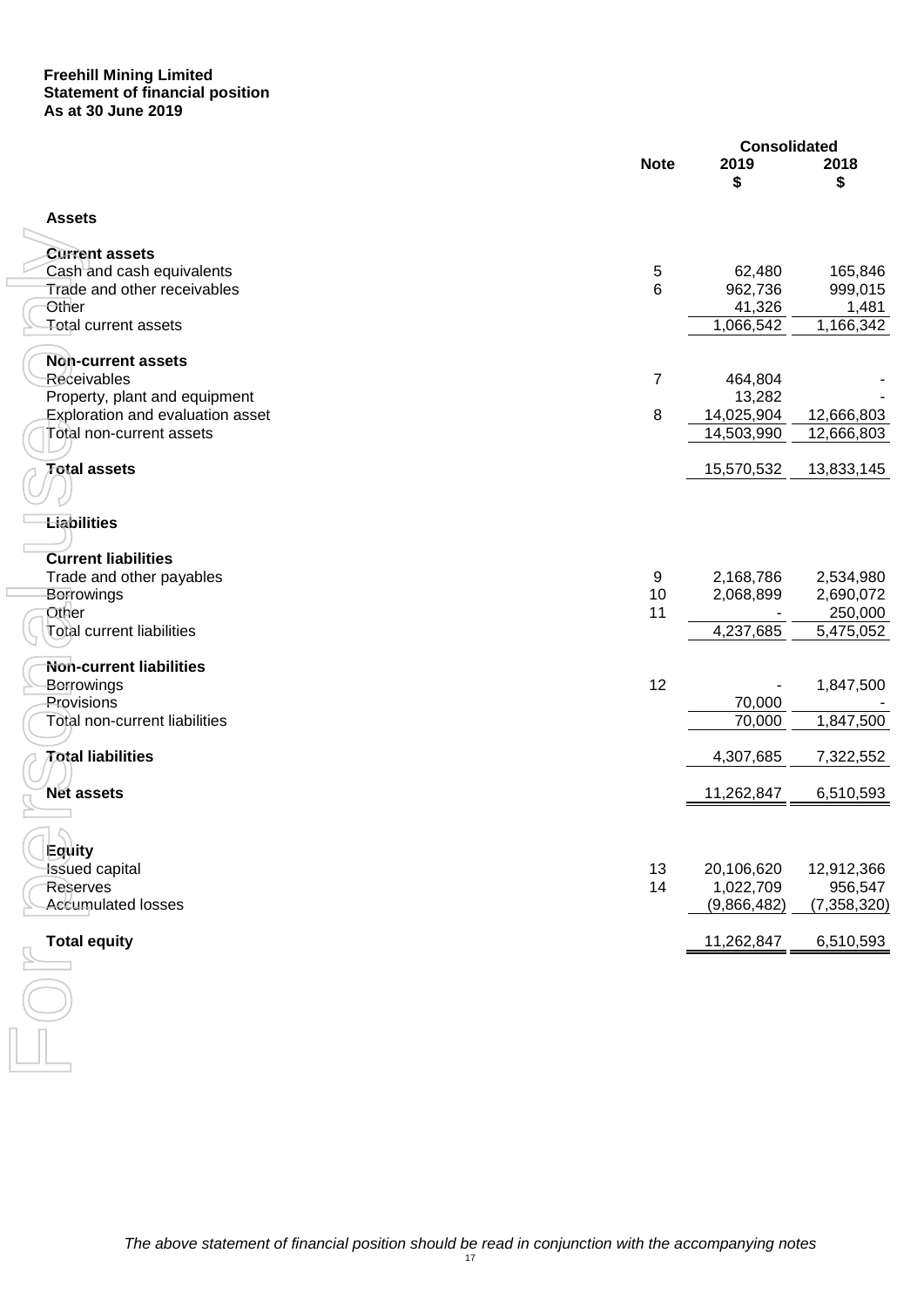**Freehill Mining Limited**
**Statement of financial position**
**As at 30 June 2019**

| | Note | Consolidated 2019 $ | 2018 $ |
|---|---|---|---|
| **Assets** | | | |
| **Current assets** | | | |
| Cash and cash equivalents | 5 | 62,480 | 165,846 |
| Trade and other receivables | 6 | 962,736 | 999,015 |
| Other | | 41,326 | 1,481 |
| Total current assets | | 1,066,542 | 1,166,342 |
| **Non-current assets** | | | |
| Receivables | 7 | 464,804 | - |
| Property, plant and equipment | | 13,282 | - |
| Exploration and evaluation asset | 8 | 14,025,904 | 12,666,803 |
| Total non-current assets | | 14,503,990 | 12,666,803 |
| **Total assets** | | 15,570,532 | 13,833,145 |
| **Liabilities** | | | |
| **Current liabilities** | | | |
| Trade and other payables | 9 | 2,168,786 | 2,534,980 |
| Borrowings | 10 | 2,068,899 | 2,690,072 |
| Other | 11 | - | 250,000 |
| Total current liabilities | | 4,237,685 | 5,475,052 |
| **Non-current liabilities** | | | |
| Borrowings | 12 | - | 1,847,500 |
| Provisions | | 70,000 | - |
| Total non-current liabilities | | 70,000 | 1,847,500 |
| **Total liabilities** | | 4,307,685 | 7,322,552 |
| **Net assets** | | 11,262,847 | 6,510,593 |
| **Equity** | | | |
| Issued capital | 13 | 20,106,620 | 12,912,366 |
| Reserves | 14 | 1,022,709 | 956,547 |
| Accumulated losses | | (9,866,482) | (7,358,320) |
| **Total equity** | | 11,262,847 | 6,510,593 |

*The above statement of financial position should be read in conjunction with the accompanying notes*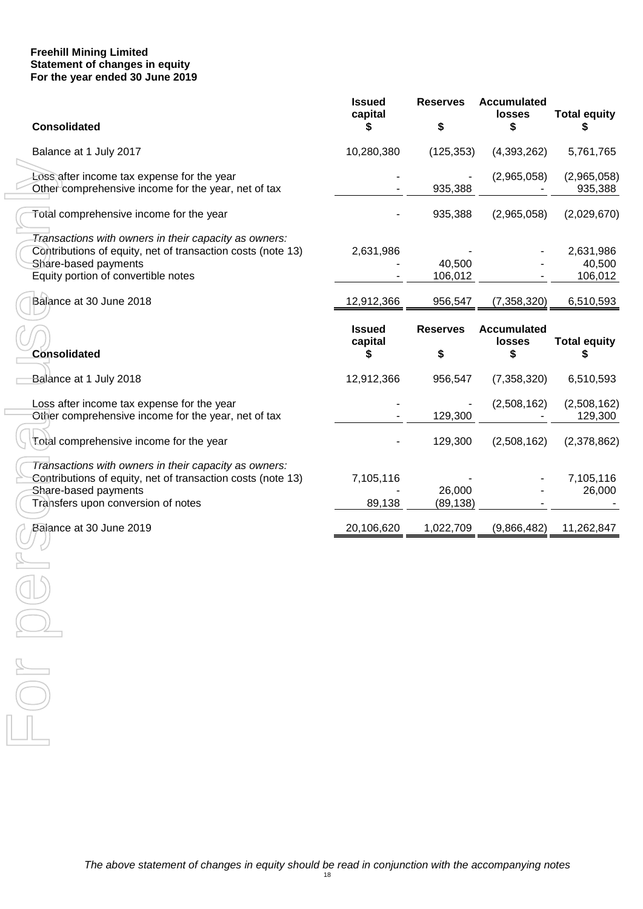**Freehill Mining Limited**
**Statement of changes in equity**
**For the year ended 30 June 2019**

| Consolidated | Issued capital $ | Reserves $ | Accumulated losses $ | Total equity $ |
|---|---|---|---|---|
| Balance at 1 July 2017 | 10,280,380 | (125,353) | (4,393,262) | 5,761,765 |
| Loss after income tax expense for the year | - | - | (2,965,058) | (2,965,058) |
| Other comprehensive income for the year, net of tax | - | 935,388 | - | 935,388 |
| Total comprehensive income for the year | - | 935,388 | (2,965,058) | (2,029,670) |
| *Transactions with owners in their capacity as owners:* | | | | |
| Contributions of equity, net of transaction costs (note 13) | 2,631,986 | - | - | 2,631,986 |
| Share-based payments | - | 40,500 | - | 40,500 |
| Equity portion of convertible notes | - | 106,012 | - | 106,012 |
| Balance at 30 June 2018 | 12,912,366 | 956,547 | (7,358,320) | 6,510,593 |

| Consolidated | Issued capital $ | Reserves $ | Accumulated losses $ | Total equity $ |
|---|---|---|---|---|
| Balance at 1 July 2018 | 12,912,366 | 956,547 | (7,358,320) | 6,510,593 |
| Loss after income tax expense for the year | - | - | (2,508,162) | (2,508,162) |
| Other comprehensive income for the year, net of tax | - | 129,300 | - | 129,300 |
| Total comprehensive income for the year | - | 129,300 | (2,508,162) | (2,378,862) |
| *Transactions with owners in their capacity as owners:* | | | | |
| Contributions of equity, net of transaction costs (note 13) | 7,105,116 | - | - | 7,105,116 |
| Share-based payments | - | 26,000 | - | 26,000 |
| Transfers upon conversion of notes | 89,138 | (89,138) | - | - |
| Balance at 30 June 2019 | 20,106,620 | 1,022,709 | (9,866,482) | 11,262,847 |

*The above statement of changes in equity should be read in conjunction with the accompanying notes*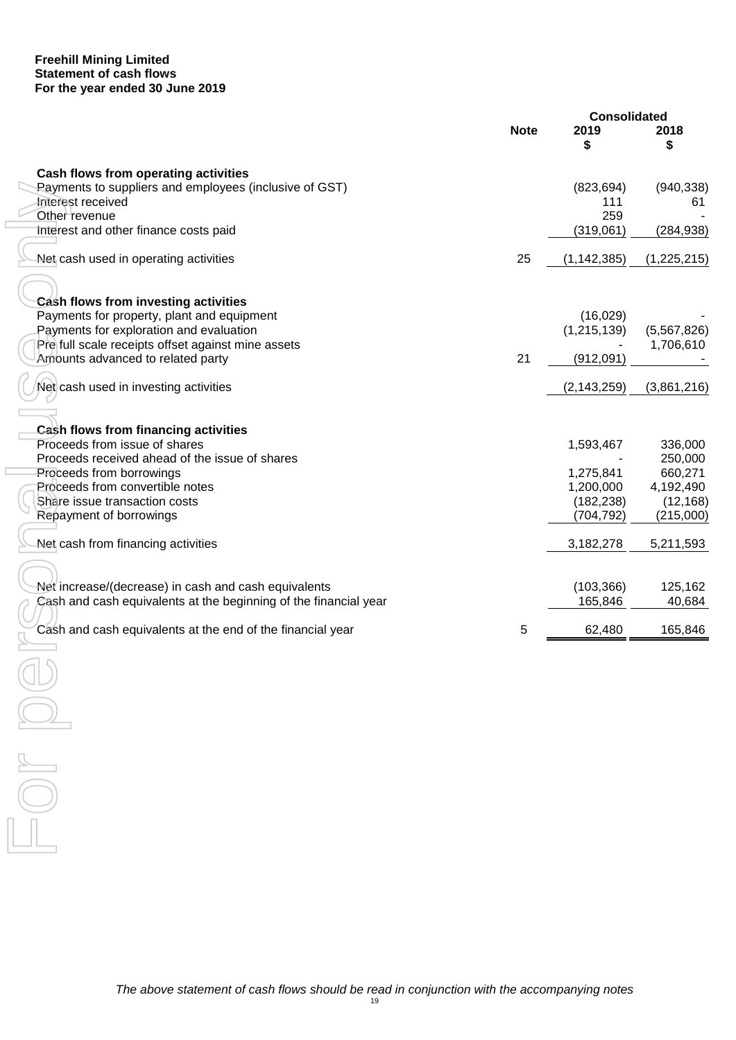**Freehill Mining Limited**
**Statement of cash flows**
**For the year ended 30 June 2019**

| | Note | Consolidated 2019 $ | 2018 $ |
|---|---|---|---|
| **Cash flows from operating activities** | | | |
| Payments to suppliers and employees (inclusive of GST) | | (823,694) | (940,338) |
| Interest received | | 111 | 61 |
| Other revenue | | 259 | - |
| Interest and other finance costs paid | | (319,061) | (284,938) |
| Net cash used in operating activities | 25 | (1,142,385) | (1,225,215) |
| | | | |
| **Cash flows from investing activities** | | | |
| Payments for property, plant and equipment | | (16,029) | - |
| Payments for exploration and evaluation | | (1,215,139) | (5,567,826) |
| Pre full scale receipts offset against mine assets | | - | 1,706,610 |
| Amounts advanced to related party | 21 | (912,091) | - |
| Net cash used in investing activities | | (2,143,259) | (3,861,216) |
| | | | |
| **Cash flows from financing activities** | | | |
| Proceeds from issue of shares | | 1,593,467 | 336,000 |
| Proceeds received ahead of the issue of shares | | - | 250,000 |
| Proceeds from borrowings | | 1,275,841 | 660,271 |
| Proceeds from convertible notes | | 1,200,000 | 4,192,490 |
| Share issue transaction costs | | (182,238) | (12,168) |
| Repayment of borrowings | | (704,792) | (215,000) |
| Net cash from financing activities | | 3,182,278 | 5,211,593 |
| | | | |
| Net increase/(decrease) in cash and cash equivalents | | (103,366) | 125,162 |
| Cash and cash equivalents at the beginning of the financial year | | 165,846 | 40,684 |
| Cash and cash equivalents at the end of the financial year | 5 | 62,480 | 165,846 |

*The above statement of cash flows should be read in conjunction with the accompanying notes*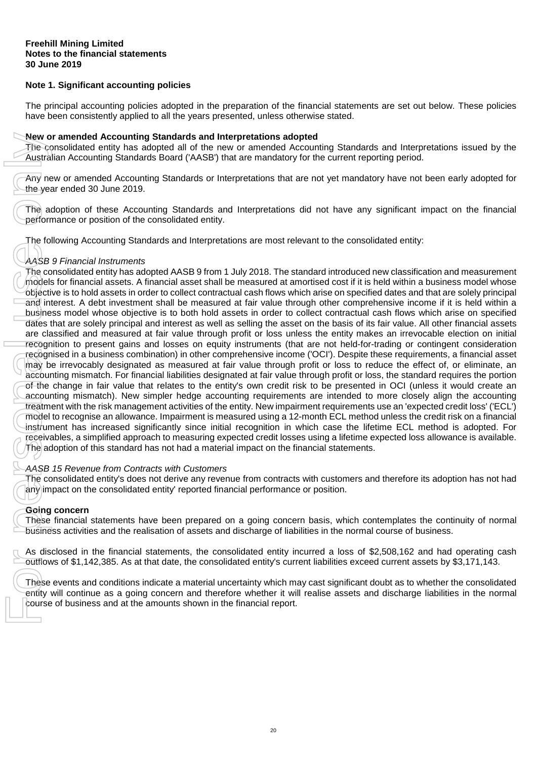**Freehill Mining Limited**
**Notes to the financial statements**
**30 June 2019**

## Note 1. Significant accounting policies

The principal accounting policies adopted in the preparation of the financial statements are set out below. These policies have been consistently applied to all the years presented, unless otherwise stated.

**New or amended Accounting Standards and Interpretations adopted**
The consolidated entity has adopted all of the new or amended Accounting Standards and Interpretations issued by the Australian Accounting Standards Board ('AASB') that are mandatory for the current reporting period.

Any new or amended Accounting Standards or Interpretations that are not yet mandatory have not been early adopted for the year ended 30 June 2019.

The adoption of these Accounting Standards and Interpretations did not have any significant impact on the financial performance or position of the consolidated entity.

The following Accounting Standards and Interpretations are most relevant to the consolidated entity:

*AASB 9 Financial Instruments*
The consolidated entity has adopted AASB 9 from 1 July 2018. The standard introduced new classification and measurement models for financial assets. A financial asset shall be measured at amortised cost if it is held within a business model whose objective is to hold assets in order to collect contractual cash flows which arise on specified dates and that are solely principal and interest. A debt investment shall be measured at fair value through other comprehensive income if it is held within a business model whose objective is to both hold assets in order to collect contractual cash flows which arise on specified dates that are solely principal and interest as well as selling the asset on the basis of its fair value. All other financial assets are classified and measured at fair value through profit or loss unless the entity makes an irrevocable election on initial recognition to present gains and losses on equity instruments (that are not held-for-trading or contingent consideration recognised in a business combination) in other comprehensive income ('OCI'). Despite these requirements, a financial asset may be irrevocably designated as measured at fair value through profit or loss to reduce the effect of, or eliminate, an accounting mismatch. For financial liabilities designated at fair value through profit or loss, the standard requires the portion of the change in fair value that relates to the entity's own credit risk to be presented in OCI (unless it would create an accounting mismatch). New simpler hedge accounting requirements are intended to more closely align the accounting treatment with the risk management activities of the entity. New impairment requirements use an 'expected credit loss' ('ECL') model to recognise an allowance. Impairment is measured using a 12-month ECL method unless the credit risk on a financial instrument has increased significantly since initial recognition in which case the lifetime ECL method is adopted. For receivables, a simplified approach to measuring expected credit losses using a lifetime expected loss allowance is available. The adoption of this standard has not had a material impact on the financial statements.

*AASB 15 Revenue from Contracts with Customers*
The consolidated entity's does not derive any revenue from contracts with customers and therefore its adoption has not had any impact on the consolidated entity' reported financial performance or position.

**Going concern**
These financial statements have been prepared on a going concern basis, which contemplates the continuity of normal business activities and the realisation of assets and discharge of liabilities in the normal course of business.

As disclosed in the financial statements, the consolidated entity incurred a loss of $2,508,162 and had operating cash outflows of $1,142,385. As at that date, the consolidated entity's current liabilities exceed current assets by $3,171,143.

These events and conditions indicate a material uncertainty which may cast significant doubt as to whether the consolidated entity will continue as a going concern and therefore whether it will realise assets and discharge liabilities in the normal course of business and at the amounts shown in the financial report.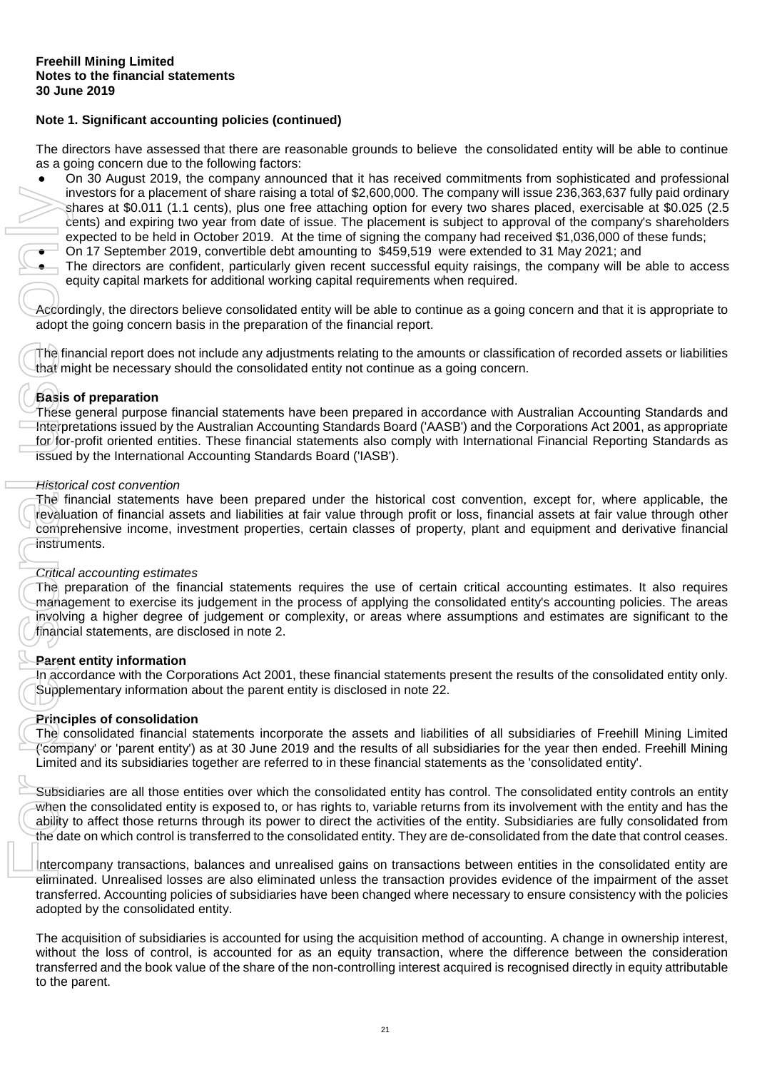**Freehill Mining Limited**
**Notes to the financial statements**
**30 June 2019**

**Note 1. Significant accounting policies (continued)**

The directors have assessed that there are reasonable grounds to believe the consolidated entity will be able to continue as a going concern due to the following factors:

- On 30 August 2019, the company announced that it has received commitments from sophisticated and professional investors for a placement of share raising a total of $2,600,000. The company will issue 236,363,637 fully paid ordinary shares at $0.011 (1.1 cents), plus one free attaching option for every two shares placed, exercisable at $0.025 (2.5 cents) and expiring two year from date of issue. The placement is subject to approval of the company's shareholders expected to be held in October 2019. At the time of signing the company had received $1,036,000 of these funds;
- On 17 September 2019, convertible debt amounting to $459,519 were extended to 31 May 2021; and
- The directors are confident, particularly given recent successful equity raisings, the company will be able to access equity capital markets for additional working capital requirements when required.

Accordingly, the directors believe consolidated entity will be able to continue as a going concern and that it is appropriate to adopt the going concern basis in the preparation of the financial report.

The financial report does not include any adjustments relating to the amounts or classification of recorded assets or liabilities that might be necessary should the consolidated entity not continue as a going concern.

**Basis of preparation**

These general purpose financial statements have been prepared in accordance with Australian Accounting Standards and Interpretations issued by the Australian Accounting Standards Board ('AASB') and the Corporations Act 2001, as appropriate for for-profit oriented entities. These financial statements also comply with International Financial Reporting Standards as issued by the International Accounting Standards Board ('IASB').

*Historical cost convention*

The financial statements have been prepared under the historical cost convention, except for, where applicable, the revaluation of financial assets and liabilities at fair value through profit or loss, financial assets at fair value through other comprehensive income, investment properties, certain classes of property, plant and equipment and derivative financial instruments.

*Critical accounting estimates*

The preparation of the financial statements requires the use of certain critical accounting estimates. It also requires management to exercise its judgement in the process of applying the consolidated entity's accounting policies. The areas involving a higher degree of judgement or complexity, or areas where assumptions and estimates are significant to the financial statements, are disclosed in note 2.

**Parent entity information**

In accordance with the Corporations Act 2001, these financial statements present the results of the consolidated entity only. Supplementary information about the parent entity is disclosed in note 22.

**Principles of consolidation**

The consolidated financial statements incorporate the assets and liabilities of all subsidiaries of Freehill Mining Limited ('company' or 'parent entity') as at 30 June 2019 and the results of all subsidiaries for the year then ended. Freehill Mining Limited and its subsidiaries together are referred to in these financial statements as the 'consolidated entity'.

Subsidiaries are all those entities over which the consolidated entity has control. The consolidated entity controls an entity when the consolidated entity is exposed to, or has rights to, variable returns from its involvement with the entity and has the ability to affect those returns through its power to direct the activities of the entity. Subsidiaries are fully consolidated from the date on which control is transferred to the consolidated entity. They are de-consolidated from the date that control ceases.

Intercompany transactions, balances and unrealised gains on transactions between entities in the consolidated entity are eliminated. Unrealised losses are also eliminated unless the transaction provides evidence of the impairment of the asset transferred. Accounting policies of subsidiaries have been changed where necessary to ensure consistency with the policies adopted by the consolidated entity.

The acquisition of subsidiaries is accounted for using the acquisition method of accounting. A change in ownership interest, without the loss of control, is accounted for as an equity transaction, where the difference between the consideration transferred and the book value of the share of the non-controlling interest acquired is recognised directly in equity attributable to the parent.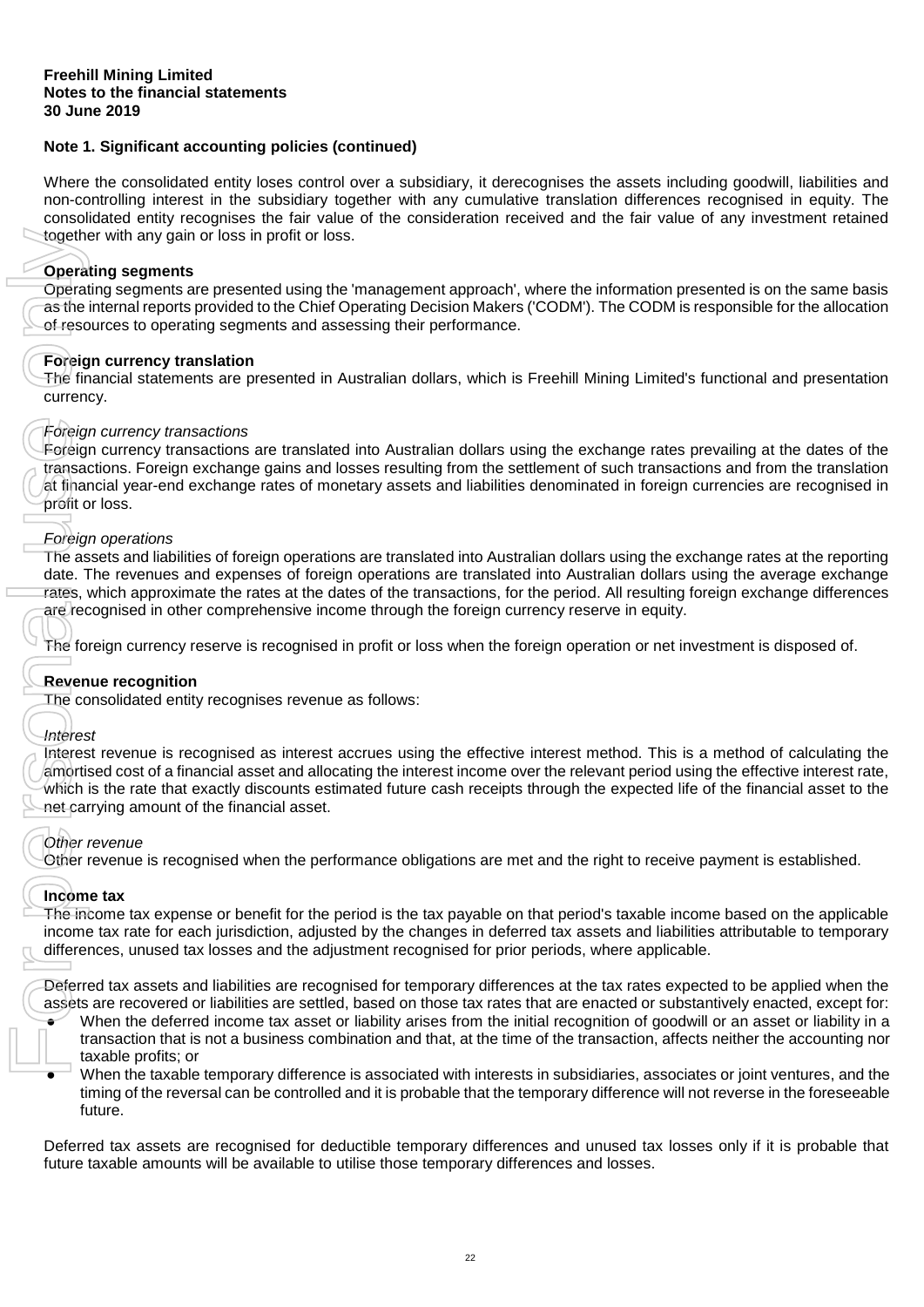**Note 1. Significant accounting policies (continued)**

Where the consolidated entity loses control over a subsidiary, it derecognises the assets including goodwill, liabilities and non-controlling interest in the subsidiary together with any cumulative translation differences recognised in equity. The consolidated entity recognises the fair value of the consideration received and the fair value of any investment retained together with any gain or loss in profit or loss.

**Operating segments**

Operating segments are presented using the 'management approach', where the information presented is on the same basis as the internal reports provided to the Chief Operating Decision Makers ('CODM'). The CODM is responsible for the allocation of resources to operating segments and assessing their performance.

**Foreign currency translation**

The financial statements are presented in Australian dollars, which is Freehill Mining Limited's functional and presentation currency.

*Foreign currency transactions*

Foreign currency transactions are translated into Australian dollars using the exchange rates prevailing at the dates of the transactions. Foreign exchange gains and losses resulting from the settlement of such transactions and from the translation at financial year-end exchange rates of monetary assets and liabilities denominated in foreign currencies are recognised in profit or loss.

*Foreign operations*

The assets and liabilities of foreign operations are translated into Australian dollars using the exchange rates at the reporting date. The revenues and expenses of foreign operations are translated into Australian dollars using the average exchange rates, which approximate the rates at the dates of the transactions, for the period. All resulting foreign exchange differences are recognised in other comprehensive income through the foreign currency reserve in equity.

The foreign currency reserve is recognised in profit or loss when the foreign operation or net investment is disposed of.

**Revenue recognition**

The consolidated entity recognises revenue as follows:

*Interest*

Interest revenue is recognised as interest accrues using the effective interest method. This is a method of calculating the amortised cost of a financial asset and allocating the interest income over the relevant period using the effective interest rate, which is the rate that exactly discounts estimated future cash receipts through the expected life of the financial asset to the net carrying amount of the financial asset.

*Other revenue*

Other revenue is recognised when the performance obligations are met and the right to receive payment is established.

**Income tax**

The income tax expense or benefit for the period is the tax payable on that period's taxable income based on the applicable income tax rate for each jurisdiction, adjusted by the changes in deferred tax assets and liabilities attributable to temporary differences, unused tax losses and the adjustment recognised for prior periods, where applicable.

Deferred tax assets and liabilities are recognised for temporary differences at the tax rates expected to be applied when the assets are recovered or liabilities are settled, based on those tax rates that are enacted or substantively enacted, except for:

- When the deferred income tax asset or liability arises from the initial recognition of goodwill or an asset or liability in a transaction that is not a business combination and that, at the time of the transaction, affects neither the accounting nor taxable profits; or
- When the taxable temporary difference is associated with interests in subsidiaries, associates or joint ventures, and the timing of the reversal can be controlled and it is probable that the temporary difference will not reverse in the foreseeable future.

Deferred tax assets are recognised for deductible temporary differences and unused tax losses only if it is probable that future taxable amounts will be available to utilise those temporary differences and losses.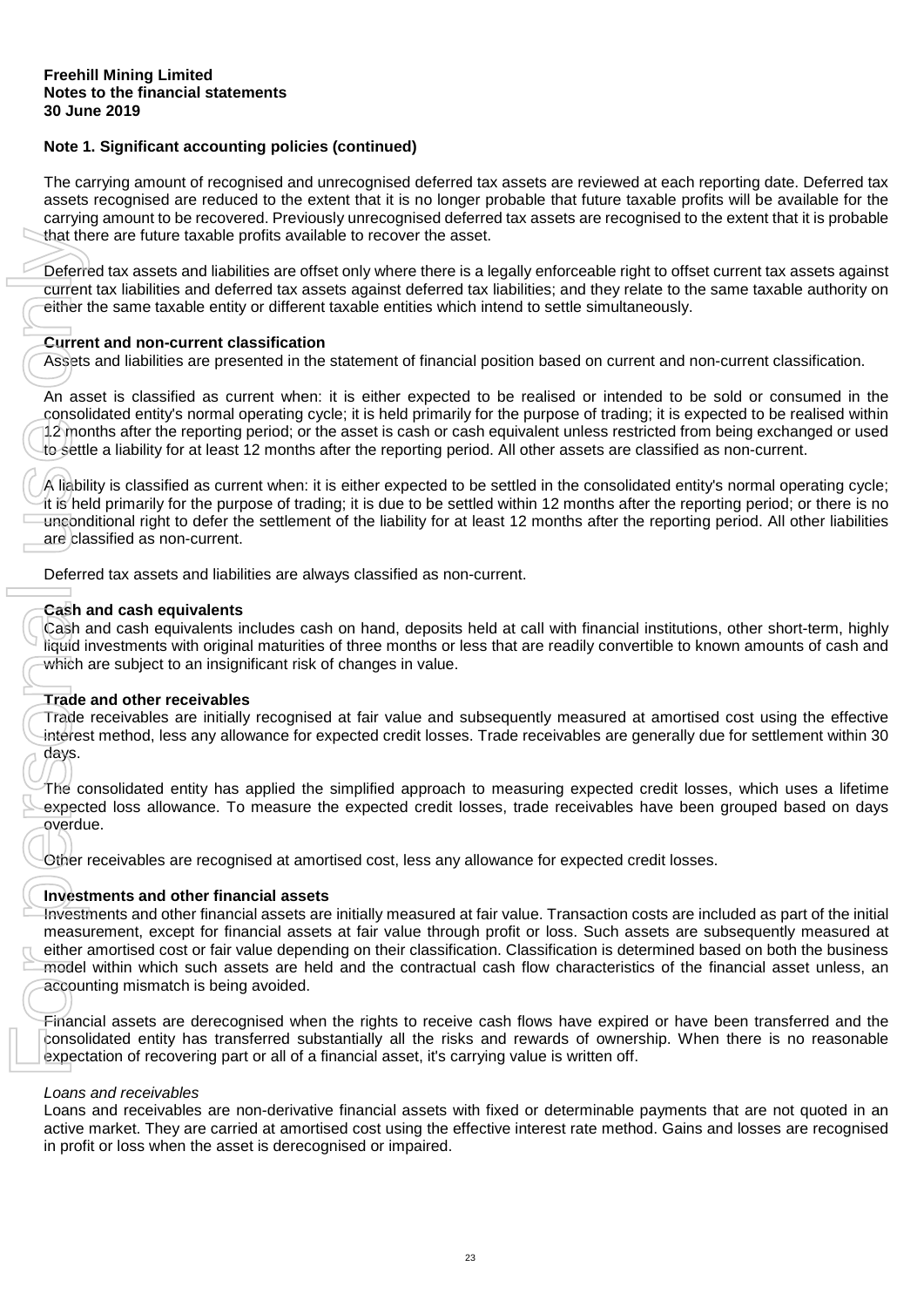**Freehill Mining Limited**
**Notes to the financial statements**
**30 June 2019**

## Note 1. Significant accounting policies (continued)

The carrying amount of recognised and unrecognised deferred tax assets are reviewed at each reporting date. Deferred tax assets recognised are reduced to the extent that it is no longer probable that future taxable profits will be available for the carrying amount to be recovered. Previously unrecognised deferred tax assets are recognised to the extent that it is probable that there are future taxable profits available to recover the asset.

Deferred tax assets and liabilities are offset only where there is a legally enforceable right to offset current tax assets against current tax liabilities and deferred tax assets against deferred tax liabilities; and they relate to the same taxable authority on either the same taxable entity or different taxable entities which intend to settle simultaneously.

### Current and non-current classification

Assets and liabilities are presented in the statement of financial position based on current and non-current classification.

An asset is classified as current when: it is either expected to be realised or intended to be sold or consumed in the consolidated entity's normal operating cycle; it is held primarily for the purpose of trading; it is expected to be realised within 12 months after the reporting period; or the asset is cash or cash equivalent unless restricted from being exchanged or used to settle a liability for at least 12 months after the reporting period. All other assets are classified as non-current.

A liability is classified as current when: it is either expected to be settled in the consolidated entity's normal operating cycle; it is held primarily for the purpose of trading; it is due to be settled within 12 months after the reporting period; or there is no unconditional right to defer the settlement of the liability for at least 12 months after the reporting period. All other liabilities are classified as non-current.

Deferred tax assets and liabilities are always classified as non-current.

### Cash and cash equivalents

Cash and cash equivalents includes cash on hand, deposits held at call with financial institutions, other short-term, highly liquid investments with original maturities of three months or less that are readily convertible to known amounts of cash and which are subject to an insignificant risk of changes in value.

### Trade and other receivables

Trade receivables are initially recognised at fair value and subsequently measured at amortised cost using the effective interest method, less any allowance for expected credit losses. Trade receivables are generally due for settlement within 30 days.

The consolidated entity has applied the simplified approach to measuring expected credit losses, which uses a lifetime expected loss allowance. To measure the expected credit losses, trade receivables have been grouped based on days overdue.

Other receivables are recognised at amortised cost, less any allowance for expected credit losses.

### Investments and other financial assets

Investments and other financial assets are initially measured at fair value. Transaction costs are included as part of the initial measurement, except for financial assets at fair value through profit or loss. Such assets are subsequently measured at either amortised cost or fair value depending on their classification. Classification is determined based on both the business model within which such assets are held and the contractual cash flow characteristics of the financial asset unless, an accounting mismatch is being avoided.

Financial assets are derecognised when the rights to receive cash flows have expired or have been transferred and the consolidated entity has transferred substantially all the risks and rewards of ownership. When there is no reasonable expectation of recovering part or all of a financial asset, it's carrying value is written off.

*Loans and receivables*

Loans and receivables are non-derivative financial assets with fixed or determinable payments that are not quoted in an active market. They are carried at amortised cost using the effective interest rate method. Gains and losses are recognised in profit or loss when the asset is derecognised or impaired.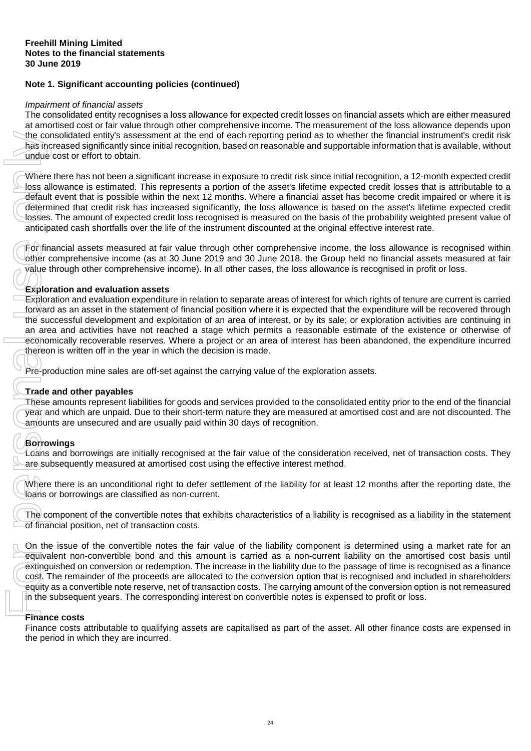**Freehill Mining Limited**
**Notes to the financial statements**
**30 June 2019**

**Note 1. Significant accounting policies (continued)**

*Impairment of financial assets*

The consolidated entity recognises a loss allowance for expected credit losses on financial assets which are either measured at amortised cost or fair value through other comprehensive income. The measurement of the loss allowance depends upon the consolidated entity's assessment at the end of each reporting period as to whether the financial instrument's credit risk has increased significantly since initial recognition, based on reasonable and supportable information that is available, without undue cost or effort to obtain.

Where there has not been a significant increase in exposure to credit risk since initial recognition, a 12-month expected credit loss allowance is estimated. This represents a portion of the asset's lifetime expected credit losses that is attributable to a default event that is possible within the next 12 months. Where a financial asset has become credit impaired or where it is determined that credit risk has increased significantly, the loss allowance is based on the asset's lifetime expected credit losses. The amount of expected credit loss recognised is measured on the basis of the probability weighted present value of anticipated cash shortfalls over the life of the instrument discounted at the original effective interest rate.

For financial assets measured at fair value through other comprehensive income, the loss allowance is recognised within other comprehensive income (as at 30 June 2019 and 30 June 2018, the Group held no financial assets measured at fair value through other comprehensive income). In all other cases, the loss allowance is recognised in profit or loss.

**Exploration and evaluation assets**

Exploration and evaluation expenditure in relation to separate areas of interest for which rights of tenure are current is carried forward as an asset in the statement of financial position where it is expected that the expenditure will be recovered through the successful development and exploitation of an area of interest, or by its sale; or exploration activities are continuing in an area and activities have not reached a stage which permits a reasonable estimate of the existence or otherwise of economically recoverable reserves. Where a project or an area of interest has been abandoned, the expenditure incurred thereon is written off in the year in which the decision is made.

Pre-production mine sales are off-set against the carrying value of the exploration assets.

**Trade and other payables**

These amounts represent liabilities for goods and services provided to the consolidated entity prior to the end of the financial year and which are unpaid. Due to their short-term nature they are measured at amortised cost and are not discounted. The amounts are unsecured and are usually paid within 30 days of recognition.

**Borrowings**

Loans and borrowings are initially recognised at the fair value of the consideration received, net of transaction costs. They are subsequently measured at amortised cost using the effective interest method.

Where there is an unconditional right to defer settlement of the liability for at least 12 months after the reporting date, the loans or borrowings are classified as non-current.

The component of the convertible notes that exhibits characteristics of a liability is recognised as a liability in the statement of financial position, net of transaction costs.

On the issue of the convertible notes the fair value of the liability component is determined using a market rate for an equivalent non-convertible bond and this amount is carried as a non-current liability on the amortised cost basis until extinguished on conversion or redemption. The increase in the liability due to the passage of time is recognised as a finance cost. The remainder of the proceeds are allocated to the conversion option that is recognised and included in shareholders equity as a convertible note reserve, net of transaction costs. The carrying amount of the conversion option is not remeasured in the subsequent years. The corresponding interest on convertible notes is expensed to profit or loss.

**Finance costs**

Finance costs attributable to qualifying assets are capitalised as part of the asset. All other finance costs are expensed in the period in which they are incurred.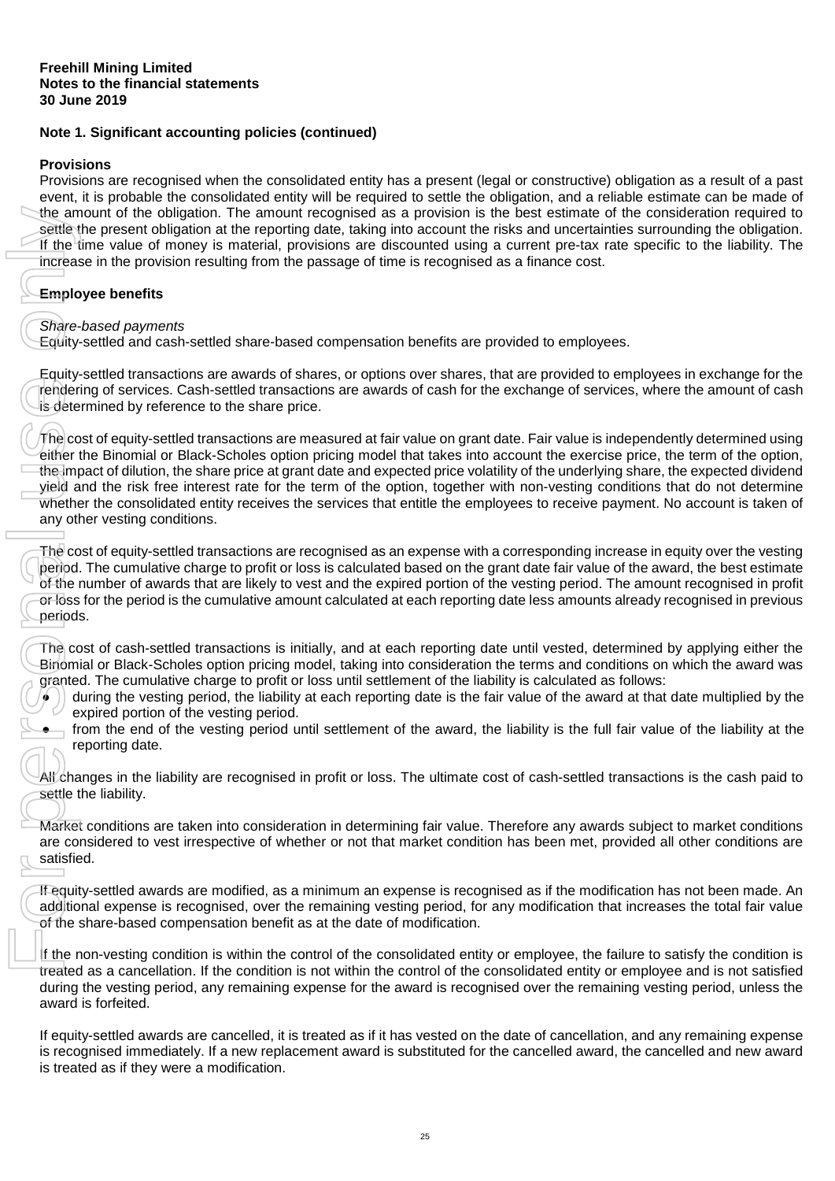**Freehill Mining Limited**
**Notes to the financial statements**
**30 June 2019**

**Note 1. Significant accounting policies (continued)**

**Provisions**

Provisions are recognised when the consolidated entity has a present (legal or constructive) obligation as a result of a past event, it is probable the consolidated entity will be required to settle the obligation, and a reliable estimate can be made of the amount of the obligation. The amount recognised as a provision is the best estimate of the consideration required to settle the present obligation at the reporting date, taking into account the risks and uncertainties surrounding the obligation. If the time value of money is material, provisions are discounted using a current pre-tax rate specific to the liability. The increase in the provision resulting from the passage of time is recognised as a finance cost.

**Employee benefits**

*Share-based payments*

Equity-settled and cash-settled share-based compensation benefits are provided to employees.

Equity-settled transactions are awards of shares, or options over shares, that are provided to employees in exchange for the rendering of services. Cash-settled transactions are awards of cash for the exchange of services, where the amount of cash is determined by reference to the share price.

The cost of equity-settled transactions are measured at fair value on grant date. Fair value is independently determined using either the Binomial or Black-Scholes option pricing model that takes into account the exercise price, the term of the option, the impact of dilution, the share price at grant date and expected price volatility of the underlying share, the expected dividend yield and the risk free interest rate for the term of the option, together with non-vesting conditions that do not determine whether the consolidated entity receives the services that entitle the employees to receive payment. No account is taken of any other vesting conditions.

The cost of equity-settled transactions are recognised as an expense with a corresponding increase in equity over the vesting period. The cumulative charge to profit or loss is calculated based on the grant date fair value of the award, the best estimate of the number of awards that are likely to vest and the expired portion of the vesting period. The amount recognised in profit or loss for the period is the cumulative amount calculated at each reporting date less amounts already recognised in previous periods.

The cost of cash-settled transactions is initially, and at each reporting date until vested, determined by applying either the Binomial or Black-Scholes option pricing model, taking into consideration the terms and conditions on which the award was granted. The cumulative charge to profit or loss until settlement of the liability is calculated as follows:

- during the vesting period, the liability at each reporting date is the fair value of the award at that date multiplied by the expired portion of the vesting period.
- from the end of the vesting period until settlement of the award, the liability is the full fair value of the liability at the reporting date.

All changes in the liability are recognised in profit or loss. The ultimate cost of cash-settled transactions is the cash paid to settle the liability.

Market conditions are taken into consideration in determining fair value. Therefore any awards subject to market conditions are considered to vest irrespective of whether or not that market condition has been met, provided all other conditions are satisfied.

If equity-settled awards are modified, as a minimum an expense is recognised as if the modification has not been made. An additional expense is recognised, over the remaining vesting period, for any modification that increases the total fair value of the share-based compensation benefit as at the date of modification.

If the non-vesting condition is within the control of the consolidated entity or employee, the failure to satisfy the condition is treated as a cancellation. If the condition is not within the control of the consolidated entity or employee and is not satisfied during the vesting period, any remaining expense for the award is recognised over the remaining vesting period, unless the award is forfeited.

If equity-settled awards are cancelled, it is treated as if it has vested on the date of cancellation, and any remaining expense is recognised immediately. If a new replacement award is substituted for the cancelled award, the cancelled and new award is treated as if they were a modification.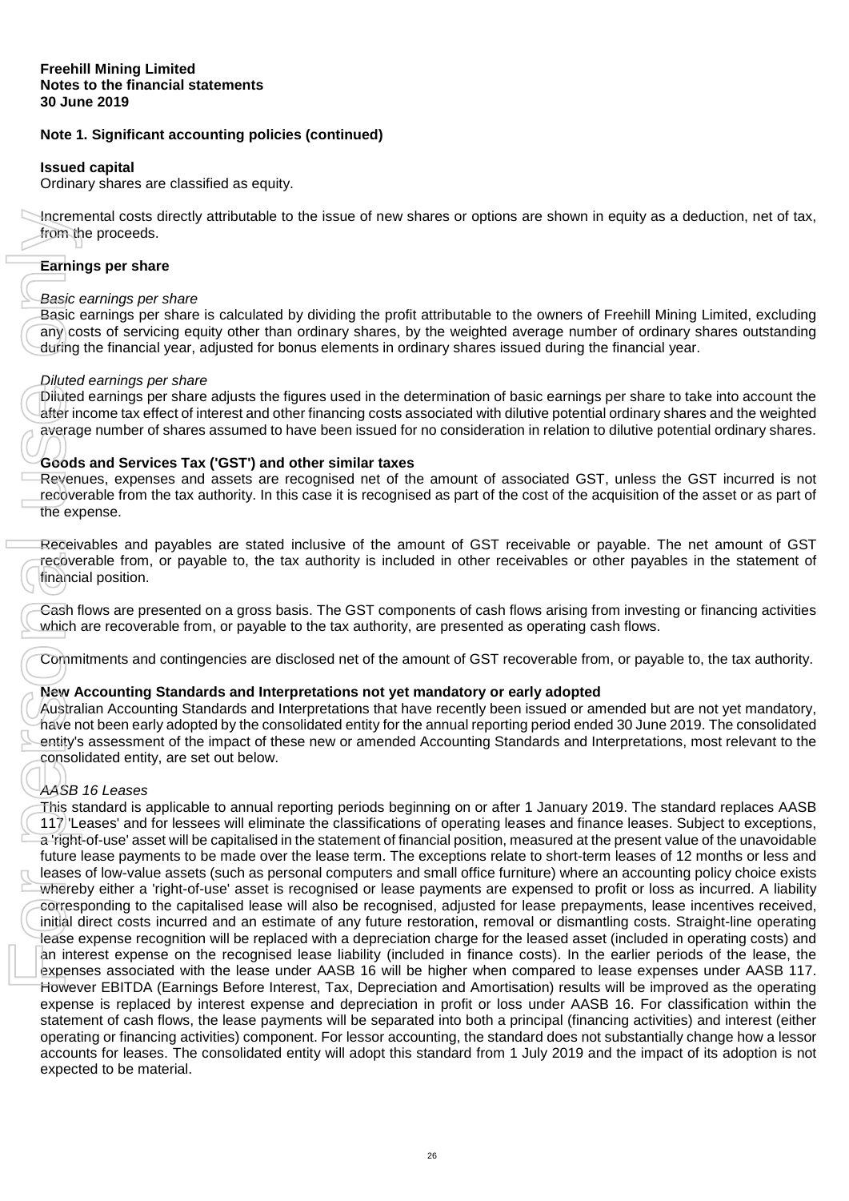**Freehill Mining Limited**
**Notes to the financial statements**
**30 June 2019**

**Note 1. Significant accounting policies (continued)**

**Issued capital**

Ordinary shares are classified as equity.

Incremental costs directly attributable to the issue of new shares or options are shown in equity as a deduction, net of tax, from the proceeds.

**Earnings per share**

*Basic earnings per share*

Basic earnings per share is calculated by dividing the profit attributable to the owners of Freehill Mining Limited, excluding any costs of servicing equity other than ordinary shares, by the weighted average number of ordinary shares outstanding during the financial year, adjusted for bonus elements in ordinary shares issued during the financial year.

*Diluted earnings per share*

Diluted earnings per share adjusts the figures used in the determination of basic earnings per share to take into account the after income tax effect of interest and other financing costs associated with dilutive potential ordinary shares and the weighted average number of shares assumed to have been issued for no consideration in relation to dilutive potential ordinary shares.

**Goods and Services Tax ('GST') and other similar taxes**

Revenues, expenses and assets are recognised net of the amount of associated GST, unless the GST incurred is not recoverable from the tax authority. In this case it is recognised as part of the cost of the acquisition of the asset or as part of the expense.

Receivables and payables are stated inclusive of the amount of GST receivable or payable. The net amount of GST recoverable from, or payable to, the tax authority is included in other receivables or other payables in the statement of financial position.

Cash flows are presented on a gross basis. The GST components of cash flows arising from investing or financing activities which are recoverable from, or payable to the tax authority, are presented as operating cash flows.

Commitments and contingencies are disclosed net of the amount of GST recoverable from, or payable to, the tax authority.

**New Accounting Standards and Interpretations not yet mandatory or early adopted**

Australian Accounting Standards and Interpretations that have recently been issued or amended but are not yet mandatory, have not been early adopted by the consolidated entity for the annual reporting period ended 30 June 2019. The consolidated entity's assessment of the impact of these new or amended Accounting Standards and Interpretations, most relevant to the consolidated entity, are set out below.

*AASB 16 Leases*

This standard is applicable to annual reporting periods beginning on or after 1 January 2019. The standard replaces AASB 117 'Leases' and for lessees will eliminate the classifications of operating leases and finance leases. Subject to exceptions, a 'right-of-use' asset will be capitalised in the statement of financial position, measured at the present value of the unavoidable future lease payments to be made over the lease term. The exceptions relate to short-term leases of 12 months or less and leases of low-value assets (such as personal computers and small office furniture) where an accounting policy choice exists whereby either a 'right-of-use' asset is recognised or lease payments are expensed to profit or loss as incurred. A liability corresponding to the capitalised lease will also be recognised, adjusted for lease prepayments, lease incentives received, initial direct costs incurred and an estimate of any future restoration, removal or dismantling costs. Straight-line operating lease expense recognition will be replaced with a depreciation charge for the leased asset (included in operating costs) and an interest expense on the recognised lease liability (included in finance costs). In the earlier periods of the lease, the expenses associated with the lease under AASB 16 will be higher when compared to lease expenses under AASB 117. However EBITDA (Earnings Before Interest, Tax, Depreciation and Amortisation) results will be improved as the operating expense is replaced by interest expense and depreciation in profit or loss under AASB 16. For classification within the statement of cash flows, the lease payments will be separated into both a principal (financing activities) and interest (either operating or financing activities) component. For lessor accounting, the standard does not substantially change how a lessor accounts for leases. The consolidated entity will adopt this standard from 1 July 2019 and the impact of its adoption is not expected to be material.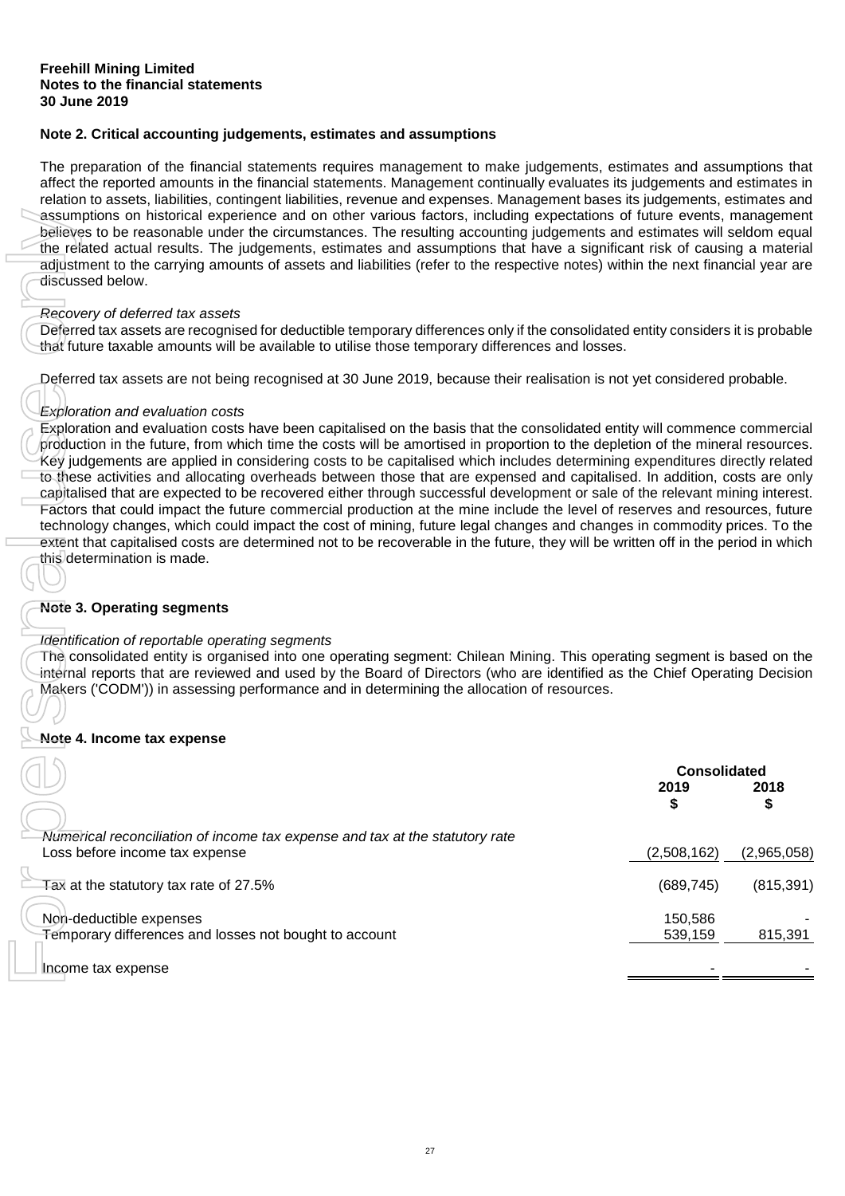**Freehill Mining Limited**
**Notes to the financial statements**
**30 June 2019**

## Note 2. Critical accounting judgements, estimates and assumptions

The preparation of the financial statements requires management to make judgements, estimates and assumptions that affect the reported amounts in the financial statements. Management continually evaluates its judgements and estimates in relation to assets, liabilities, contingent liabilities, revenue and expenses. Management bases its judgements, estimates and assumptions on historical experience and on other various factors, including expectations of future events, management believes to be reasonable under the circumstances. The resulting accounting judgements and estimates will seldom equal the related actual results. The judgements, estimates and assumptions that have a significant risk of causing a material adjustment to the carrying amounts of assets and liabilities (refer to the respective notes) within the next financial year are discussed below.

*Recovery of deferred tax assets*
Deferred tax assets are recognised for deductible temporary differences only if the consolidated entity considers it is probable that future taxable amounts will be available to utilise those temporary differences and losses.

Deferred tax assets are not being recognised at 30 June 2019, because their realisation is not yet considered probable.

*Exploration and evaluation costs*
Exploration and evaluation costs have been capitalised on the basis that the consolidated entity will commence commercial production in the future, from which time the costs will be amortised in proportion to the depletion of the mineral resources. Key judgements are applied in considering costs to be capitalised which includes determining expenditures directly related to these activities and allocating overheads between those that are expensed and capitalised. In addition, costs are only capitalised that are expected to be recovered either through successful development or sale of the relevant mining interest. Factors that could impact the future commercial production at the mine include the level of reserves and resources, future technology changes, which could impact the cost of mining, future legal changes and changes in commodity prices. To the extent that capitalised costs are determined not to be recoverable in the future, they will be written off in the period in which this determination is made.

## Note 3. Operating segments

*Identification of reportable operating segments*
The consolidated entity is organised into one operating segment: Chilean Mining. This operating segment is based on the internal reports that are reviewed and used by the Board of Directors (who are identified as the Chief Operating Decision Makers ('CODM')) in assessing performance and in determining the allocation of resources.

## Note 4. Income tax expense

| | Consolidated | |
|---|---|---|
| | 2019 $ | 2018 $ |
| *Numerical reconciliation of income tax expense and tax at the statutory rate* | | |
| Loss before income tax expense | (2,508,162) | (2,965,058) |
| Tax at the statutory tax rate of 27.5% | (689,745) | (815,391) |
| Non-deductible expenses | 150,586 | - |
| Temporary differences and losses not bought to account | 539,159 | 815,391 |
| Income tax expense | - | - |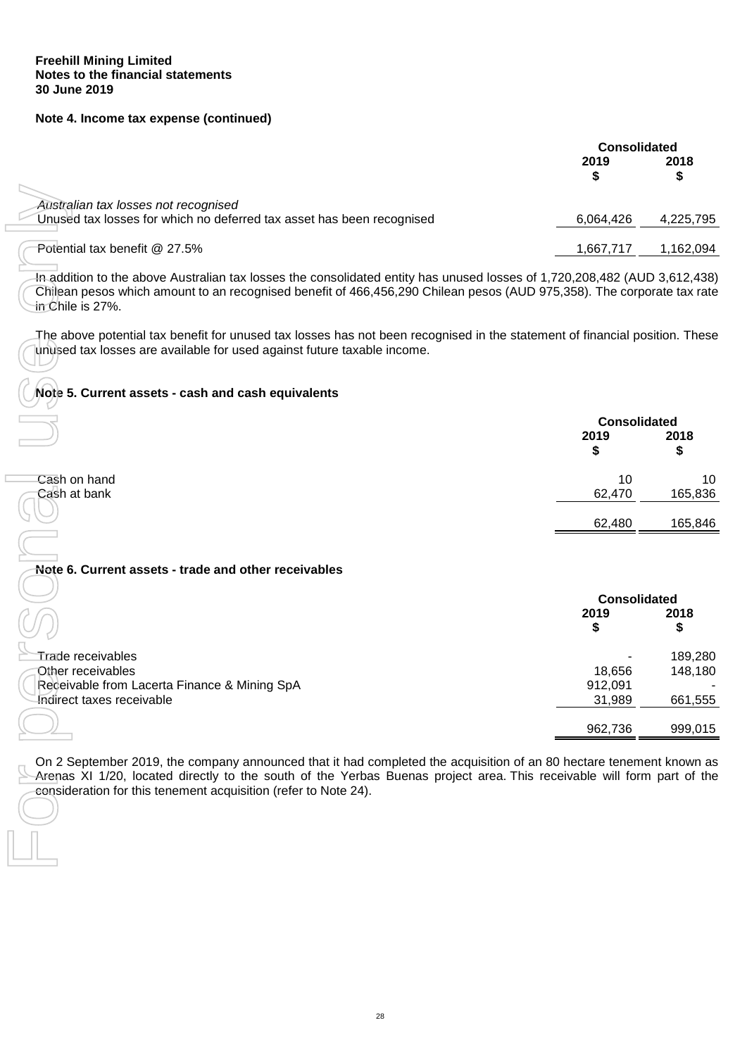**Freehill Mining Limited**
**Notes to the financial statements**
**30 June 2019**

**Note 4. Income tax expense (continued)**

| | Consolidated | |
|---|---|---|
| | 2019 | 2018 |
| | $ | $ |
| *Australian tax losses not recognised* | | |
| Unused tax losses for which no deferred tax asset has been recognised | 6,064,426 | 4,225,795 |
| Potential tax benefit @ 27.5% | 1,667,717 | 1,162,094 |

In addition to the above Australian tax losses the consolidated entity has unused losses of 1,720,208,482 (AUD 3,612,438) Chilean pesos which amount to an recognised benefit of 466,456,290 Chilean pesos (AUD 975,358). The corporate tax rate in Chile is 27%.

The above potential tax benefit for unused tax losses has not been recognised in the statement of financial position. These unused tax losses are available for used against future taxable income.

## Note 5. Current assets - cash and cash equivalents

| | Consolidated | |
|---|---|---|
| | 2019 | 2018 |
| | $ | $ |
| Cash on hand | 10 | 10 |
| Cash at bank | 62,470 | 165,836 |
| | 62,480 | 165,846 |

## Note 6. Current assets - trade and other receivables

| | Consolidated | |
|---|---|---|
| | 2019 | 2018 |
| | $ | $ |
| Trade receivables | - | 189,280 |
| Other receivables | 18,656 | 148,180 |
| Receivable from Lacerta Finance & Mining SpA | 912,091 | - |
| Indirect taxes receivable | 31,989 | 661,555 |
| | 962,736 | 999,015 |

On 2 September 2019, the company announced that it had completed the acquisition of an 80 hectare tenement known as Arenas XI 1/20, located directly to the south of the Yerbas Buenas project area. This receivable will form part of the consideration for this tenement acquisition (refer to Note 24).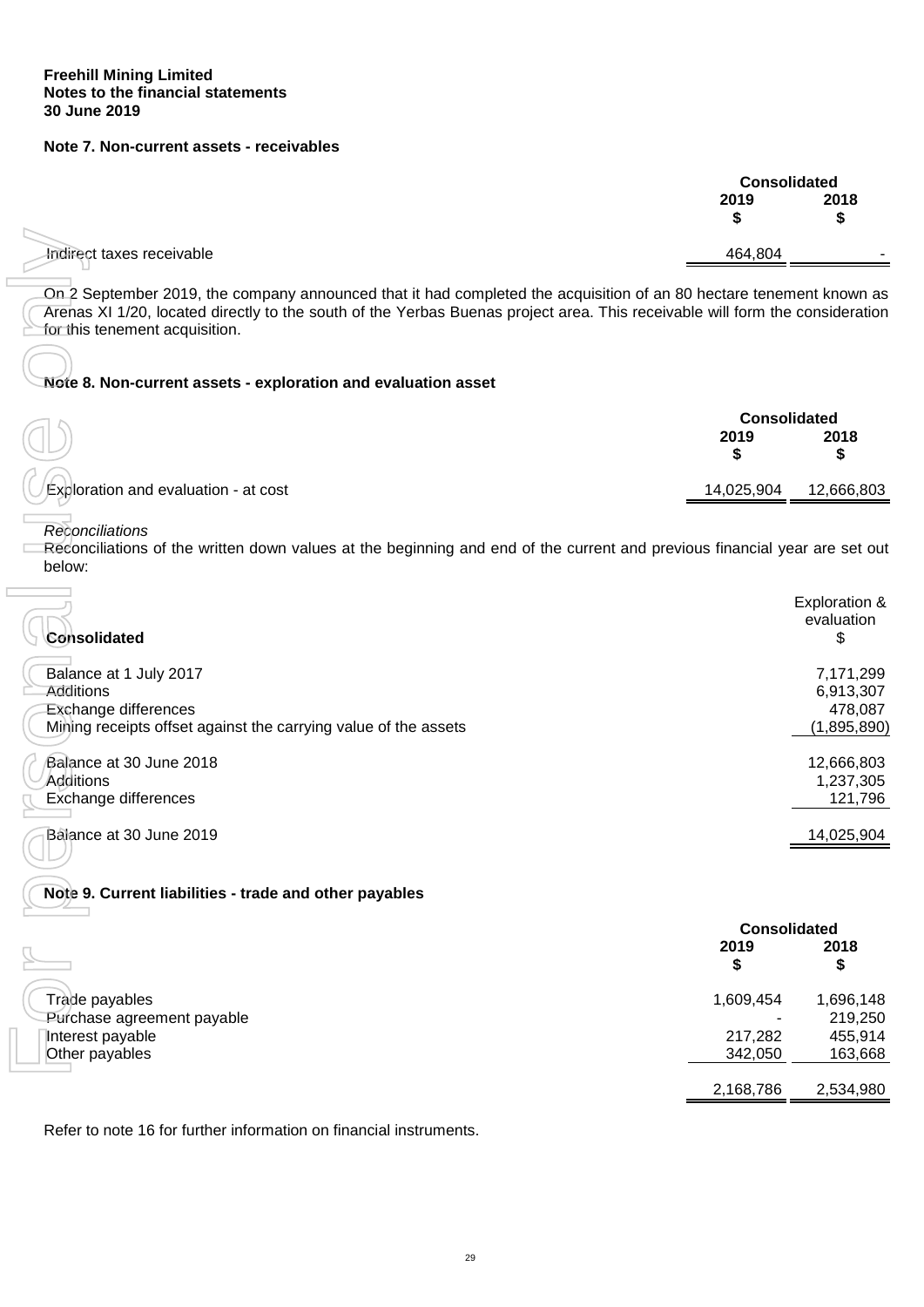**Freehill Mining Limited**
**Notes to the financial statements**
**30 June 2019**

## Note 7. Non-current assets - receivables

| | Consolidated | |
|---|---|---|
| | 2019 $ | 2018 $ |
| Indirect taxes receivable | 464,804 | - |

On 2 September 2019, the company announced that it had completed the acquisition of an 80 hectare tenement known as Arenas XI 1/20, located directly to the south of the Yerbas Buenas project area. This receivable will form the consideration for this tenement acquisition.

## Note 8. Non-current assets - exploration and evaluation asset

| | Consolidated | |
|---|---|---|
| | 2019 $ | 2018 $ |
| Exploration and evaluation - at cost | 14,025,904 | 12,666,803 |

*Reconciliations*
Reconciliations of the written down values at the beginning and end of the current and previous financial year are set out below:

| Consolidated | Exploration & evaluation $ |
|---|---|
| Balance at 1 July 2017 | 7,171,299 |
| Additions | 6,913,307 |
| Exchange differences | 478,087 |
| Mining receipts offset against the carrying value of the assets | (1,895,890) |
| Balance at 30 June 2018 | 12,666,803 |
| Additions | 1,237,305 |
| Exchange differences | 121,796 |
| Balance at 30 June 2019 | 14,025,904 |

## Note 9. Current liabilities - trade and other payables

| | Consolidated | |
|---|---|---|
| | 2019 $ | 2018 $ |
| Trade payables | 1,609,454 | 1,696,148 |
| Purchase agreement payable | - | 219,250 |
| Interest payable | 217,282 | 455,914 |
| Other payables | 342,050 | 163,668 |
| | 2,168,786 | 2,534,980 |

Refer to note 16 for further information on financial instruments.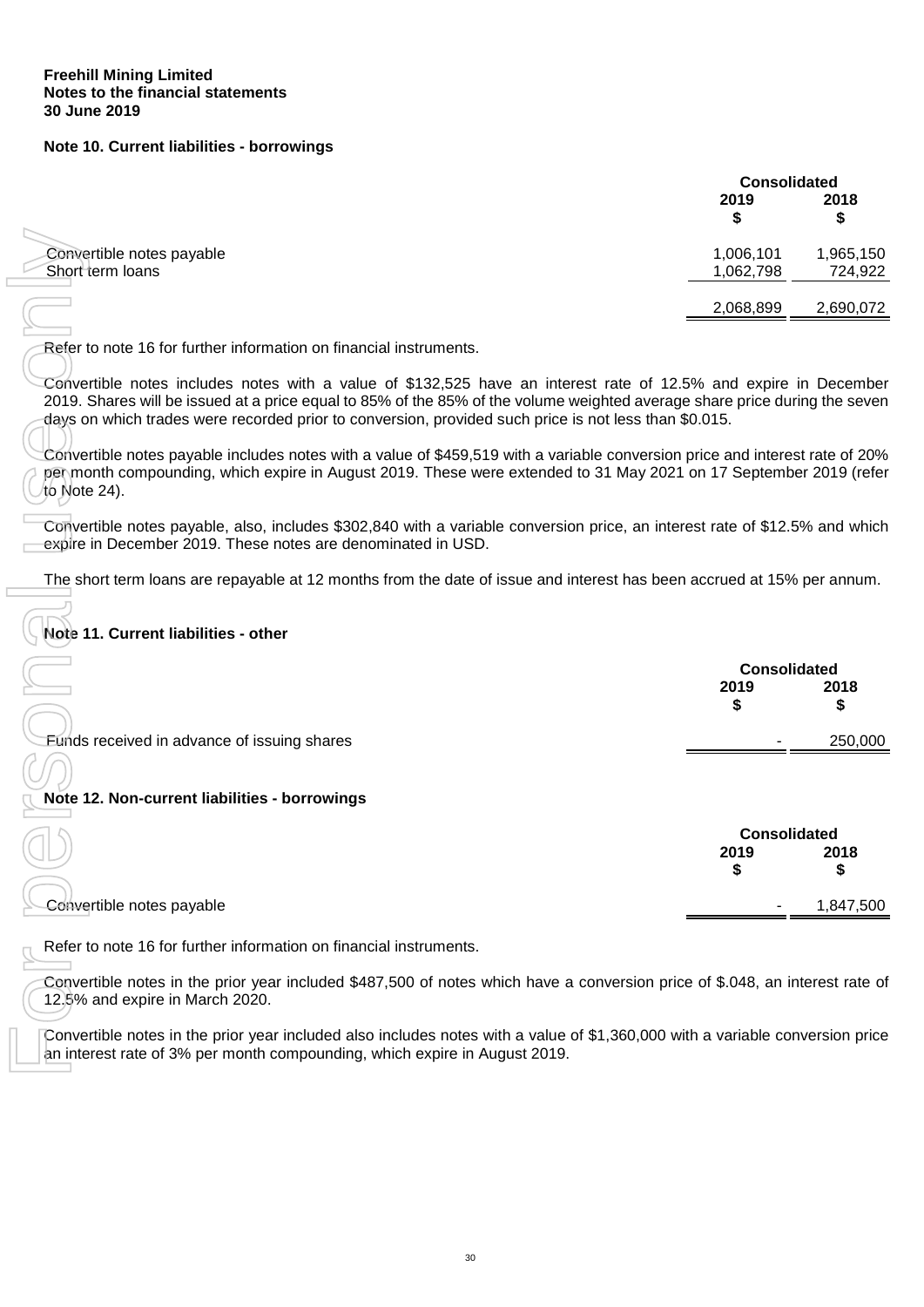**Freehill Mining Limited**
**Notes to the financial statements**
**30 June 2019**

## Note 10. Current liabilities - borrowings

| | Consolidated | |
|---|---|---|
| | 2019 | 2018 |
| | $ | $ |
| Convertible notes payable | 1,006,101 | 1,965,150 |
| Short term loans | 1,062,798 | 724,922 |
| | 2,068,899 | 2,690,072 |

Refer to note 16 for further information on financial instruments.

Convertible notes includes notes with a value of $132,525 have an interest rate of 12.5% and expire in December 2019. Shares will be issued at a price equal to 85% of the 85% of the volume weighted average share price during the seven days on which trades were recorded prior to conversion, provided such price is not less than $0.015.

Convertible notes payable includes notes with a value of $459,519 with a variable conversion price and interest rate of 20% per month compounding, which expire in August 2019. These were extended to 31 May 2021 on 17 September 2019 (refer to Note 24).

Convertible notes payable, also, includes $302,840 with a variable conversion price, an interest rate of $12.5% and which expire in December 2019. These notes are denominated in USD.

The short term loans are repayable at 12 months from the date of issue and interest has been accrued at 15% per annum.

## Note 11. Current liabilities - other

| | Consolidated | |
|---|---|---|
| | 2019 | 2018 |
| | $ | $ |
| Funds received in advance of issuing shares | - | 250,000 |

## Note 12. Non-current liabilities - borrowings

| | Consolidated | |
|---|---|---|
| | 2019 | 2018 |
| | $ | $ |
| Convertible notes payable | - | 1,847,500 |

Refer to note 16 for further information on financial instruments.

Convertible notes in the prior year included $487,500 of notes which have a conversion price of $.048, an interest rate of 12.5% and expire in March 2020.

Convertible notes in the prior year included also includes notes with a value of $1,360,000 with a variable conversion price an interest rate of 3% per month compounding, which expire in August 2019.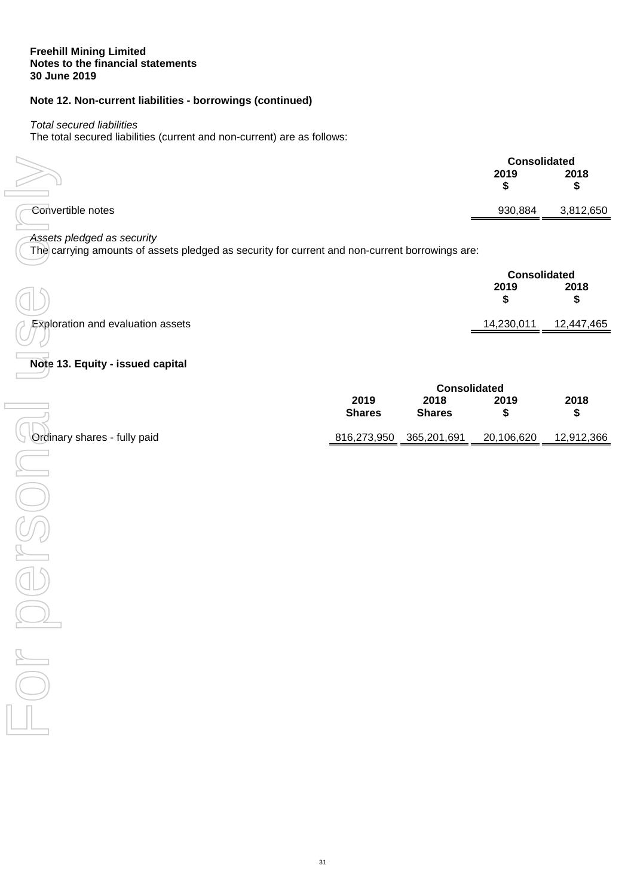**Freehill Mining Limited**
**Notes to the financial statements**
**30 June 2019**

## Note 12. Non-current liabilities - borrowings (continued)

*Total secured liabilities*
The total secured liabilities (current and non-current) are as follows:

| | Consolidated | |
|---|---|---|
| | 2019 $ | 2018 $ |
| Convertible notes | 930,884 | 3,812,650 |

*Assets pledged as security*
The carrying amounts of assets pledged as security for current and non-current borrowings are:

| | Consolidated | |
|---|---|---|
| | 2019 $ | 2018 $ |
| Exploration and evaluation assets | 14,230,011 | 12,447,465 |

## Note 13. Equity - issued capital

| | Consolidated | | | |
|---|---|---|---|---|
| | 2019 Shares | 2018 Shares | 2019 $ | 2018 $ |
| Ordinary shares - fully paid | 816,273,950 | 365,201,691 | 20,106,620 | 12,912,366 |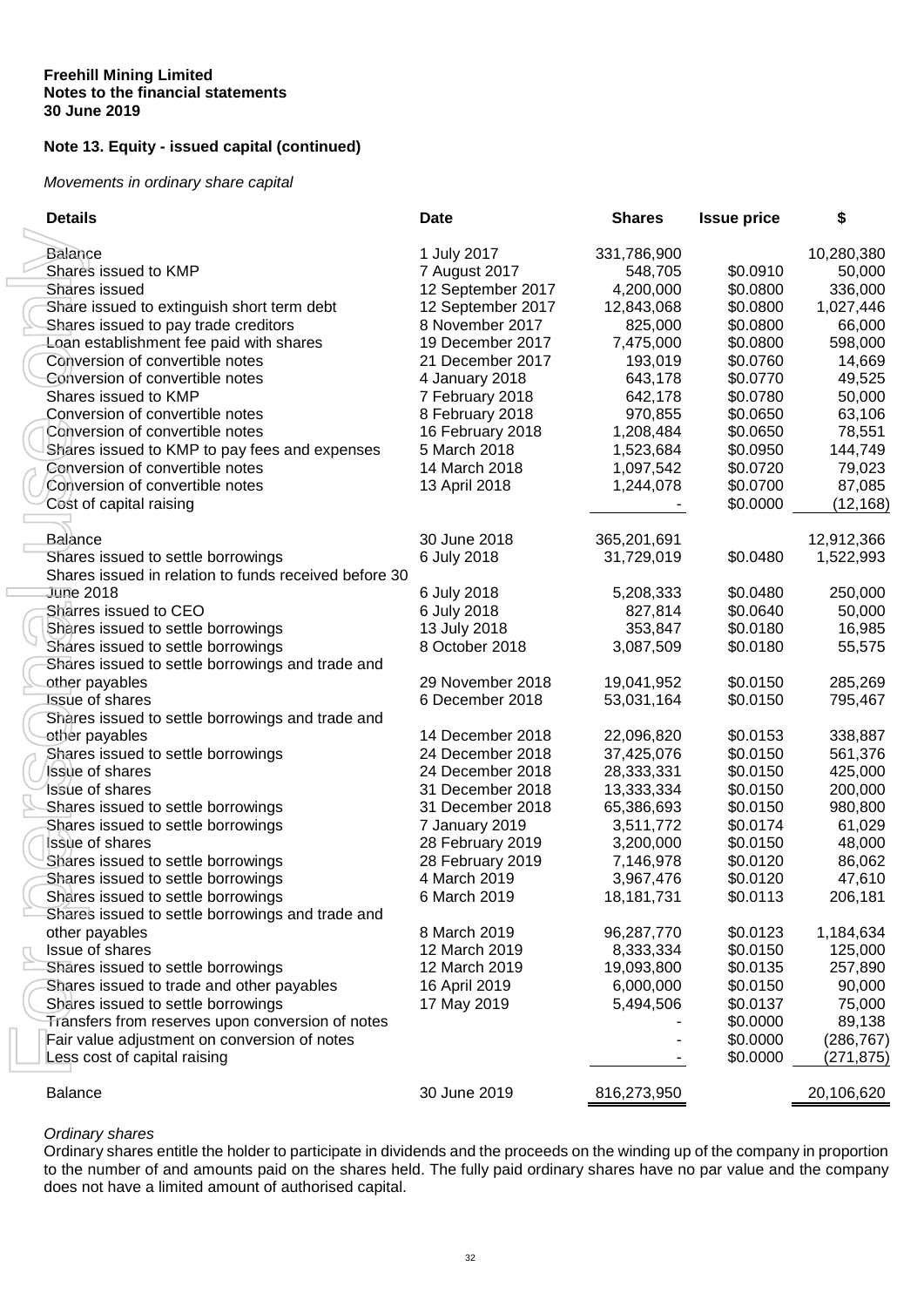**Freehill Mining Limited**
**Notes to the financial statements**
**30 June 2019**

### Note 13. Equity - issued capital (continued)

*Movements in ordinary share capital*

| Details | Date | Shares | Issue price | $ |
|---|---|---|---|---|
| Balance | 1 July 2017 | 331,786,900 | | 10,280,380 |
| Shares issued to KMP | 7 August 2017 | 548,705 | $0.0910 | 50,000 |
| Shares issued | 12 September 2017 | 4,200,000 | $0.0800 | 336,000 |
| Share issued to extinguish short term debt | 12 September 2017 | 12,843,068 | $0.0800 | 1,027,446 |
| Shares issued to pay trade creditors | 8 November 2017 | 825,000 | $0.0800 | 66,000 |
| Loan establishment fee paid with shares | 19 December 2017 | 7,475,000 | $0.0800 | 598,000 |
| Conversion of convertible notes | 21 December 2017 | 193,019 | $0.0760 | 14,669 |
| Conversion of convertible notes | 4 January 2018 | 643,178 | $0.0770 | 49,525 |
| Shares issued to KMP | 7 February 2018 | 642,178 | $0.0780 | 50,000 |
| Conversion of convertible notes | 8 February 2018 | 970,855 | $0.0650 | 63,106 |
| Conversion of convertible notes | 16 February 2018 | 1,208,484 | $0.0650 | 78,551 |
| Shares issued to KMP to pay fees and expenses | 5 March 2018 | 1,523,684 | $0.0950 | 144,749 |
| Conversion of convertible notes | 14 March 2018 | 1,097,542 | $0.0720 | 79,023 |
| Conversion of convertible notes | 13 April 2018 | 1,244,078 | $0.0700 | 87,085 |
| Cost of capital raising | | - | $0.0000 | (12,168) |
| Balance | 30 June 2018 | 365,201,691 | | 12,912,366 |
| Shares issued to settle borrowings | 6 July 2018 | 31,729,019 | $0.0480 | 1,522,993 |
| Shares issued in relation to funds received before 30 June 2018 | 6 July 2018 | 5,208,333 | $0.0480 | 250,000 |
| Sharres issued to CEO | 6 July 2018 | 827,814 | $0.0640 | 50,000 |
| Shares issued to settle borrowings | 13 July 2018 | 353,847 | $0.0180 | 16,985 |
| Shares issued to settle borrowings | 8 October 2018 | 3,087,509 | $0.0180 | 55,575 |
| Shares issued to settle borrowings and trade and other payables | 29 November 2018 | 19,041,952 | $0.0150 | 285,269 |
| Issue of shares | 6 December 2018 | 53,031,164 | $0.0150 | 795,467 |
| Shares issued to settle borrowings and trade and other payables | 14 December 2018 | 22,096,820 | $0.0153 | 338,887 |
| Shares issued to settle borrowings | 24 December 2018 | 37,425,076 | $0.0150 | 561,376 |
| Issue of shares | 24 December 2018 | 28,333,331 | $0.0150 | 425,000 |
| Issue of shares | 31 December 2018 | 13,333,334 | $0.0150 | 200,000 |
| Shares issued to settle borrowings | 31 December 2018 | 65,386,693 | $0.0150 | 980,800 |
| Shares issued to settle borrowings | 7 January 2019 | 3,511,772 | $0.0174 | 61,029 |
| Issue of shares | 28 February 2019 | 3,200,000 | $0.0150 | 48,000 |
| Shares issued to settle borrowings | 28 February 2019 | 7,146,978 | $0.0120 | 86,062 |
| Shares issued to settle borrowings | 4 March 2019 | 3,967,476 | $0.0120 | 47,610 |
| Shares issued to settle borrowings | 6 March 2019 | 18,181,731 | $0.0113 | 206,181 |
| Shares issued to settle borrowings and trade and other payables | 8 March 2019 | 96,287,770 | $0.0123 | 1,184,634 |
| Issue of shares | 12 March 2019 | 8,333,334 | $0.0150 | 125,000 |
| Shares issued to settle borrowings | 12 March 2019 | 19,093,800 | $0.0135 | 257,890 |
| Shares issued to trade and other payables | 16 April 2019 | 6,000,000 | $0.0150 | 90,000 |
| Shares issued to settle borrowings | 17 May 2019 | 5,494,506 | $0.0137 | 75,000 |
| Transfers from reserves upon conversion of notes | | - | $0.0000 | 89,138 |
| Fair value adjustment on conversion of notes | | - | $0.0000 | (286,767) |
| Less cost of capital raising | | - | $0.0000 | (271,875) |
| Balance | 30 June 2019 | 816,273,950 | | 20,106,620 |

*Ordinary shares*

Ordinary shares entitle the holder to participate in dividends and the proceeds on the winding up of the company in proportion to the number of and amounts paid on the shares held. The fully paid ordinary shares have no par value and the company does not have a limited amount of authorised capital.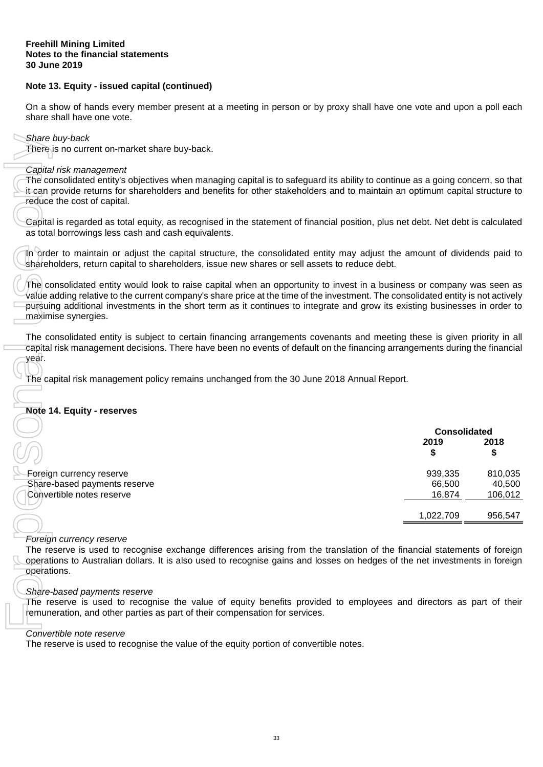**Freehill Mining Limited**
**Notes to the financial statements**
**30 June 2019**

**Note 13. Equity - issued capital (continued)**

On a show of hands every member present at a meeting in person or by proxy shall have one vote and upon a poll each share shall have one vote.

*Share buy-back*
There is no current on-market share buy-back.

*Capital risk management*
The consolidated entity's objectives when managing capital is to safeguard its ability to continue as a going concern, so that it can provide returns for shareholders and benefits for other stakeholders and to maintain an optimum capital structure to reduce the cost of capital.

Capital is regarded as total equity, as recognised in the statement of financial position, plus net debt. Net debt is calculated as total borrowings less cash and cash equivalents.

In order to maintain or adjust the capital structure, the consolidated entity may adjust the amount of dividends paid to shareholders, return capital to shareholders, issue new shares or sell assets to reduce debt.

The consolidated entity would look to raise capital when an opportunity to invest in a business or company was seen as value adding relative to the current company's share price at the time of the investment. The consolidated entity is not actively pursuing additional investments in the short term as it continues to integrate and grow its existing businesses in order to maximise synergies.

The consolidated entity is subject to certain financing arrangements covenants and meeting these is given priority in all capital risk management decisions. There have been no events of default on the financing arrangements during the financial year.

The capital risk management policy remains unchanged from the 30 June 2018 Annual Report.

**Note 14. Equity - reserves**

| | Consolidated | |
|---|---|---|
| | 2019 $ | 2018 $ |
| Foreign currency reserve | 939,335 | 810,035 |
| Share-based payments reserve | 66,500 | 40,500 |
| Convertible notes reserve | 16,874 | 106,012 |
| | 1,022,709 | 956,547 |

*Foreign currency reserve*
The reserve is used to recognise exchange differences arising from the translation of the financial statements of foreign operations to Australian dollars. It is also used to recognise gains and losses on hedges of the net investments in foreign operations.

*Share-based payments reserve*
The reserve is used to recognise the value of equity benefits provided to employees and directors as part of their remuneration, and other parties as part of their compensation for services.

*Convertible note reserve*
The reserve is used to recognise the value of the equity portion of convertible notes.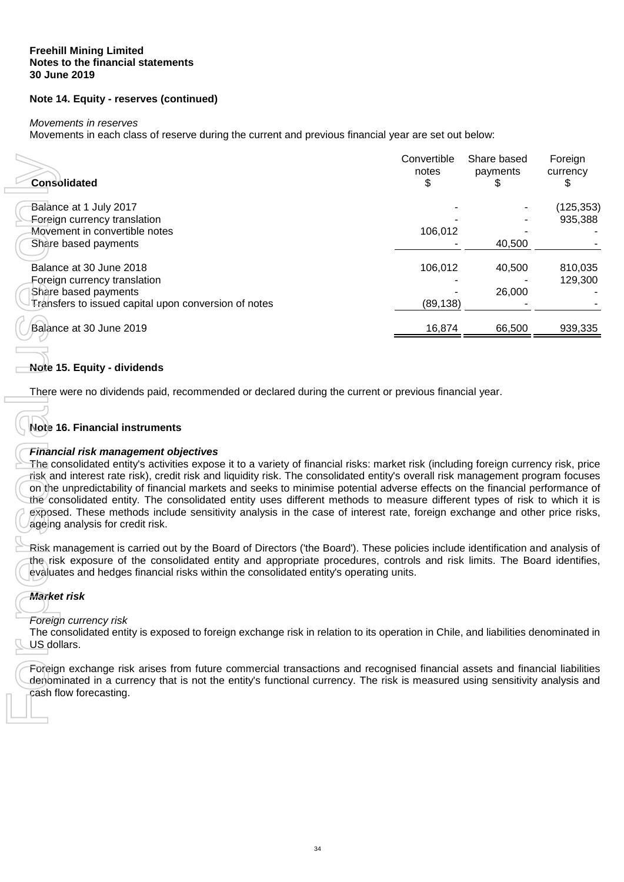**Freehill Mining Limited**
**Notes to the financial statements**
**30 June 2019**

## Note 14. Equity - reserves (continued)

*Movements in reserves*
Movements in each class of reserve during the current and previous financial year are set out below:

| Consolidated | Convertible notes $ | Share based payments $ | Foreign currency $ |
|---|---|---|---|
| Balance at 1 July 2017 | - | - | (125,353) |
| Foreign currency translation | - | - | 935,388 |
| Movement in convertible notes | 106,012 | - | - |
| Share based payments | - | 40,500 | - |
| Balance at 30 June 2018 | 106,012 | 40,500 | 810,035 |
| Foreign currency translation | - | - | 129,300 |
| Share based payments | - | 26,000 | - |
| Transfers to issued capital upon conversion of notes | (89,138) | - | - |
| Balance at 30 June 2019 | 16,874 | 66,500 | 939,335 |

## Note 15. Equity - dividends

There were no dividends paid, recommended or declared during the current or previous financial year.

## Note 16. Financial instruments

***Financial risk management objectives***
The consolidated entity's activities expose it to a variety of financial risks: market risk (including foreign currency risk, price risk and interest rate risk), credit risk and liquidity risk. The consolidated entity's overall risk management program focuses on the unpredictability of financial markets and seeks to minimise potential adverse effects on the financial performance of the consolidated entity. The consolidated entity uses different methods to measure different types of risk to which it is exposed. These methods include sensitivity analysis in the case of interest rate, foreign exchange and other price risks, ageing analysis for credit risk.

Risk management is carried out by the Board of Directors ('the Board'). These policies include identification and analysis of the risk exposure of the consolidated entity and appropriate procedures, controls and risk limits. The Board identifies, evaluates and hedges financial risks within the consolidated entity's operating units.

***Market risk***

*Foreign currency risk*
The consolidated entity is exposed to foreign exchange risk in relation to its operation in Chile, and liabilities denominated in US dollars.

Foreign exchange risk arises from future commercial transactions and recognised financial assets and financial liabilities denominated in a currency that is not the entity's functional currency. The risk is measured using sensitivity analysis and cash flow forecasting.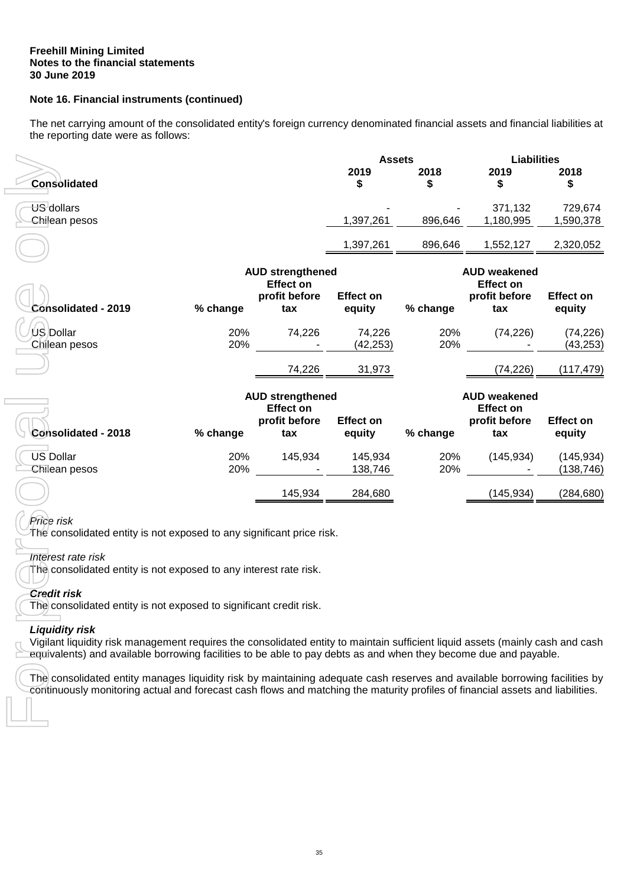**Freehill Mining Limited**
**Notes to the financial statements**
**30 June 2019**

**Note 16. Financial instruments (continued)**

The net carrying amount of the consolidated entity's foreign currency denominated financial assets and financial liabilities at the reporting date were as follows:

| | Assets | | Liabilities | |
|---|---|---|---|---|
| **Consolidated** | **2019 $** | **2018 $** | **2019 $** | **2018 $** |
| US dollars | - | - | 371,132 | 729,674 |
| Chilean pesos | 1,397,261 | 896,646 | 1,180,995 | 1,590,378 |
| | 1,397,261 | 896,646 | 1,552,127 | 2,320,052 |

| | AUD strengthened | | | AUD weakened | | |
|---|---|---|---|---|---|---|
| **Consolidated - 2019** | **% change** | **Effect on profit before tax** | **Effect on equity** | **% change** | **Effect on profit before tax** | **Effect on equity** |
| US Dollar | 20% | 74,226 | 74,226 | 20% | (74,226) | (74,226) |
| Chilean pesos | 20% | - | (42,253) | 20% | - | (43,253) |
| | | 74,226 | 31,973 | | (74,226) | (117,479) |

| | AUD strengthened | | | AUD weakened | | |
|---|---|---|---|---|---|---|
| **Consolidated - 2018** | **% change** | **Effect on profit before tax** | **Effect on equity** | **% change** | **Effect on profit before tax** | **Effect on equity** |
| US Dollar | 20% | 145,934 | 145,934 | 20% | (145,934) | (145,934) |
| Chilean pesos | 20% | - | 138,746 | 20% | - | (138,746) |
| | | 145,934 | 284,680 | | (145,934) | (284,680) |

*Price risk*
The consolidated entity is not exposed to any significant price risk.

*Interest rate risk*
The consolidated entity is not exposed to any interest rate risk.

***Credit risk***
The consolidated entity is not exposed to significant credit risk.

***Liquidity risk***
Vigilant liquidity risk management requires the consolidated entity to maintain sufficient liquid assets (mainly cash and cash equivalents) and available borrowing facilities to be able to pay debts as and when they become due and payable.

The consolidated entity manages liquidity risk by maintaining adequate cash reserves and available borrowing facilities by continuously monitoring actual and forecast cash flows and matching the maturity profiles of financial assets and liabilities.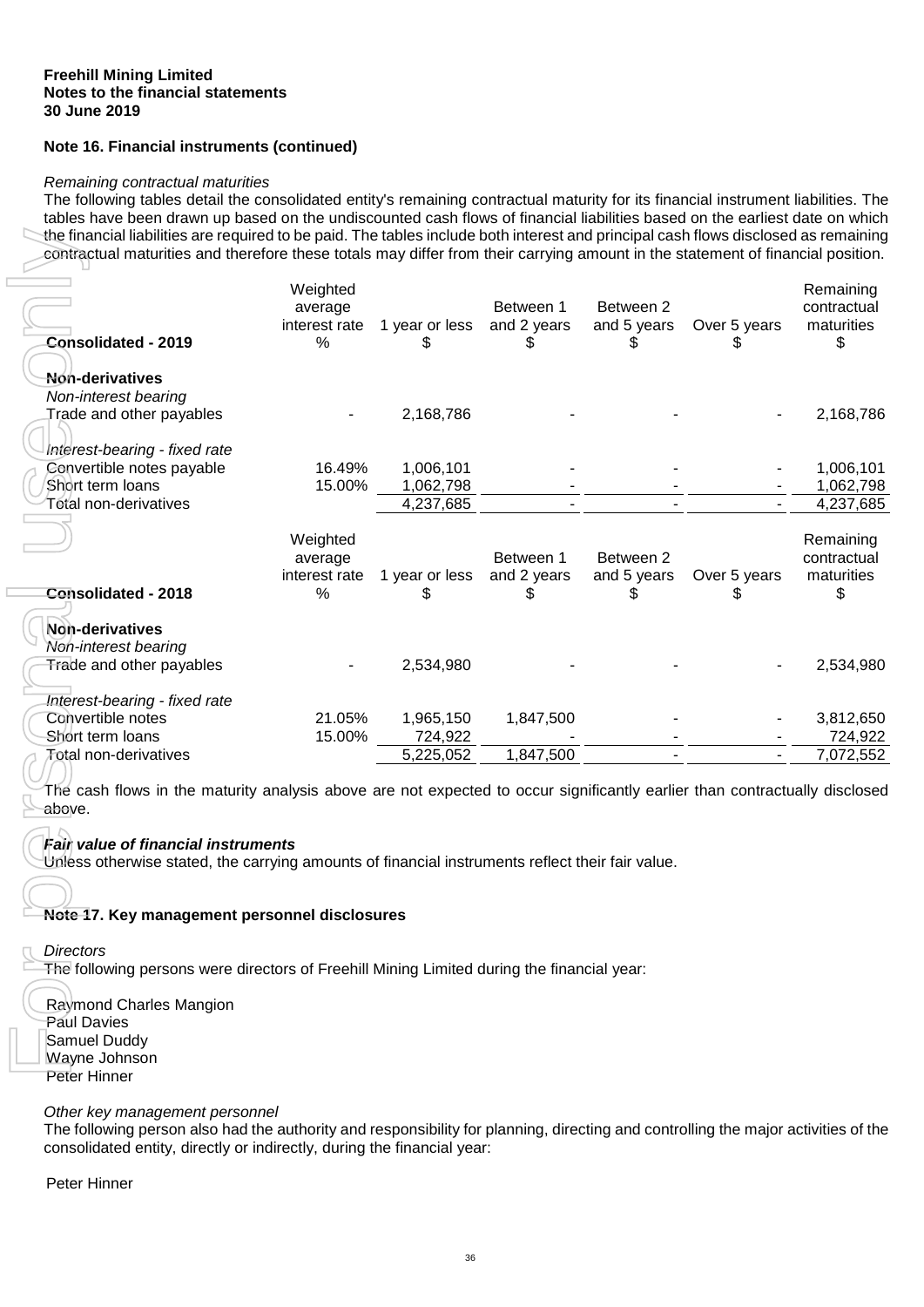**Freehill Mining Limited**
**Notes to the financial statements**
**30 June 2019**

**Note 16. Financial instruments (continued)**

*Remaining contractual maturities*

The following tables detail the consolidated entity's remaining contractual maturity for its financial instrument liabilities. The tables have been drawn up based on the undiscounted cash flows of financial liabilities based on the earliest date on which the financial liabilities are required to be paid. The tables include both interest and principal cash flows disclosed as remaining contractual maturities and therefore these totals may differ from their carrying amount in the statement of financial position.

| Consolidated - 2019 | Weighted average interest rate % | 1 year or less $ | Between 1 and 2 years $ | Between 2 and 5 years $ | Over 5 years $ | Remaining contractual maturities $ |
|---|---|---|---|---|---|---|
| **Non-derivatives** | | | | | | |
| *Non-interest bearing* | | | | | | |
| Trade and other payables | - | 2,168,786 | - | - | - | 2,168,786 |
| *Interest-bearing - fixed rate* | | | | | | |
| Convertible notes payable | 16.49% | 1,006,101 | - | - | - | 1,006,101 |
| Short term loans | 15.00% | 1,062,798 | - | - | - | 1,062,798 |
| Total non-derivatives | | 4,237,685 | - | - | - | 4,237,685 |

| Consolidated - 2018 | Weighted average interest rate % | 1 year or less $ | Between 1 and 2 years $ | Between 2 and 5 years $ | Over 5 years $ | Remaining contractual maturities $ |
|---|---|---|---|---|---|---|
| **Non-derivatives** | | | | | | |
| *Non-interest bearing* | | | | | | |
| Trade and other payables | - | 2,534,980 | - | - | - | 2,534,980 |
| *Interest-bearing - fixed rate* | | | | | | |
| Convertible notes | 21.05% | 1,965,150 | 1,847,500 | - | - | 3,812,650 |
| Short term loans | 15.00% | 724,922 | - | - | - | 724,922 |
| Total non-derivatives | | 5,225,052 | 1,847,500 | - | - | 7,072,552 |

The cash flows in the maturity analysis above are not expected to occur significantly earlier than contractually disclosed above.

***Fair value of financial instruments***

Unless otherwise stated, the carrying amounts of financial instruments reflect their fair value.

**Note 17. Key management personnel disclosures**

*Directors*

The following persons were directors of Freehill Mining Limited during the financial year:

Raymond Charles Mangion
Paul Davies
Samuel Duddy
Wayne Johnson
Peter Hinner

*Other key management personnel*

The following person also had the authority and responsibility for planning, directing and controlling the major activities of the consolidated entity, directly or indirectly, during the financial year:

Peter Hinner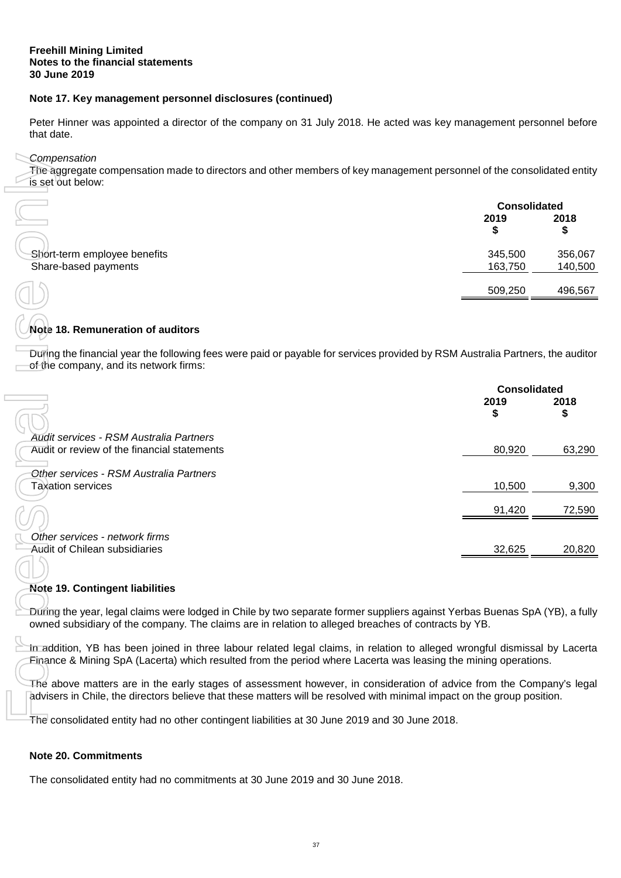**Freehill Mining Limited**
**Notes to the financial statements**
**30 June 2019**

## Note 17. Key management personnel disclosures (continued)

Peter Hinner was appointed a director of the company on 31 July 2018. He acted was key management personnel before that date.

*Compensation*
The aggregate compensation made to directors and other members of key management personnel of the consolidated entity is set out below:

| | Consolidated | |
|---|---|---|
| | 2019 $ | 2018 $ |
| Short-term employee benefits | 345,500 | 356,067 |
| Share-based payments | 163,750 | 140,500 |
| | 509,250 | 496,567 |

## Note 18. Remuneration of auditors

During the financial year the following fees were paid or payable for services provided by RSM Australia Partners, the auditor of the company, and its network firms:

| | Consolidated | |
|---|---|---|
| | 2019 $ | 2018 $ |
| *Audit services - RSM Australia Partners* | | |
| Audit or review of the financial statements | 80,920 | 63,290 |
| *Other services - RSM Australia Partners* | | |
| Taxation services | 10,500 | 9,300 |
| | 91,420 | 72,590 |
| *Other services - network firms* | | |
| Audit of Chilean subsidiaries | 32,625 | 20,820 |

## Note 19. Contingent liabilities

During the year, legal claims were lodged in Chile by two separate former suppliers against Yerbas Buenas SpA (YB), a fully owned subsidiary of the company. The claims are in relation to alleged breaches of contracts by YB.

In addition, YB has been joined in three labour related legal claims, in relation to alleged wrongful dismissal by Lacerta Finance & Mining SpA (Lacerta) which resulted from the period where Lacerta was leasing the mining operations.

The above matters are in the early stages of assessment however, in consideration of advice from the Company's legal advisers in Chile, the directors believe that these matters will be resolved with minimal impact on the group position.

The consolidated entity had no other contingent liabilities at 30 June 2019 and 30 June 2018.

## Note 20. Commitments

The consolidated entity had no commitments at 30 June 2019 and 30 June 2018.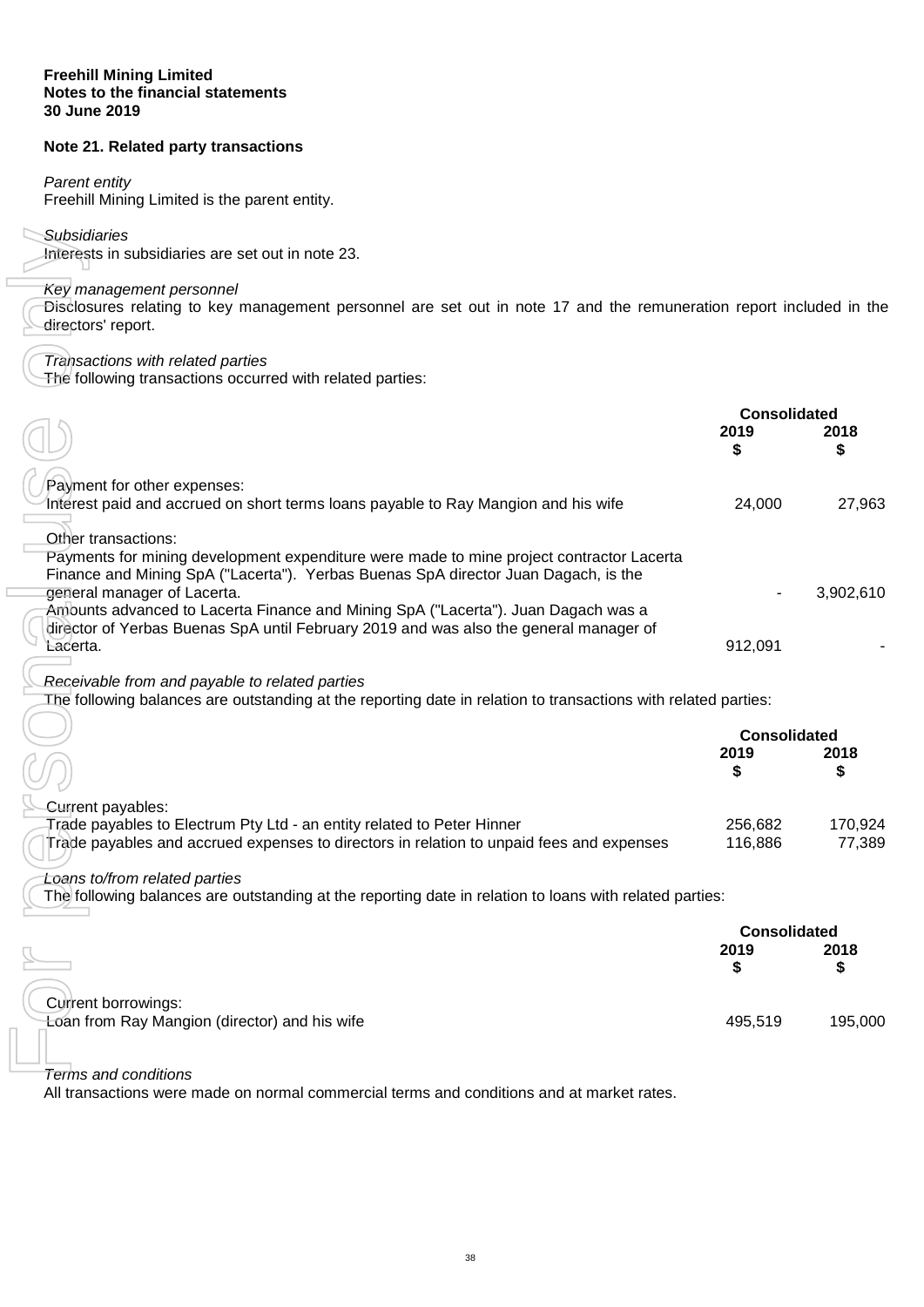**Freehill Mining Limited**
**Notes to the financial statements**
**30 June 2019**

## Note 21. Related party transactions

*Parent entity*
Freehill Mining Limited is the parent entity.

*Subsidiaries*
Interests in subsidiaries are set out in note 23.

*Key management personnel*
Disclosures relating to key management personnel are set out in note 17 and the remuneration report included in the directors' report.

*Transactions with related parties*
The following transactions occurred with related parties:

| | Consolidated | |
|---|---|---|
| | 2019 $ | 2018 $ |
| Payment for other expenses: | | |
| Interest paid and accrued on short terms loans payable to Ray Mangion and his wife | 24,000 | 27,963 |
| Other transactions: | | |
| Payments for mining development expenditure were made to mine project contractor Lacerta Finance and Mining SpA ("Lacerta"). Yerbas Buenas SpA director Juan Dagach, is the general manager of Lacerta. | - | 3,902,610 |
| Amounts advanced to Lacerta Finance and Mining SpA ("Lacerta"). Juan Dagach was a director of Yerbas Buenas SpA until February 2019 and was also the general manager of Lacerta. | 912,091 | - |

*Receivable from and payable to related parties*
The following balances are outstanding at the reporting date in relation to transactions with related parties:

| | Consolidated | |
|---|---|---|
| | 2019 $ | 2018 $ |
| Current payables: | | |
| Trade payables to Electrum Pty Ltd - an entity related to Peter Hinner | 256,682 | 170,924 |
| Trade payables and accrued expenses to directors in relation to unpaid fees and expenses | 116,886 | 77,389 |

*Loans to/from related parties*
The following balances are outstanding at the reporting date in relation to loans with related parties:

| | Consolidated | |
|---|---|---|
| | 2019 $ | 2018 $ |
| Current borrowings: | | |
| Loan from Ray Mangion (director) and his wife | 495,519 | 195,000 |

*Terms and conditions*
All transactions were made on normal commercial terms and conditions and at market rates.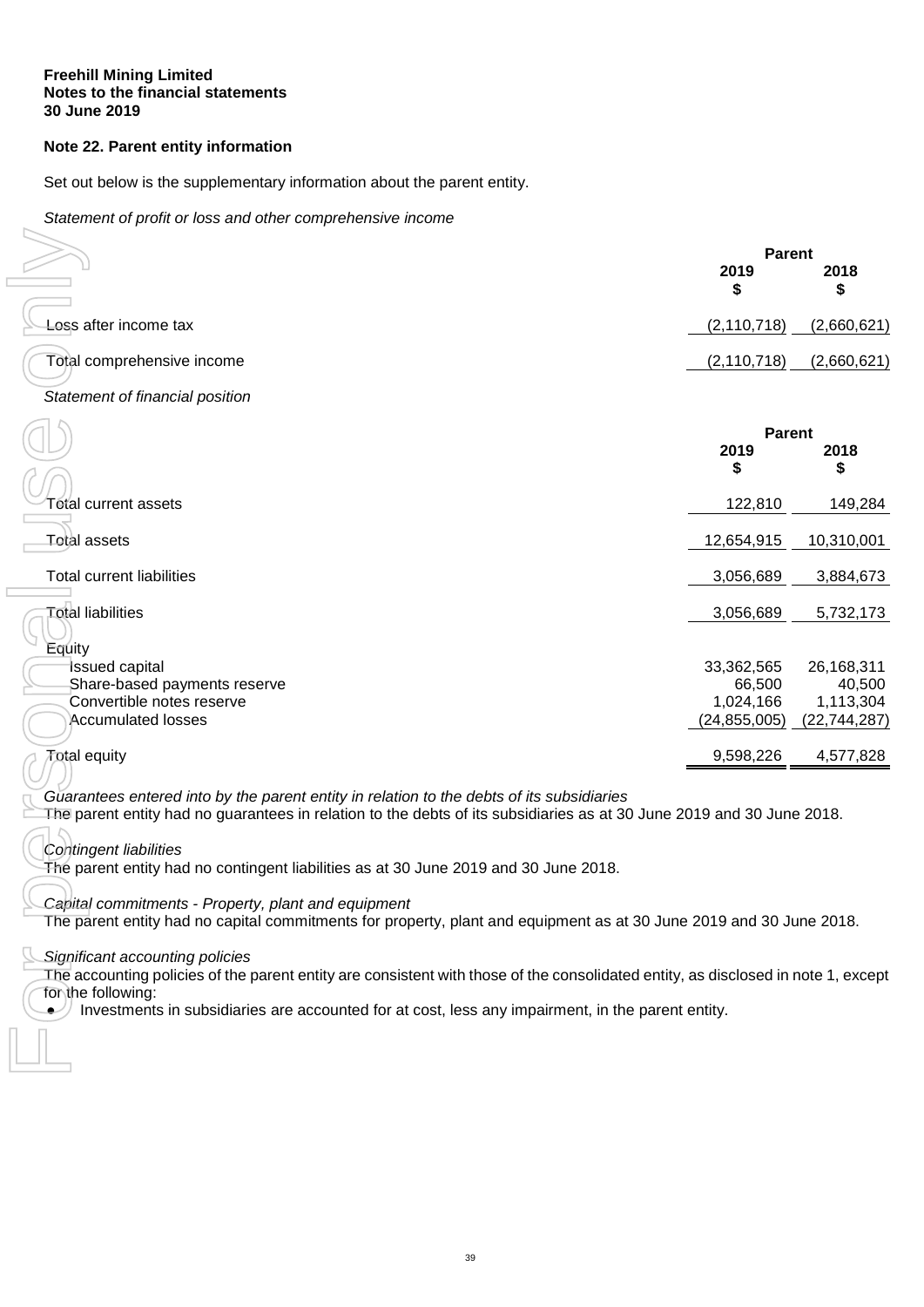**Freehill Mining Limited**
**Notes to the financial statements**
**30 June 2019**

## Note 22. Parent entity information

Set out below is the supplementary information about the parent entity.

*Statement of profit or loss and other comprehensive income*

| | Parent | |
|---|---|---|
| | **2019** | **2018** |
| | **$** | **$** |
| Loss after income tax | (2,110,718) | (2,660,621) |
| Total comprehensive income | (2,110,718) | (2,660,621) |

*Statement of financial position*

| | Parent | |
|---|---|---|
| | **2019** | **2018** |
| | **$** | **$** |
| Total current assets | 122,810 | 149,284 |
| Total assets | 12,654,915 | 10,310,001 |
| Total current liabilities | 3,056,689 | 3,884,673 |
| Total liabilities | 3,056,689 | 5,732,173 |
| Equity | | |
| Issued capital | 33,362,565 | 26,168,311 |
| Share-based payments reserve | 66,500 | 40,500 |
| Convertible notes reserve | 1,024,166 | 1,113,304 |
| Accumulated losses | (24,855,005) | (22,744,287) |
| Total equity | 9,598,226 | 4,577,828 |

*Guarantees entered into by the parent entity in relation to the debts of its subsidiaries*
The parent entity had no guarantees in relation to the debts of its subsidiaries as at 30 June 2019 and 30 June 2018.

*Contingent liabilities*
The parent entity had no contingent liabilities as at 30 June 2019 and 30 June 2018.

*Capital commitments - Property, plant and equipment*
The parent entity had no capital commitments for property, plant and equipment as at 30 June 2019 and 30 June 2018.

*Significant accounting policies*
The accounting policies of the parent entity are consistent with those of the consolidated entity, as disclosed in note 1, except for the following:

- Investments in subsidiaries are accounted for at cost, less any impairment, in the parent entity.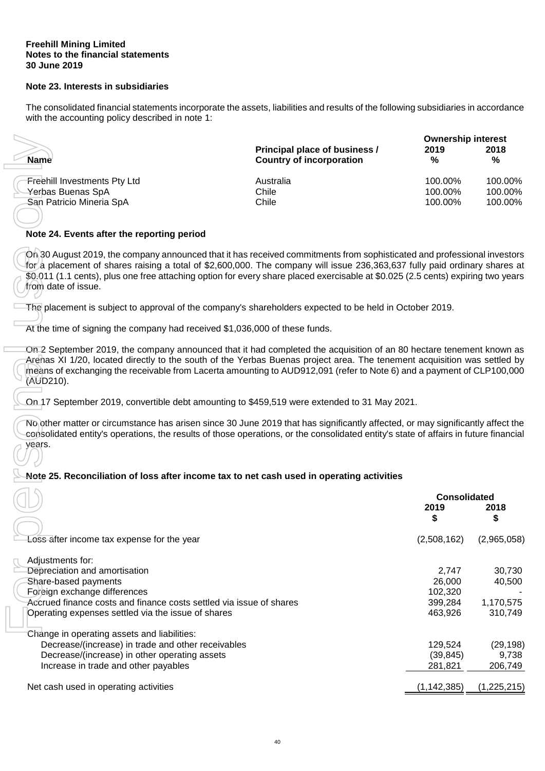**Freehill Mining Limited**
**Notes to the financial statements**
**30 June 2019**

**Note 23. Interests in subsidiaries**

The consolidated financial statements incorporate the assets, liabilities and results of the following subsidiaries in accordance with the accounting policy described in note 1:

| Name | Principal place of business / Country of incorporation | Ownership interest 2019 % | Ownership interest 2018 % |
|---|---|---|---|
| Freehill Investments Pty Ltd | Australia | 100.00% | 100.00% |
| Yerbas Buenas SpA | Chile | 100.00% | 100.00% |
| San Patricio Mineria SpA | Chile | 100.00% | 100.00% |

**Note 24. Events after the reporting period**

On 30 August 2019, the company announced that it has received commitments from sophisticated and professional investors for a placement of shares raising a total of $2,600,000. The company will issue 236,363,637 fully paid ordinary shares at $0.011 (1.1 cents), plus one free attaching option for every share placed exercisable at $0.025 (2.5 cents) expiring two years from date of issue.

The placement is subject to approval of the company's shareholders expected to be held in October 2019.

At the time of signing the company had received $1,036,000 of these funds.

On 2 September 2019, the company announced that it had completed the acquisition of an 80 hectare tenement known as Arenas XI 1/20, located directly to the south of the Yerbas Buenas project area. The tenement acquisition was settled by means of exchanging the receivable from Lacerta amounting to AUD912,091 (refer to Note 6) and a payment of CLP100,000 (AUD210).

On 17 September 2019, convertible debt amounting to $459,519 were extended to 31 May 2021.

No other matter or circumstance has arisen since 30 June 2019 that has significantly affected, or may significantly affect the consolidated entity's operations, the results of those operations, or the consolidated entity's state of affairs in future financial years.

**Note 25. Reconciliation of loss after income tax to net cash used in operating activities**

| | Consolidated 2019 $ | Consolidated 2018 $ |
|---|---|---|
| Loss after income tax expense for the year | (2,508,162) | (2,965,058) |
| Adjustments for: | | |
| Depreciation and amortisation | 2,747 | 30,730 |
| Share-based payments | 26,000 | 40,500 |
| Foreign exchange differences | 102,320 | - |
| Accrued finance costs and finance costs settled via issue of shares | 399,284 | 1,170,575 |
| Operating expenses settled via the issue of shares | 463,926 | 310,749 |
| Change in operating assets and liabilities: | | |
| Decrease/(increase) in trade and other receivables | 129,524 | (29,198) |
| Decrease/(increase) in other operating assets | (39,845) | 9,738 |
| Increase in trade and other payables | 281,821 | 206,749 |
| Net cash used in operating activities | (1,142,385) | (1,225,215) |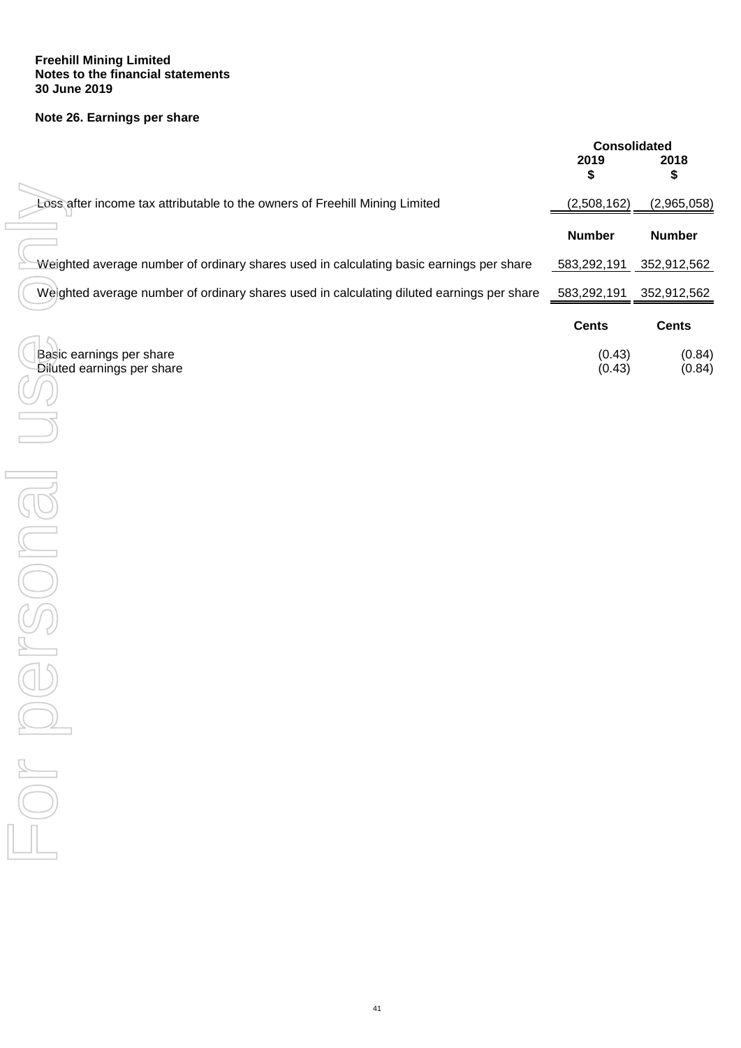**Freehill Mining Limited**
**Notes to the financial statements**
**30 June 2019**

## Note 26. Earnings per share

| | Consolidated | |
|---|---|---|
| | **2019** | **2018** |
| | **$** | **$** |
| Loss after income tax attributable to the owners of Freehill Mining Limited | (2,508,162) | (2,965,058) |
| | **Number** | **Number** |
| Weighted average number of ordinary shares used in calculating basic earnings per share | 583,292,191 | 352,912,562 |
| Weighted average number of ordinary shares used in calculating diluted earnings per share | 583,292,191 | 352,912,562 |
| | **Cents** | **Cents** |
| Basic earnings per share | (0.43) | (0.84) |
| Diluted earnings per share | (0.43) | (0.84) |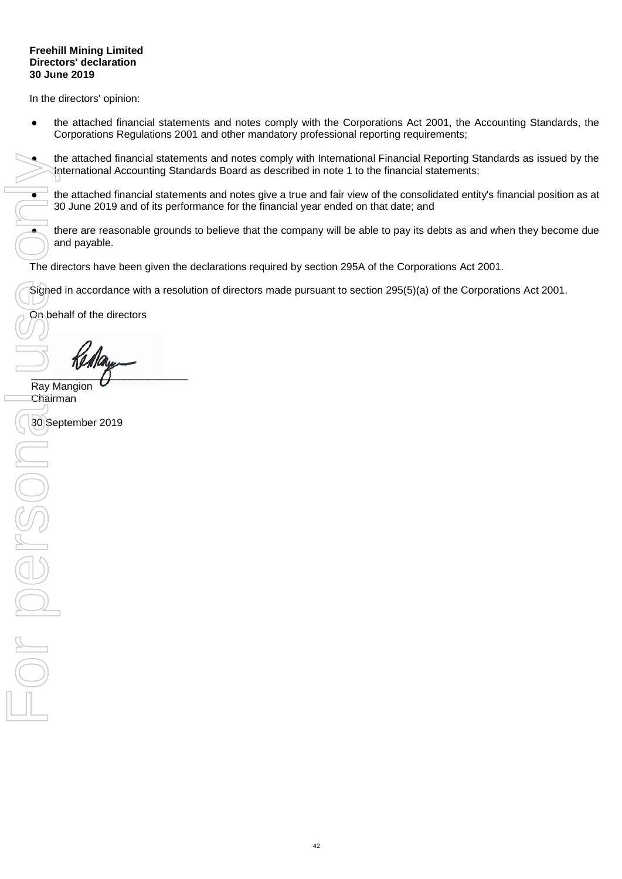**Freehill Mining Limited**
**Directors' declaration**
**30 June 2019**

In the directors' opinion:

- the attached financial statements and notes comply with the Corporations Act 2001, the Accounting Standards, the Corporations Regulations 2001 and other mandatory professional reporting requirements;

- the attached financial statements and notes comply with International Financial Reporting Standards as issued by the International Accounting Standards Board as described in note 1 to the financial statements;

- the attached financial statements and notes give a true and fair view of the consolidated entity's financial position as at 30 June 2019 and of its performance for the financial year ended on that date; and

- there are reasonable grounds to believe that the company will be able to pay its debts as and when they become due and payable.

The directors have been given the declarations required by section 295A of the Corporations Act 2001.

Signed in accordance with a resolution of directors made pursuant to section 295(5)(a) of the Corporations Act 2001.

On behalf of the directors

___________________________
Ray Mangion
Chairman

30 September 2019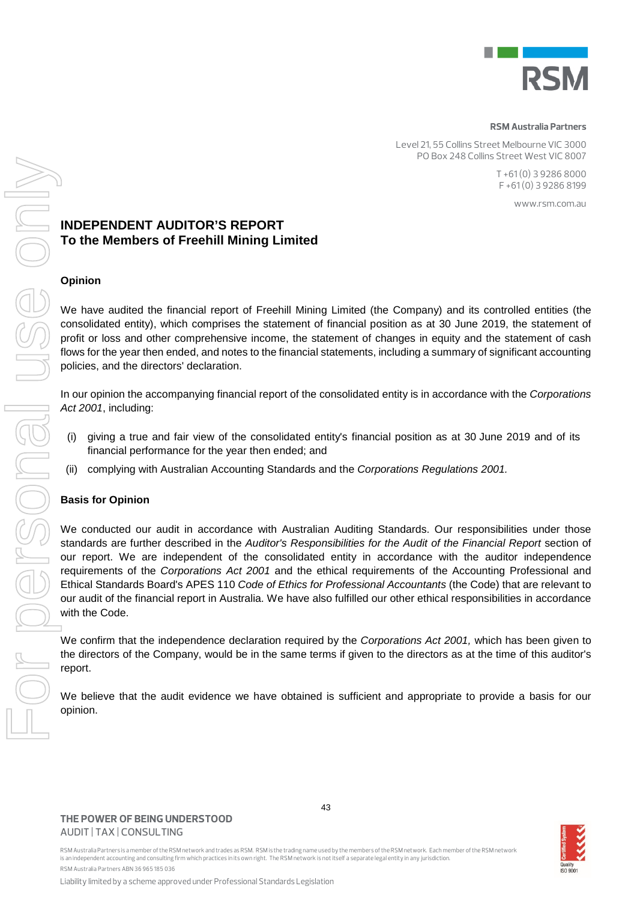**RSM Australia Partners**

Level 21, 55 Collins Street Melbourne VIC 3000
PO Box 248 Collins Street West VIC 8007

T +61 (0) 3 9286 8000
F +61 (0) 3 9286 8199

www.rsm.com.au

# INDEPENDENT AUDITOR'S REPORT
# To the Members of Freehill Mining Limited

## Opinion

We have audited the financial report of Freehill Mining Limited (the Company) and its controlled entities (the consolidated entity), which comprises the statement of financial position as at 30 June 2019, the statement of profit or loss and other comprehensive income, the statement of changes in equity and the statement of cash flows for the year then ended, and notes to the financial statements, including a summary of significant accounting policies, and the directors' declaration.

In our opinion the accompanying financial report of the consolidated entity is in accordance with the *Corporations Act 2001*, including:

(i) giving a true and fair view of the consolidated entity's financial position as at 30 June 2019 and of its financial performance for the year then ended; and

(ii) complying with Australian Accounting Standards and the *Corporations Regulations 2001.*

## Basis for Opinion

We conducted our audit in accordance with Australian Auditing Standards. Our responsibilities under those standards are further described in the *Auditor's Responsibilities for the Audit of the Financial Report* section of our report. We are independent of the consolidated entity in accordance with the auditor independence requirements of the *Corporations Act 2001* and the ethical requirements of the Accounting Professional and Ethical Standards Board's APES 110 *Code of Ethics for Professional Accountants* (the Code) that are relevant to our audit of the financial report in Australia. We have also fulfilled our other ethical responsibilities in accordance with the Code.

We confirm that the independence declaration required by the *Corporations Act 2001,* which has been given to the directors of the Company, would be in the same terms if given to the directors as at the time of this auditor's report.

We believe that the audit evidence we have obtained is sufficient and appropriate to provide a basis for our opinion.

**THE POWER OF BEING UNDERSTOOD**
AUDIT | TAX | CONSULTING

RSM Australia Partners is a member of the RSM network and trades as RSM. RSM is the trading name used by the members of the RSM network. Each member of the RSM network is an independent accounting and consulting firm which practices in its own right. The RSM network is not itself a separate legal entity in any jurisdiction.

RSM Australia Partners ABN 36 965 185 036

Liability limited by a scheme approved under Professional Standards Legislation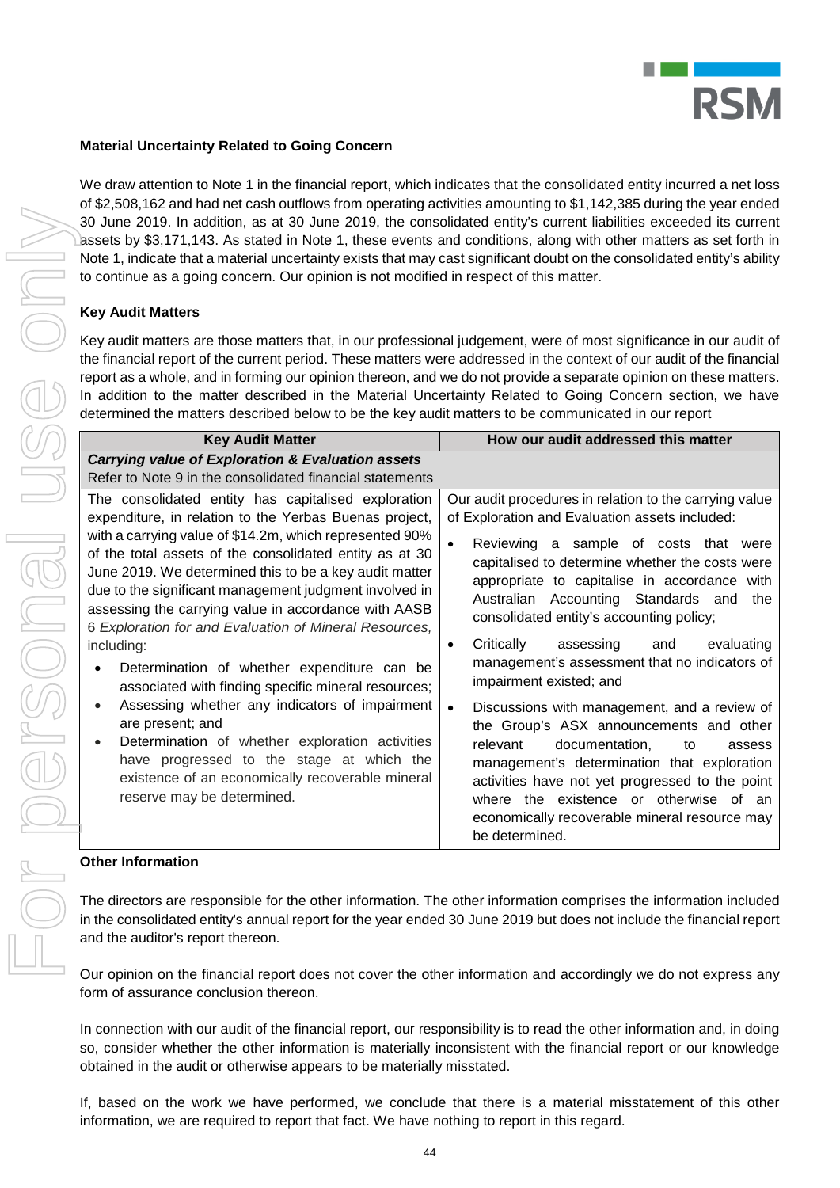### Material Uncertainty Related to Going Concern

We draw attention to Note 1 in the financial report, which indicates that the consolidated entity incurred a net loss of $2,508,162 and had net cash outflows from operating activities amounting to $1,142,385 during the year ended 30 June 2019. In addition, as at 30 June 2019, the consolidated entity's current liabilities exceeded its current assets by $3,171,143. As stated in Note 1, these events and conditions, along with other matters as set forth in Note 1, indicate that a material uncertainty exists that may cast significant doubt on the consolidated entity's ability to continue as a going concern. Our opinion is not modified in respect of this matter.

### Key Audit Matters

Key audit matters are those matters that, in our professional judgement, were of most significance in our audit of the financial report of the current period. These matters were addressed in the context of our audit of the financial report as a whole, and in forming our opinion thereon, and we do not provide a separate opinion on these matters. In addition to the matter described in the Material Uncertainty Related to Going Concern section, we have determined the matters described below to be the key audit matters to be communicated in our report

| Key Audit Matter | How our audit addressed this matter |
|---|---|
| ***Carrying value of Exploration & Evaluation assets*** <br> Refer to Note 9 in the consolidated financial statements | |
| The consolidated entity has capitalised exploration expenditure, in relation to the Yerbas Buenas project, with a carrying value of $14.2m, which represented 90% of the total assets of the consolidated entity as at 30 June 2019. We determined this to be a key audit matter due to the significant management judgment involved in assessing the carrying value in accordance with AASB 6 *Exploration for and Evaluation of Mineral Resources,* including: <br> • Determination of whether expenditure can be associated with finding specific mineral resources; <br> • Assessing whether any indicators of impairment are present; and <br> • Determination of whether exploration activities have progressed to the stage at which the existence of an economically recoverable mineral reserve may be determined. | Our audit procedures in relation to the carrying value of Exploration and Evaluation assets included: <br> • Reviewing a sample of costs that were capitalised to determine whether the costs were appropriate to capitalise in accordance with Australian Accounting Standards and the consolidated entity's accounting policy; <br> • Critically assessing and evaluating management's assessment that no indicators of impairment existed; and <br> • Discussions with management, and a review of the Group's ASX announcements and other relevant documentation, to assess management's determination that exploration activities have not yet progressed to the point where the existence or otherwise of an economically recoverable mineral resource may be determined. |

### Other Information

The directors are responsible for the other information. The other information comprises the information included in the consolidated entity's annual report for the year ended 30 June 2019 but does not include the financial report and the auditor's report thereon.

Our opinion on the financial report does not cover the other information and accordingly we do not express any form of assurance conclusion thereon.

In connection with our audit of the financial report, our responsibility is to read the other information and, in doing so, consider whether the other information is materially inconsistent with the financial report or our knowledge obtained in the audit or otherwise appears to be materially misstated.

If, based on the work we have performed, we conclude that there is a material misstatement of this other information, we are required to report that fact. We have nothing to report in this regard.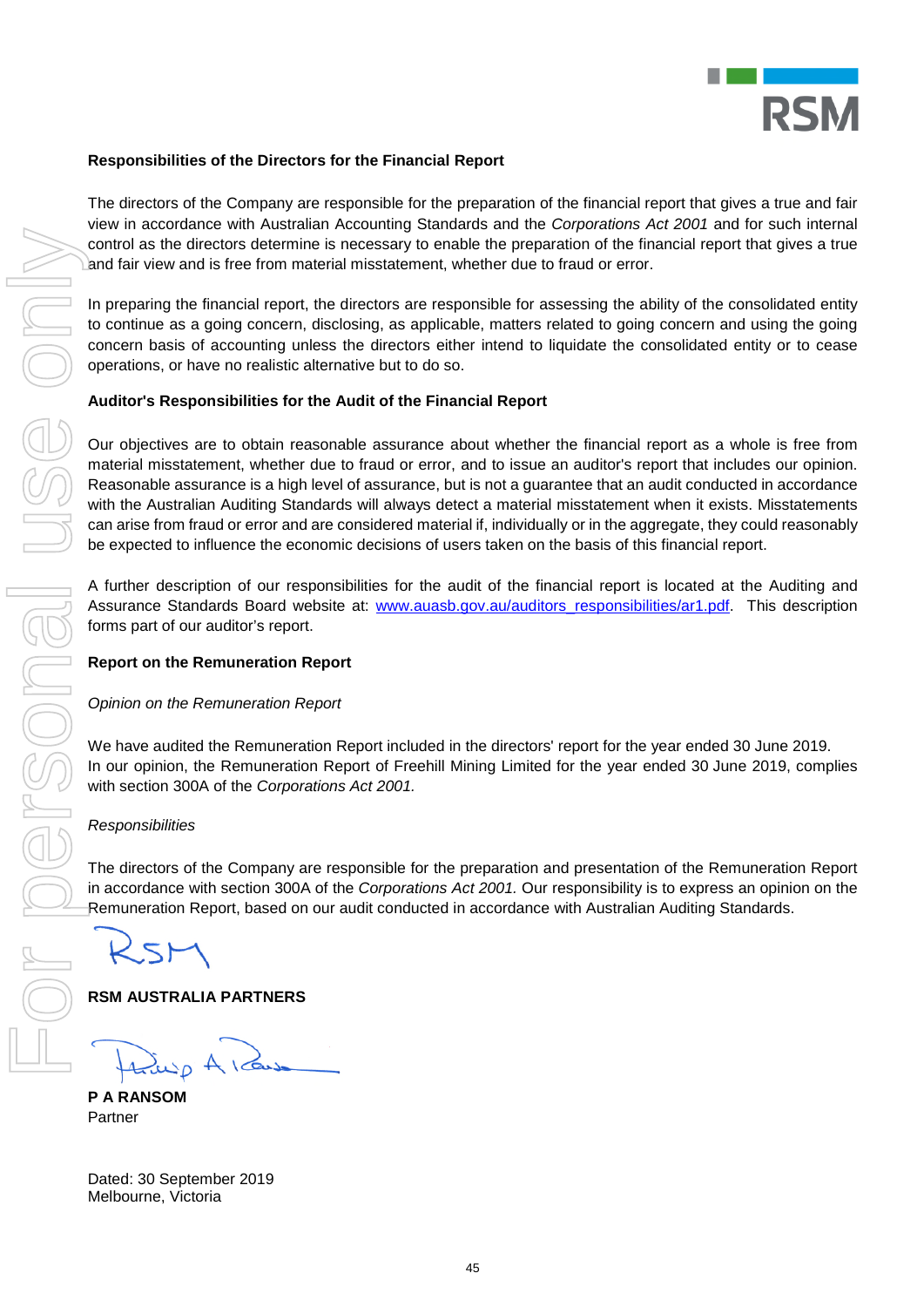**Responsibilities of the Directors for the Financial Report**

The directors of the Company are responsible for the preparation of the financial report that gives a true and fair view in accordance with Australian Accounting Standards and the *Corporations Act 2001* and for such internal control as the directors determine is necessary to enable the preparation of the financial report that gives a true and fair view and is free from material misstatement, whether due to fraud or error.

In preparing the financial report, the directors are responsible for assessing the ability of the consolidated entity to continue as a going concern, disclosing, as applicable, matters related to going concern and using the going concern basis of accounting unless the directors either intend to liquidate the consolidated entity or to cease operations, or have no realistic alternative but to do so.

**Auditor's Responsibilities for the Audit of the Financial Report**

Our objectives are to obtain reasonable assurance about whether the financial report as a whole is free from material misstatement, whether due to fraud or error, and to issue an auditor's report that includes our opinion. Reasonable assurance is a high level of assurance, but is not a guarantee that an audit conducted in accordance with the Australian Auditing Standards will always detect a material misstatement when it exists. Misstatements can arise from fraud or error and are considered material if, individually or in the aggregate, they could reasonably be expected to influence the economic decisions of users taken on the basis of this financial report.

A further description of our responsibilities for the audit of the financial report is located at the Auditing and Assurance Standards Board website at: www.auasb.gov.au/auditors_responsibilities/ar1.pdf. This description forms part of our auditor's report.

**Report on the Remuneration Report**

*Opinion on the Remuneration Report*

We have audited the Remuneration Report included in the directors' report for the year ended 30 June 2019.
In our opinion, the Remuneration Report of Freehill Mining Limited for the year ended 30 June 2019, complies with section 300A of the *Corporations Act 2001.*

*Responsibilities*

The directors of the Company are responsible for the preparation and presentation of the Remuneration Report in accordance with section 300A of the *Corporations Act 2001.* Our responsibility is to express an opinion on the Remuneration Report, based on our audit conducted in accordance with Australian Auditing Standards.

**RSM AUSTRALIA PARTNERS**

**P A RANSOM**
Partner

Dated: 30 September 2019
Melbourne, Victoria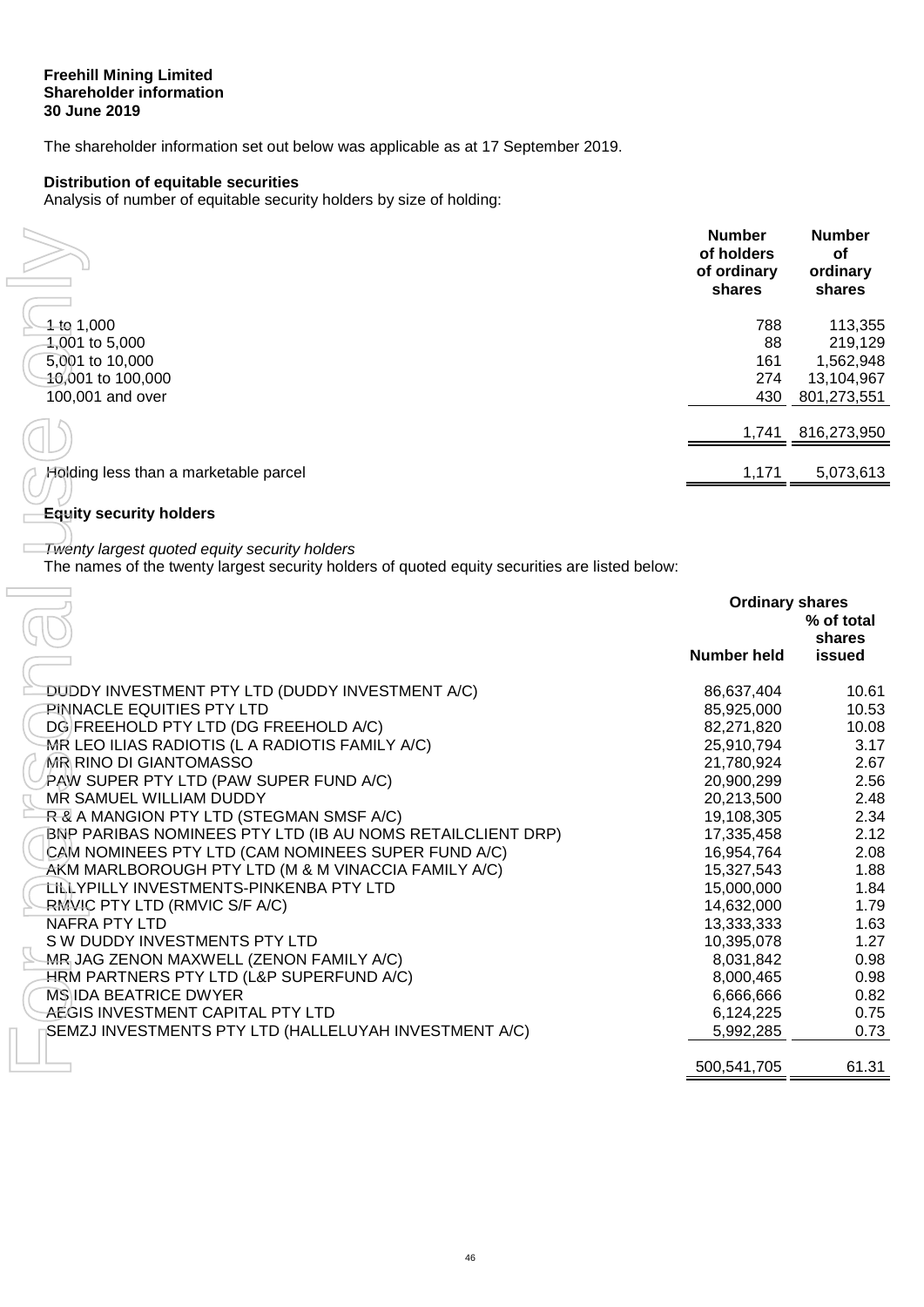**Freehill Mining Limited**
**Shareholder information**
**30 June 2019**

The shareholder information set out below was applicable as at 17 September 2019.

**Distribution of equitable securities**

Analysis of number of equitable security holders by size of holding:

| | Number of holders of ordinary shares | Number of ordinary shares |
|---|---|---|
| 1 to 1,000 | 788 | 113,355 |
| 1,001 to 5,000 | 88 | 219,129 |
| 5,001 to 10,000 | 161 | 1,562,948 |
| 10,001 to 100,000 | 274 | 13,104,967 |
| 100,001 and over | 430 | 801,273,551 |
| | 1,741 | 816,273,950 |
| Holding less than a marketable parcel | 1,171 | 5,073,613 |

**Equity security holders**

*Twenty largest quoted equity security holders*

The names of the twenty largest security holders of quoted equity securities are listed below:

| | Ordinary shares | |
|---|---|---|
| | Number held | % of total shares issued |
| DUDDY INVESTMENT PTY LTD (DUDDY INVESTMENT A/C) | 86,637,404 | 10.61 |
| PINNACLE EQUITIES PTY LTD | 85,925,000 | 10.53 |
| DG FREEHOLD PTY LTD (DG FREEHOLD A/C) | 82,271,820 | 10.08 |
| MR LEO ILIAS RADIOTIS (L A RADIOTIS FAMILY A/C) | 25,910,794 | 3.17 |
| MR RINO DI GIANTOMASSO | 21,780,924 | 2.67 |
| PAW SUPER PTY LTD (PAW SUPER FUND A/C) | 20,900,299 | 2.56 |
| MR SAMUEL WILLIAM DUDDY | 20,213,500 | 2.48 |
| R & A MANGION PTY LTD (STEGMAN SMSF A/C) | 19,108,305 | 2.34 |
| BNP PARIBAS NOMINEES PTY LTD (IB AU NOMS RETAILCLIENT DRP) | 17,335,458 | 2.12 |
| CAM NOMINEES PTY LTD (CAM NOMINEES SUPER FUND A/C) | 16,954,764 | 2.08 |
| AKM MARLBOROUGH PTY LTD (M & M VINACCIA FAMILY A/C) | 15,327,543 | 1.88 |
| LILLYPILLY INVESTMENTS-PINKENBA PTY LTD | 15,000,000 | 1.84 |
| RMVIC PTY LTD (RMVIC S/F A/C) | 14,632,000 | 1.79 |
| NAFRA PTY LTD | 13,333,333 | 1.63 |
| S W DUDDY INVESTMENTS PTY LTD | 10,395,078 | 1.27 |
| MR JAG ZENON MAXWELL (ZENON FAMILY A/C) | 8,031,842 | 0.98 |
| HRM PARTNERS PTY LTD (L&P SUPERFUND A/C) | 8,000,465 | 0.98 |
| MS IDA BEATRICE DWYER | 6,666,666 | 0.82 |
| AEGIS INVESTMENT CAPITAL PTY LTD | 6,124,225 | 0.75 |
| SEMZJ INVESTMENTS PTY LTD (HALLELUYAH INVESTMENT A/C) | 5,992,285 | 0.73 |
| | 500,541,705 | 61.31 |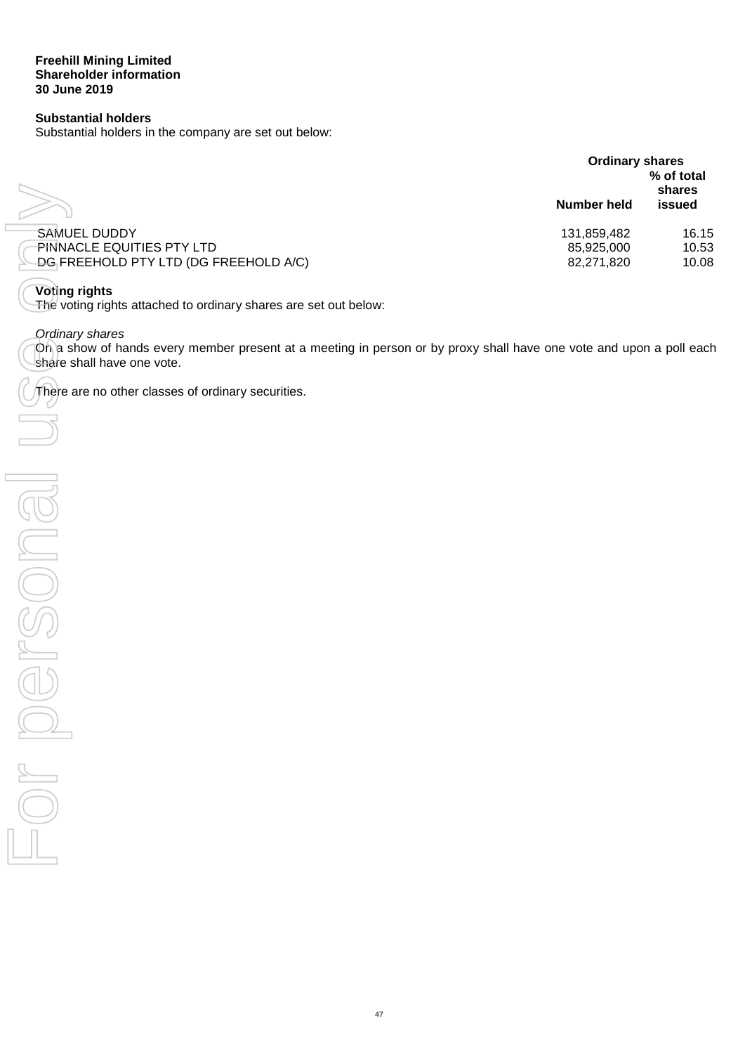**Freehill Mining Limited**
**Shareholder information**
**30 June 2019**

**Substantial holders**
Substantial holders in the company are set out below:

| | Ordinary shares | |
|---|---|---|
| | Number held | % of total shares issued |
| SAMUEL DUDDY | 131,859,482 | 16.15 |
| PINNACLE EQUITIES PTY LTD | 85,925,000 | 10.53 |
| DG FREEHOLD PTY LTD (DG FREEHOLD A/C) | 82,271,820 | 10.08 |

**Voting rights**
The voting rights attached to ordinary shares are set out below:

*Ordinary shares*
On a show of hands every member present at a meeting in person or by proxy shall have one vote and upon a poll each share shall have one vote.

There are no other classes of ordinary securities.